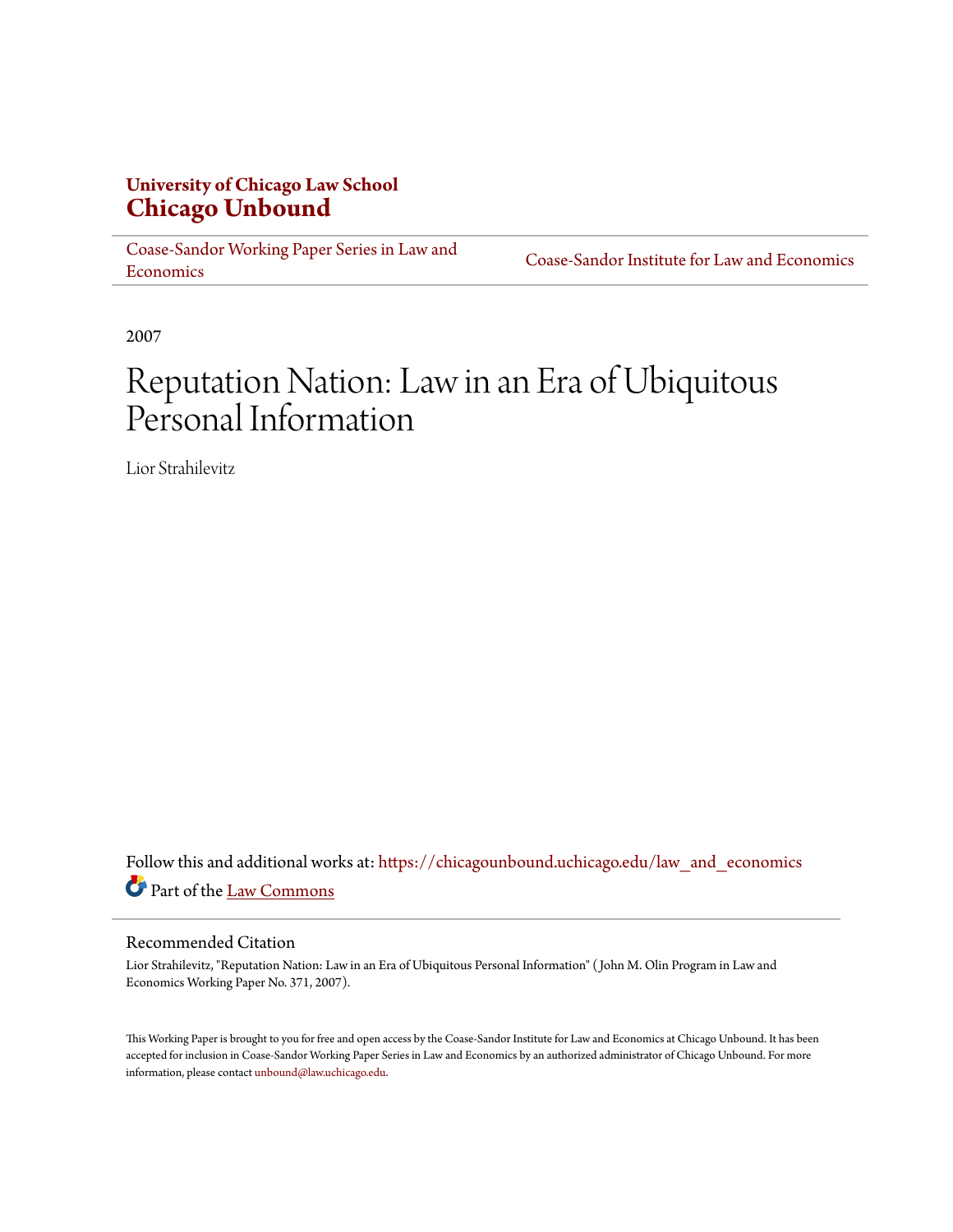**University of Chicago Law School**
**Chicago Unbound**

Coase-Sandor Working Paper Series in Law and Economics | Coase-Sandor Institute for Law and Economics

2007

# Reputation Nation: Law in an Era of Ubiquitous Personal Information

Lior Strahilevitz

Follow this and additional works at: https://chicagounbound.uchicago.edu/law_and_economics

Part of the Law Commons

## Recommended Citation

Lior Strahilevitz, "Reputation Nation: Law in an Era of Ubiquitous Personal Information" (John M. Olin Program in Law and Economics Working Paper No. 371, 2007).

This Working Paper is brought to you for free and open access by the Coase-Sandor Institute for Law and Economics at Chicago Unbound. It has been accepted for inclusion in Coase-Sandor Working Paper Series in Law and Economics by an authorized administrator of Chicago Unbound. For more information, please contact unbound@law.uchicago.edu.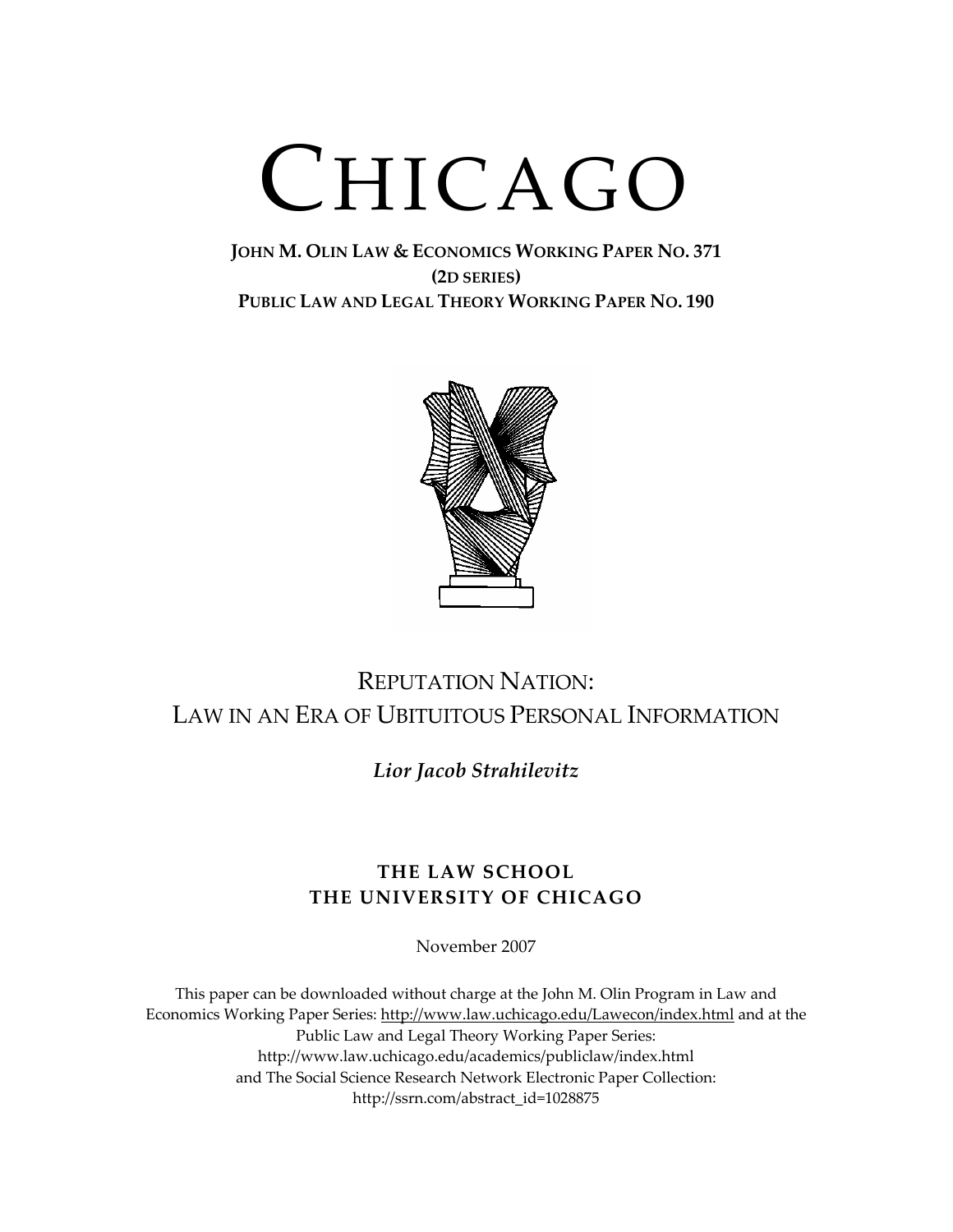# CHICAGO

**JOHN M. OLIN LAW & ECONOMICS WORKING PAPER NO. 371**
**(2D SERIES)**
**PUBLIC LAW AND LEGAL THEORY WORKING PAPER NO. 190**

## REPUTATION NATION:
## LAW IN AN ERA OF UBITUITOUS PERSONAL INFORMATION

***Lior Jacob Strahilevitz***

**THE LAW SCHOOL**
**THE UNIVERSITY OF CHICAGO**

November 2007

This paper can be downloaded without charge at the John M. Olin Program in Law and Economics Working Paper Series: http://www.law.uchicago.edu/Lawecon/index.html and at the Public Law and Legal Theory Working Paper Series: http://www.law.uchicago.edu/academics/publiclaw/index.html and The Social Science Research Network Electronic Paper Collection: http://ssrn.com/abstract_id=1028875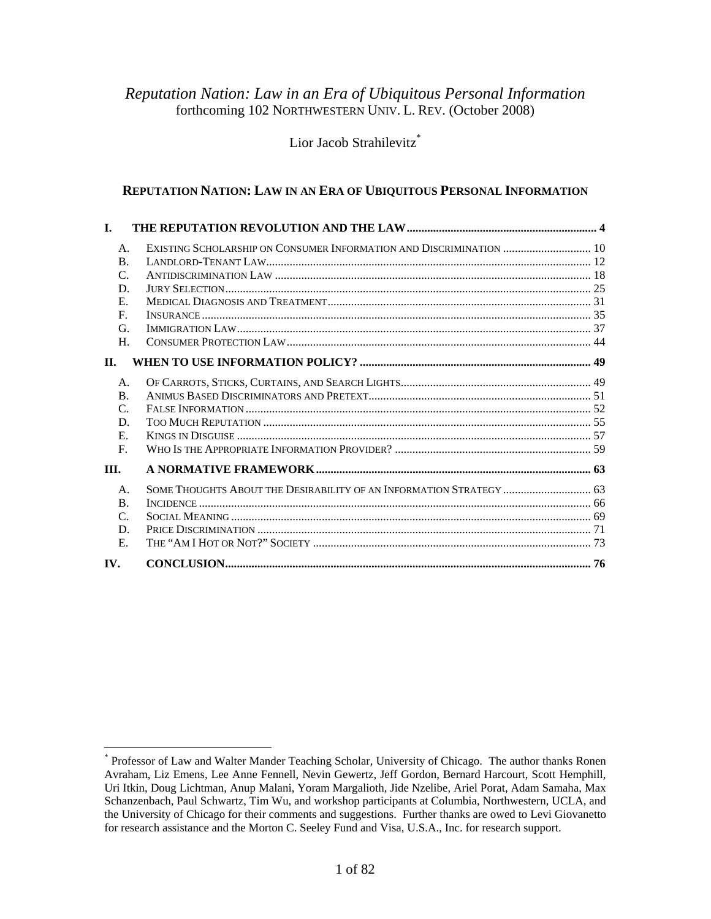*Reputation Nation: Law in an Era of Ubiquitous Personal Information*
forthcoming 102 NORTHWESTERN UNIV. L. REV. (October 2008)

Lior Jacob Strahilevitz[*]

# REPUTATION NATION: LAW IN AN ERA OF UBIQUITOUS PERSONAL INFORMATION

**I. THE REPUTATION REVOLUTION AND THE LAW ... 4**

- A. EXISTING SCHOLARSHIP ON CONSUMER INFORMATION AND DISCRIMINATION ... 10
- B. LANDLORD-TENANT LAW ... 12
- C. ANTIDISCRIMINATION LAW ... 18
- D. JURY SELECTION ... 25
- E. MEDICAL DIAGNOSIS AND TREATMENT ... 31
- F. INSURANCE ... 35
- G. IMMIGRATION LAW ... 37
- H. CONSUMER PROTECTION LAW ... 44

**II. WHEN TO USE INFORMATION POLICY? ... 49**

- A. OF CARROTS, STICKS, CURTAINS, AND SEARCH LIGHTS ... 49
- B. ANIMUS BASED DISCRIMINATORS AND PRETEXT ... 51
- C. FALSE INFORMATION ... 52
- D. TOO MUCH REPUTATION ... 55
- E. KINGS IN DISGUISE ... 57
- F. WHO IS THE APPROPRIATE INFORMATION PROVIDER? ... 59

**III. A NORMATIVE FRAMEWORK ... 63**

- A. SOME THOUGHTS ABOUT THE DESIRABILITY OF AN INFORMATION STRATEGY ... 63
- B. INCIDENCE ... 66
- C. SOCIAL MEANING ... 69
- D. PRICE DISCRIMINATION ... 71
- E. THE "AM I HOT OR NOT?" SOCIETY ... 73

**IV. CONCLUSION ... 76**

---

[*] Professor of Law and Walter Mander Teaching Scholar, University of Chicago. The author thanks Ronen Avraham, Liz Emens, Lee Anne Fennell, Nevin Gewertz, Jeff Gordon, Bernard Harcourt, Scott Hemphill, Uri Itkin, Doug Lichtman, Anup Malani, Yoram Margalioth, Jide Nzelibe, Ariel Porat, Adam Samaha, Max Schanzenbach, Paul Schwartz, Tim Wu, and workshop participants at Columbia, Northwestern, UCLA, and the University of Chicago for their comments and suggestions. Further thanks are owed to Levi Giovanetto for research assistance and the Morton C. Seeley Fund and Visa, U.S.A., Inc. for research support.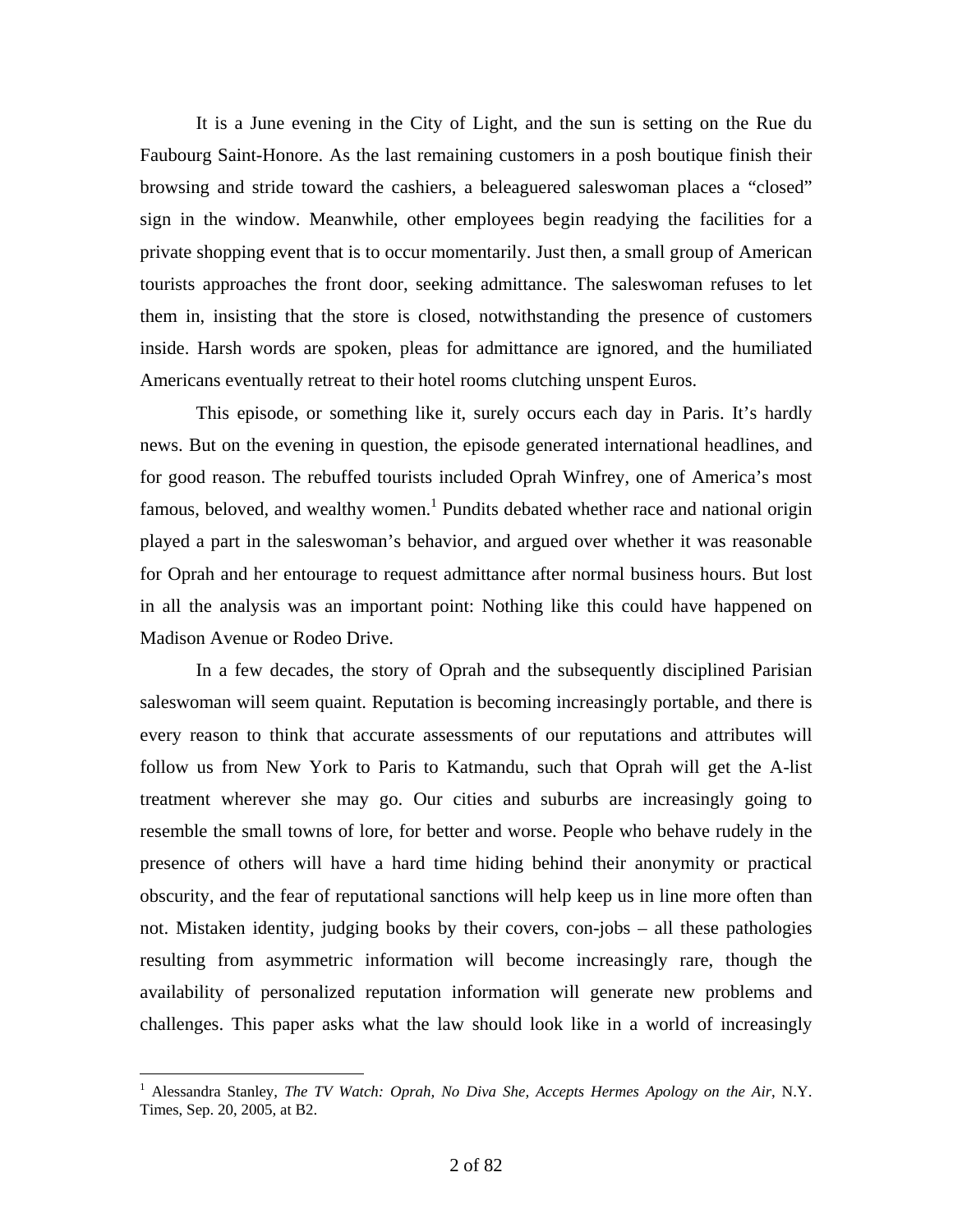It is a June evening in the City of Light, and the sun is setting on the Rue du Faubourg Saint-Honore. As the last remaining customers in a posh boutique finish their browsing and stride toward the cashiers, a beleaguered saleswoman places a "closed" sign in the window. Meanwhile, other employees begin readying the facilities for a private shopping event that is to occur momentarily. Just then, a small group of American tourists approaches the front door, seeking admittance. The saleswoman refuses to let them in, insisting that the store is closed, notwithstanding the presence of customers inside. Harsh words are spoken, pleas for admittance are ignored, and the humiliated Americans eventually retreat to their hotel rooms clutching unspent Euros.

This episode, or something like it, surely occurs each day in Paris. It's hardly news. But on the evening in question, the episode generated international headlines, and for good reason. The rebuffed tourists included Oprah Winfrey, one of America's most famous, beloved, and wealthy women.[1] Pundits debated whether race and national origin played a part in the saleswoman's behavior, and argued over whether it was reasonable for Oprah and her entourage to request admittance after normal business hours. But lost in all the analysis was an important point: Nothing like this could have happened on Madison Avenue or Rodeo Drive.

In a few decades, the story of Oprah and the subsequently disciplined Parisian saleswoman will seem quaint. Reputation is becoming increasingly portable, and there is every reason to think that accurate assessments of our reputations and attributes will follow us from New York to Paris to Katmandu, such that Oprah will get the A-list treatment wherever she may go. Our cities and suburbs are increasingly going to resemble the small towns of lore, for better and worse. People who behave rudely in the presence of others will have a hard time hiding behind their anonymity or practical obscurity, and the fear of reputational sanctions will help keep us in line more often than not. Mistaken identity, judging books by their covers, con-jobs – all these pathologies resulting from asymmetric information will become increasingly rare, though the availability of personalized reputation information will generate new problems and challenges. This paper asks what the law should look like in a world of increasingly

---

[1] Alessandra Stanley, *The TV Watch: Oprah, No Diva She, Accepts Hermes Apology on the Air*, N.Y. Times, Sep. 20, 2005, at B2.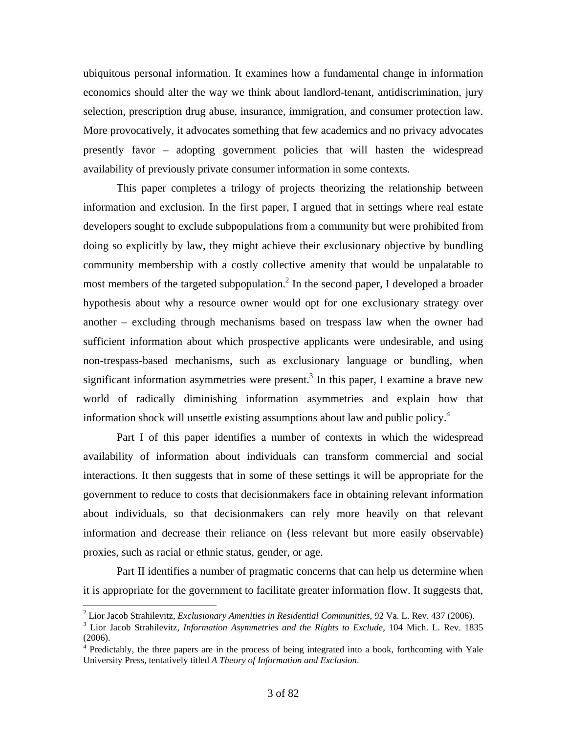ubiquitous personal information. It examines how a fundamental change in information economics should alter the way we think about landlord-tenant, antidiscrimination, jury selection, prescription drug abuse, insurance, immigration, and consumer protection law. More provocatively, it advocates something that few academics and no privacy advocates presently favor – adopting government policies that will hasten the widespread availability of previously private consumer information in some contexts.

This paper completes a trilogy of projects theorizing the relationship between information and exclusion. In the first paper, I argued that in settings where real estate developers sought to exclude subpopulations from a community but were prohibited from doing so explicitly by law, they might achieve their exclusionary objective by bundling community membership with a costly collective amenity that would be unpalatable to most members of the targeted subpopulation.[2] In the second paper, I developed a broader hypothesis about why a resource owner would opt for one exclusionary strategy over another – excluding through mechanisms based on trespass law when the owner had sufficient information about which prospective applicants were undesirable, and using non-trespass-based mechanisms, such as exclusionary language or bundling, when significant information asymmetries were present.[3] In this paper, I examine a brave new world of radically diminishing information asymmetries and explain how that information shock will unsettle existing assumptions about law and public policy.[4]

Part I of this paper identifies a number of contexts in which the widespread availability of information about individuals can transform commercial and social interactions. It then suggests that in some of these settings it will be appropriate for the government to reduce to costs that decisionmakers face in obtaining relevant information about individuals, so that decisionmakers can rely more heavily on that relevant information and decrease their reliance on (less relevant but more easily observable) proxies, such as racial or ethnic status, gender, or age.

Part II identifies a number of pragmatic concerns that can help us determine when it is appropriate for the government to facilitate greater information flow. It suggests that,

---

[2] Lior Jacob Strahilevitz, *Exclusionary Amenities in Residential Communities*, 92 Va. L. Rev. 437 (2006).

[3] Lior Jacob Strahilevitz, *Information Asymmetries and the Rights to Exclude*, 104 Mich. L. Rev. 1835 (2006).

[4] Predictably, the three papers are in the process of being integrated into a book, forthcoming with Yale University Press, tentatively titled *A Theory of Information and Exclusion*.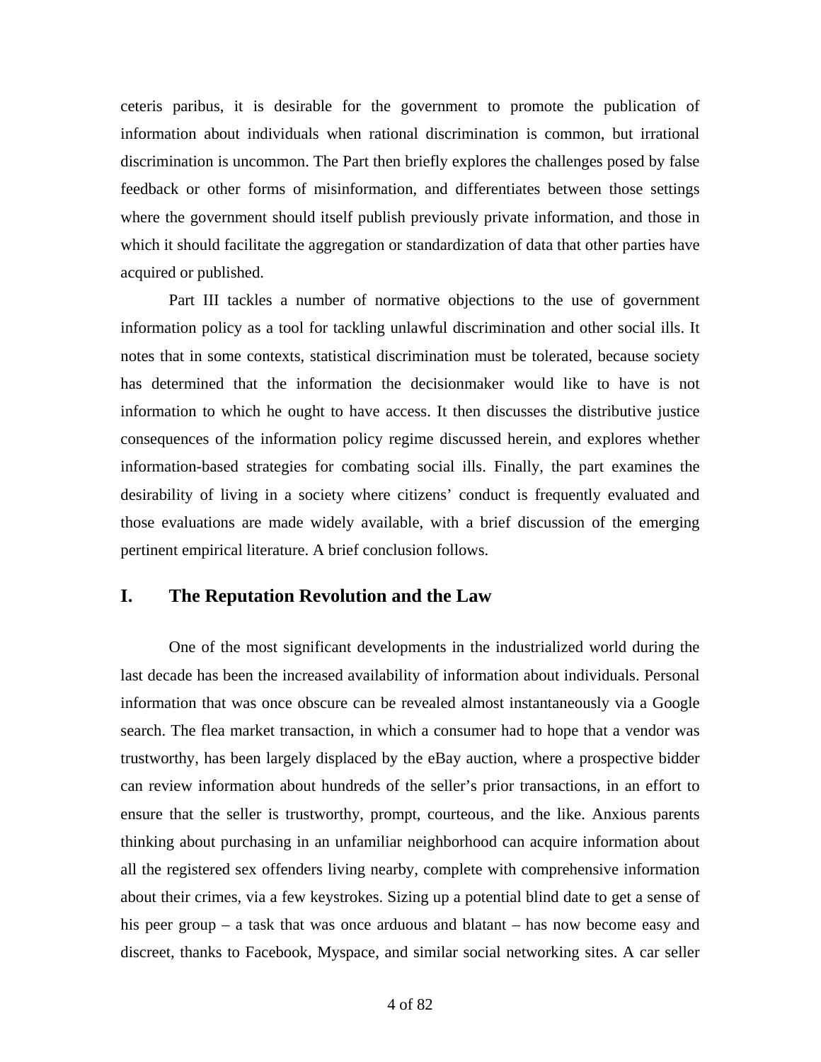ceteris paribus, it is desirable for the government to promote the publication of information about individuals when rational discrimination is common, but irrational discrimination is uncommon. The Part then briefly explores the challenges posed by false feedback or other forms of misinformation, and differentiates between those settings where the government should itself publish previously private information, and those in which it should facilitate the aggregation or standardization of data that other parties have acquired or published.

Part III tackles a number of normative objections to the use of government information policy as a tool for tackling unlawful discrimination and other social ills. It notes that in some contexts, statistical discrimination must be tolerated, because society has determined that the information the decisionmaker would like to have is not information to which he ought to have access. It then discusses the distributive justice consequences of the information policy regime discussed herein, and explores whether information-based strategies for combating social ills. Finally, the part examines the desirability of living in a society where citizens' conduct is frequently evaluated and those evaluations are made widely available, with a brief discussion of the emerging pertinent empirical literature. A brief conclusion follows.

## I. The Reputation Revolution and the Law

One of the most significant developments in the industrialized world during the last decade has been the increased availability of information about individuals. Personal information that was once obscure can be revealed almost instantaneously via a Google search. The flea market transaction, in which a consumer had to hope that a vendor was trustworthy, has been largely displaced by the eBay auction, where a prospective bidder can review information about hundreds of the seller's prior transactions, in an effort to ensure that the seller is trustworthy, prompt, courteous, and the like. Anxious parents thinking about purchasing in an unfamiliar neighborhood can acquire information about all the registered sex offenders living nearby, complete with comprehensive information about their crimes, via a few keystrokes. Sizing up a potential blind date to get a sense of his peer group – a task that was once arduous and blatant – has now become easy and discreet, thanks to Facebook, Myspace, and similar social networking sites. A car seller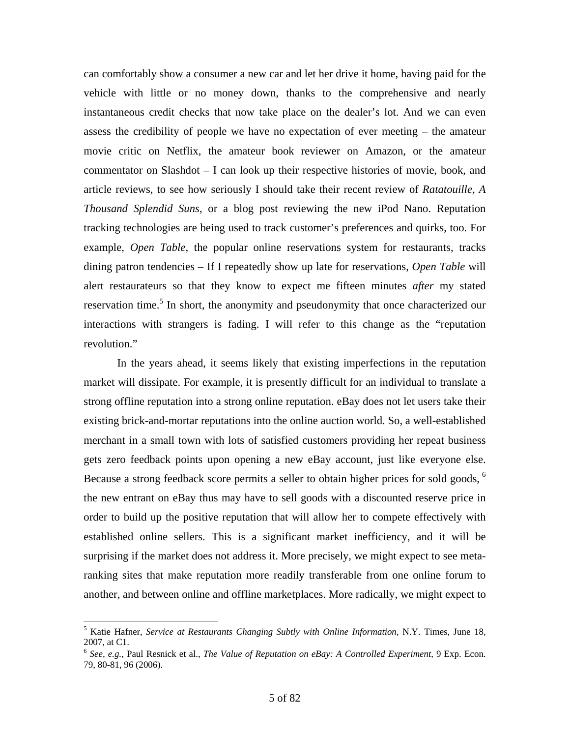can comfortably show a consumer a new car and let her drive it home, having paid for the vehicle with little or no money down, thanks to the comprehensive and nearly instantaneous credit checks that now take place on the dealer's lot. And we can even assess the credibility of people we have no expectation of ever meeting – the amateur movie critic on Netflix, the amateur book reviewer on Amazon, or the amateur commentator on Slashdot – I can look up their respective histories of movie, book, and article reviews, to see how seriously I should take their recent review of *Ratatouille*, *A Thousand Splendid Suns*, or a blog post reviewing the new iPod Nano. Reputation tracking technologies are being used to track customer's preferences and quirks, too. For example, *Open Table*, the popular online reservations system for restaurants, tracks dining patron tendencies – If I repeatedly show up late for reservations, *Open Table* will alert restaurateurs so that they know to expect me fifteen minutes *after* my stated reservation time.[5] In short, the anonymity and pseudonymity that once characterized our interactions with strangers is fading. I will refer to this change as the "reputation revolution."

In the years ahead, it seems likely that existing imperfections in the reputation market will dissipate. For example, it is presently difficult for an individual to translate a strong offline reputation into a strong online reputation. eBay does not let users take their existing brick-and-mortar reputations into the online auction world. So, a well-established merchant in a small town with lots of satisfied customers providing her repeat business gets zero feedback points upon opening a new eBay account, just like everyone else. Because a strong feedback score permits a seller to obtain higher prices for sold goods,[6] the new entrant on eBay thus may have to sell goods with a discounted reserve price in order to build up the positive reputation that will allow her to compete effectively with established online sellers. This is a significant market inefficiency, and it will be surprising if the market does not address it. More precisely, we might expect to see meta-ranking sites that make reputation more readily transferable from one online forum to another, and between online and offline marketplaces. More radically, we might expect to

---

[5] Katie Hafner, *Service at Restaurants Changing Subtly with Online Information*, N.Y. Times, June 18, 2007, at C1.

[6] *See, e.g.*, Paul Resnick et al., *The Value of Reputation on eBay: A Controlled Experiment*, 9 Exp. Econ. 79, 80-81, 96 (2006).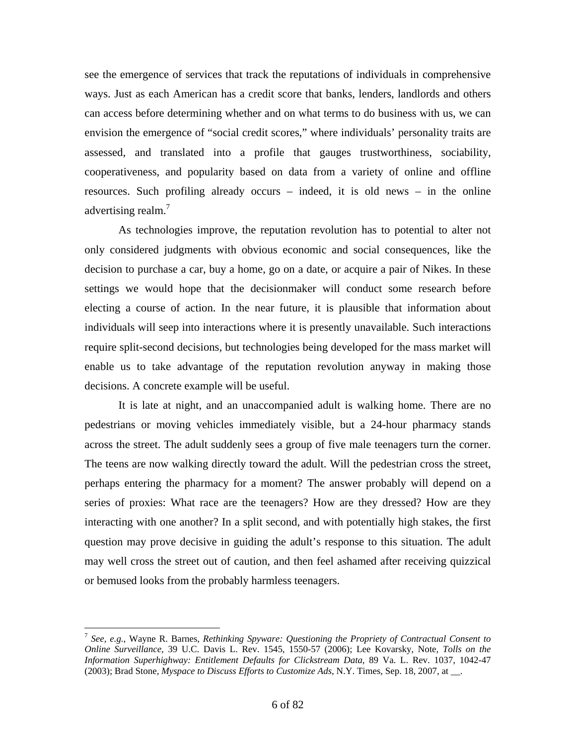see the emergence of services that track the reputations of individuals in comprehensive ways. Just as each American has a credit score that banks, lenders, landlords and others can access before determining whether and on what terms to do business with us, we can envision the emergence of "social credit scores," where individuals' personality traits are assessed, and translated into a profile that gauges trustworthiness, sociability, cooperativeness, and popularity based on data from a variety of online and offline resources. Such profiling already occurs – indeed, it is old news – in the online advertising realm.[7]

As technologies improve, the reputation revolution has to potential to alter not only considered judgments with obvious economic and social consequences, like the decision to purchase a car, buy a home, go on a date, or acquire a pair of Nikes. In these settings we would hope that the decisionmaker will conduct some research before electing a course of action. In the near future, it is plausible that information about individuals will seep into interactions where it is presently unavailable. Such interactions require split-second decisions, but technologies being developed for the mass market will enable us to take advantage of the reputation revolution anyway in making those decisions. A concrete example will be useful.

It is late at night, and an unaccompanied adult is walking home. There are no pedestrians or moving vehicles immediately visible, but a 24-hour pharmacy stands across the street. The adult suddenly sees a group of five male teenagers turn the corner. The teens are now walking directly toward the adult. Will the pedestrian cross the street, perhaps entering the pharmacy for a moment? The answer probably will depend on a series of proxies: What race are the teenagers? How are they dressed? How are they interacting with one another? In a split second, and with potentially high stakes, the first question may prove decisive in guiding the adult's response to this situation. The adult may well cross the street out of caution, and then feel ashamed after receiving quizzical or bemused looks from the probably harmless teenagers.

---

[7] *See, e.g.*, Wayne R. Barnes, *Rethinking Spyware: Questioning the Propriety of Contractual Consent to Online Surveillance*, 39 U.C. Davis L. Rev. 1545, 1550-57 (2006); Lee Kovarsky, Note, *Tolls on the Information Superhighway: Entitlement Defaults for Clickstream Data*, 89 Va. L. Rev. 1037, 1042-47 (2003); Brad Stone, *Myspace to Discuss Efforts to Customize Ads*, N.Y. Times, Sep. 18, 2007, at __.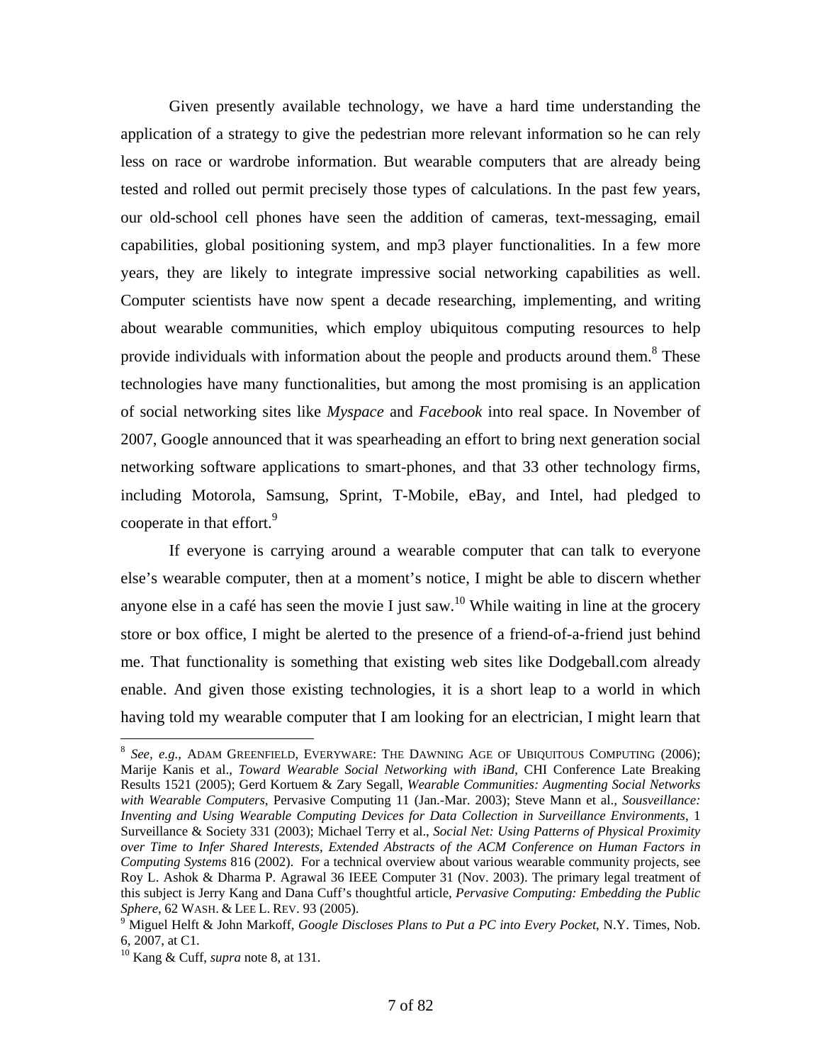Given presently available technology, we have a hard time understanding the application of a strategy to give the pedestrian more relevant information so he can rely less on race or wardrobe information. But wearable computers that are already being tested and rolled out permit precisely those types of calculations. In the past few years, our old-school cell phones have seen the addition of cameras, text-messaging, email capabilities, global positioning system, and mp3 player functionalities. In a few more years, they are likely to integrate impressive social networking capabilities as well. Computer scientists have now spent a decade researching, implementing, and writing about wearable communities, which employ ubiquitous computing resources to help provide individuals with information about the people and products around them.[8] These technologies have many functionalities, but among the most promising is an application of social networking sites like *Myspace* and *Facebook* into real space. In November of 2007, Google announced that it was spearheading an effort to bring next generation social networking software applications to smart-phones, and that 33 other technology firms, including Motorola, Samsung, Sprint, T-Mobile, eBay, and Intel, had pledged to cooperate in that effort.[9]

If everyone is carrying around a wearable computer that can talk to everyone else's wearable computer, then at a moment's notice, I might be able to discern whether anyone else in a café has seen the movie I just saw.[10] While waiting in line at the grocery store or box office, I might be alerted to the presence of a friend-of-a-friend just behind me. That functionality is something that existing web sites like Dodgeball.com already enable. And given those existing technologies, it is a short leap to a world in which having told my wearable computer that I am looking for an electrician, I might learn that

---

[8] *See, e.g.*, ADAM GREENFIELD, EVERYWARE: THE DAWNING AGE OF UBIQUITOUS COMPUTING (2006); Marije Kanis et al., *Toward Wearable Social Networking with iBand*, CHI Conference Late Breaking Results 1521 (2005); Gerd Kortuem & Zary Segall, *Wearable Communities: Augmenting Social Networks with Wearable Computers*, Pervasive Computing 11 (Jan.-Mar. 2003); Steve Mann et al., *Sousveillance: Inventing and Using Wearable Computing Devices for Data Collection in Surveillance Environments*, 1 Surveillance & Society 331 (2003); Michael Terry et al., *Social Net: Using Patterns of Physical Proximity over Time to Infer Shared Interests*, *Extended Abstracts of the ACM Conference on Human Factors in Computing Systems* 816 (2002). For a technical overview about various wearable community projects, see Roy L. Ashok & Dharma P. Agrawal 36 IEEE Computer 31 (Nov. 2003). The primary legal treatment of this subject is Jerry Kang and Dana Cuff's thoughtful article, *Pervasive Computing: Embedding the Public Sphere*, 62 WASH. & LEE L. REV. 93 (2005).

[9] Miguel Helft & John Markoff, *Google Discloses Plans to Put a PC into Every Pocket*, N.Y. Times, Nob. 6, 2007, at C1.

[10] Kang & Cuff, *supra* note 8, at 131.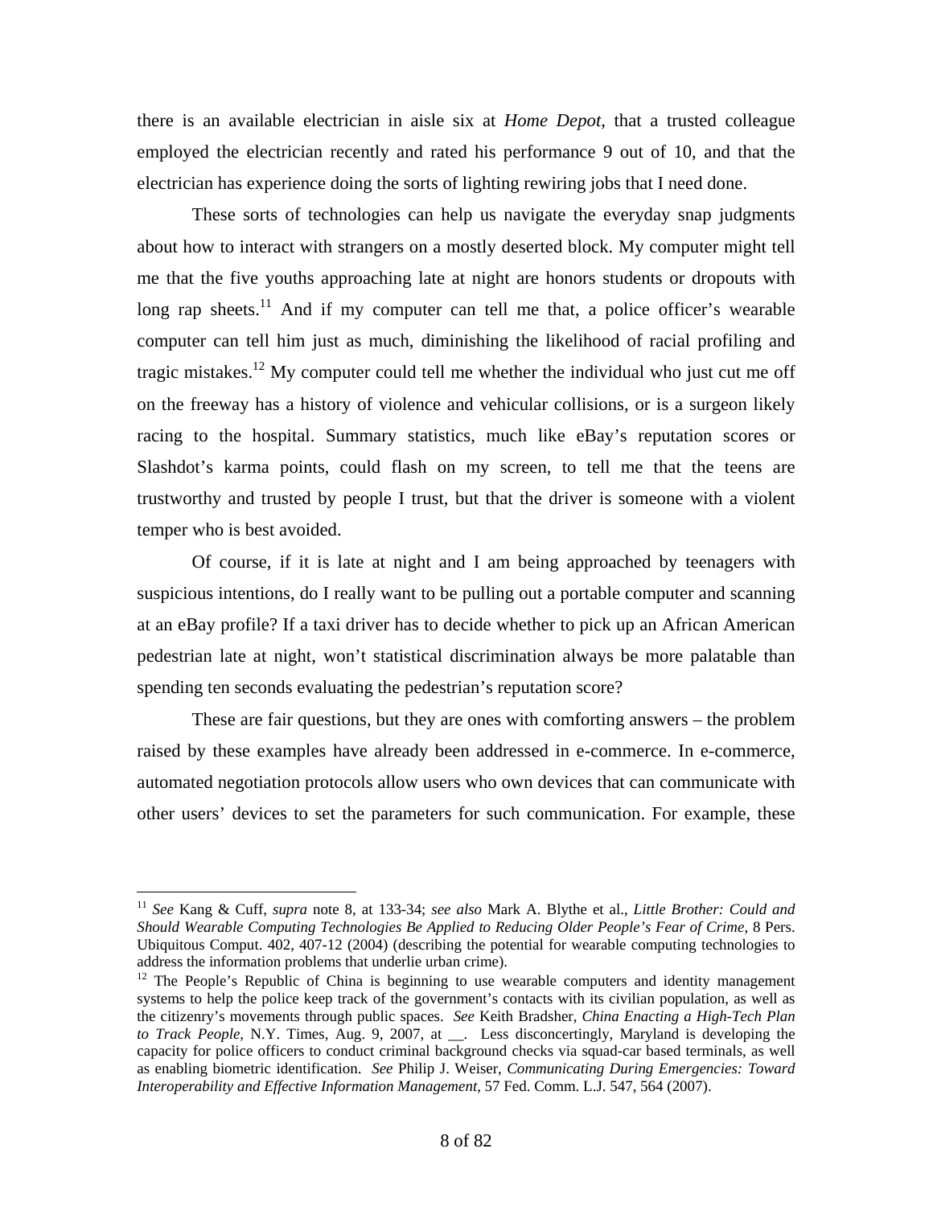there is an available electrician in aisle six at *Home Depot*, that a trusted colleague employed the electrician recently and rated his performance 9 out of 10, and that the electrician has experience doing the sorts of lighting rewiring jobs that I need done.

These sorts of technologies can help us navigate the everyday snap judgments about how to interact with strangers on a mostly deserted block. My computer might tell me that the five youths approaching late at night are honors students or dropouts with long rap sheets.[11] And if my computer can tell me that, a police officer's wearable computer can tell him just as much, diminishing the likelihood of racial profiling and tragic mistakes.[12] My computer could tell me whether the individual who just cut me off on the freeway has a history of violence and vehicular collisions, or is a surgeon likely racing to the hospital. Summary statistics, much like eBay's reputation scores or Slashdot's karma points, could flash on my screen, to tell me that the teens are trustworthy and trusted by people I trust, but that the driver is someone with a violent temper who is best avoided.

Of course, if it is late at night and I am being approached by teenagers with suspicious intentions, do I really want to be pulling out a portable computer and scanning at an eBay profile? If a taxi driver has to decide whether to pick up an African American pedestrian late at night, won't statistical discrimination always be more palatable than spending ten seconds evaluating the pedestrian's reputation score?

These are fair questions, but they are ones with comforting answers – the problem raised by these examples have already been addressed in e-commerce. In e-commerce, automated negotiation protocols allow users who own devices that can communicate with other users' devices to set the parameters for such communication. For example, these

---

[11] *See* Kang & Cuff, *supra* note 8, at 133-34; *see also* Mark A. Blythe et al., *Little Brother: Could and Should Wearable Computing Technologies Be Applied to Reducing Older People's Fear of Crime*, 8 Pers. Ubiquitous Comput. 402, 407-12 (2004) (describing the potential for wearable computing technologies to address the information problems that underlie urban crime).

[12] The People's Republic of China is beginning to use wearable computers and identity management systems to help the police keep track of the government's contacts with its civilian population, as well as the citizenry's movements through public spaces. *See* Keith Bradsher, *China Enacting a High-Tech Plan to Track People*, N.Y. Times, Aug. 9, 2007, at __. Less disconcertingly, Maryland is developing the capacity for police officers to conduct criminal background checks via squad-car based terminals, as well as enabling biometric identification. *See* Philip J. Weiser, *Communicating During Emergencies: Toward Interoperability and Effective Information Management*, 57 Fed. Comm. L.J. 547, 564 (2007).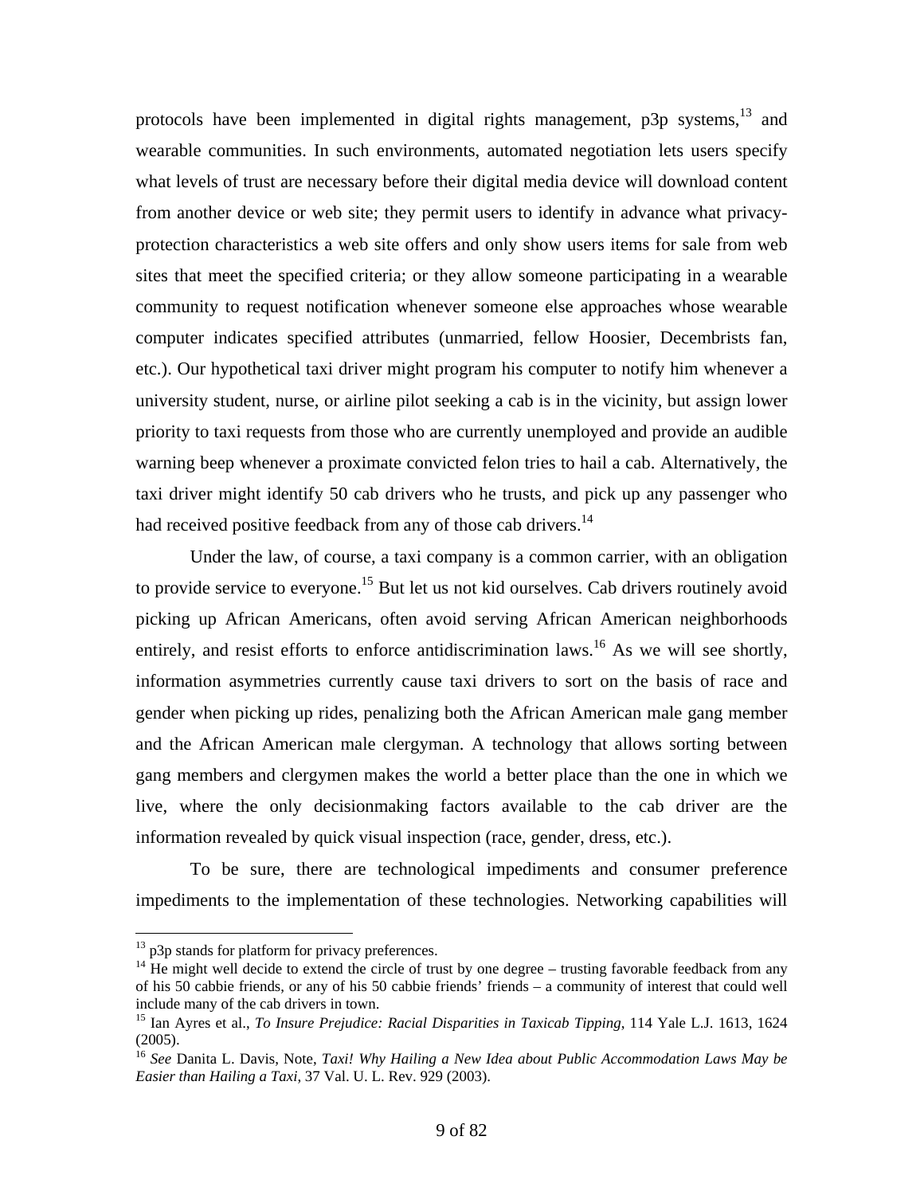protocols have been implemented in digital rights management, p3p systems,[13] and wearable communities. In such environments, automated negotiation lets users specify what levels of trust are necessary before their digital media device will download content from another device or web site; they permit users to identify in advance what privacy-protection characteristics a web site offers and only show users items for sale from web sites that meet the specified criteria; or they allow someone participating in a wearable community to request notification whenever someone else approaches whose wearable computer indicates specified attributes (unmarried, fellow Hoosier, Decembrists fan, etc.). Our hypothetical taxi driver might program his computer to notify him whenever a university student, nurse, or airline pilot seeking a cab is in the vicinity, but assign lower priority to taxi requests from those who are currently unemployed and provide an audible warning beep whenever a proximate convicted felon tries to hail a cab. Alternatively, the taxi driver might identify 50 cab drivers who he trusts, and pick up any passenger who had received positive feedback from any of those cab drivers.[14]

Under the law, of course, a taxi company is a common carrier, with an obligation to provide service to everyone.[15] But let us not kid ourselves. Cab drivers routinely avoid picking up African Americans, often avoid serving African American neighborhoods entirely, and resist efforts to enforce antidiscrimination laws.[16] As we will see shortly, information asymmetries currently cause taxi drivers to sort on the basis of race and gender when picking up rides, penalizing both the African American male gang member and the African American male clergyman. A technology that allows sorting between gang members and clergymen makes the world a better place than the one in which we live, where the only decisionmaking factors available to the cab driver are the information revealed by quick visual inspection (race, gender, dress, etc.).

To be sure, there are technological impediments and consumer preference impediments to the implementation of these technologies. Networking capabilities will

---

[13] p3p stands for platform for privacy preferences.

[14] He might well decide to extend the circle of trust by one degree – trusting favorable feedback from any of his 50 cabbie friends, or any of his 50 cabbie friends' friends – a community of interest that could well include many of the cab drivers in town.

[15] Ian Ayres et al., *To Insure Prejudice: Racial Disparities in Taxicab Tipping*, 114 Yale L.J. 1613, 1624 (2005).

[16] *See* Danita L. Davis, Note, *Taxi! Why Hailing a New Idea about Public Accommodation Laws May be Easier than Hailing a Taxi*, 37 Val. U. L. Rev. 929 (2003).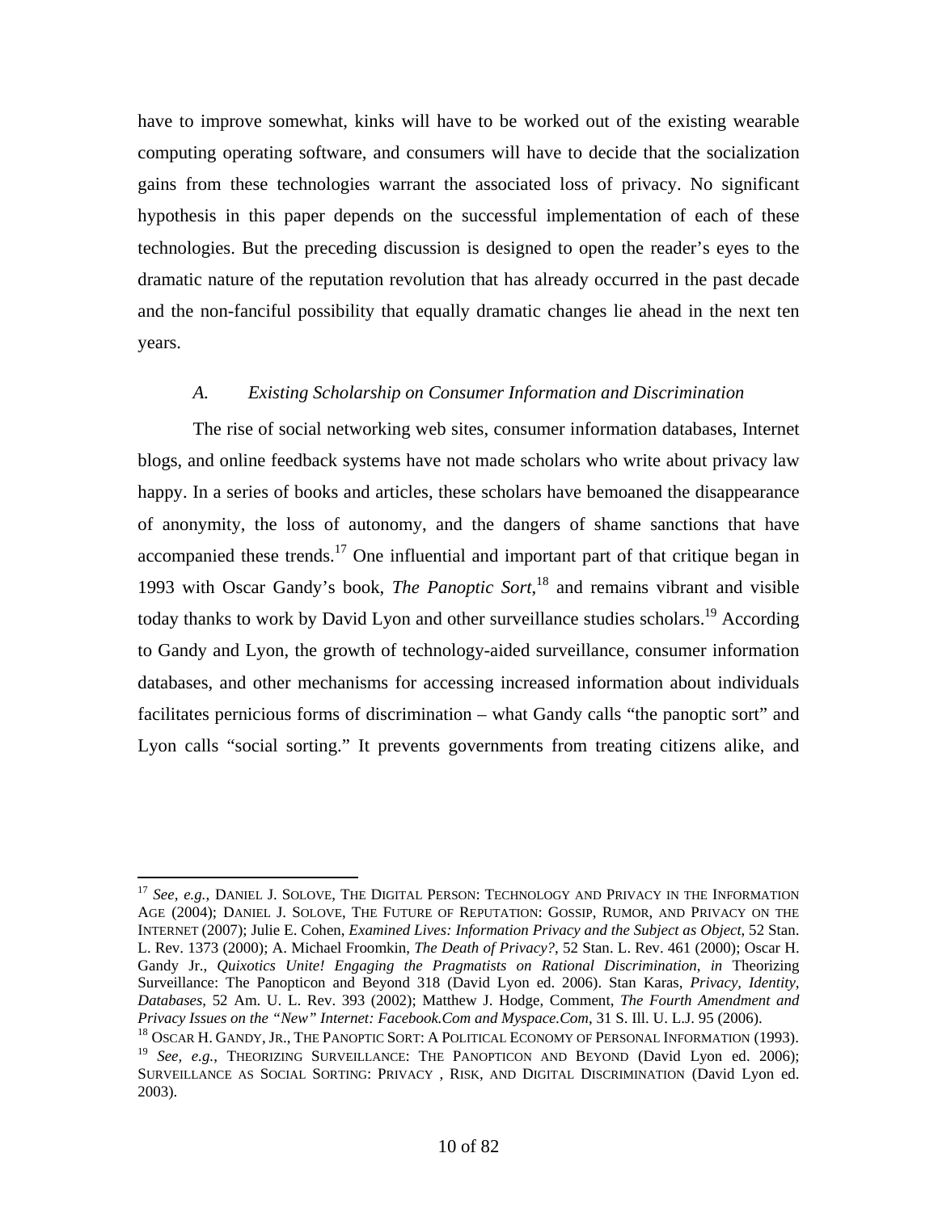have to improve somewhat, kinks will have to be worked out of the existing wearable computing operating software, and consumers will have to decide that the socialization gains from these technologies warrant the associated loss of privacy. No significant hypothesis in this paper depends on the successful implementation of each of these technologies. But the preceding discussion is designed to open the reader's eyes to the dramatic nature of the reputation revolution that has already occurred in the past decade and the non-fanciful possibility that equally dramatic changes lie ahead in the next ten years.

### *A. Existing Scholarship on Consumer Information and Discrimination*

The rise of social networking web sites, consumer information databases, Internet blogs, and online feedback systems have not made scholars who write about privacy law happy. In a series of books and articles, these scholars have bemoaned the disappearance of anonymity, the loss of autonomy, and the dangers of shame sanctions that have accompanied these trends.[17] One influential and important part of that critique began in 1993 with Oscar Gandy's book, *The Panoptic Sort*,[18] and remains vibrant and visible today thanks to work by David Lyon and other surveillance studies scholars.[19] According to Gandy and Lyon, the growth of technology-aided surveillance, consumer information databases, and other mechanisms for accessing increased information about individuals facilitates pernicious forms of discrimination – what Gandy calls "the panoptic sort" and Lyon calls "social sorting." It prevents governments from treating citizens alike, and

---

[17] *See, e.g.*, DANIEL J. SOLOVE, THE DIGITAL PERSON: TECHNOLOGY AND PRIVACY IN THE INFORMATION AGE (2004); DANIEL J. SOLOVE, THE FUTURE OF REPUTATION: GOSSIP, RUMOR, AND PRIVACY ON THE INTERNET (2007); Julie E. Cohen, *Examined Lives: Information Privacy and the Subject as Object*, 52 Stan. L. Rev. 1373 (2000); A. Michael Froomkin, *The Death of Privacy?*, 52 Stan. L. Rev. 461 (2000); Oscar H. Gandy Jr., *Quixotics Unite! Engaging the Pragmatists on Rational Discrimination*, *in* Theorizing Surveillance: The Panopticon and Beyond 318 (David Lyon ed. 2006). Stan Karas, *Privacy, Identity, Databases*, 52 Am. U. L. Rev. 393 (2002); Matthew J. Hodge, Comment, *The Fourth Amendment and Privacy Issues on the "New" Internet: Facebook.Com and Myspace.Com*, 31 S. Ill. U. L.J. 95 (2006).

[18] OSCAR H. GANDY, JR., THE PANOPTIC SORT: A POLITICAL ECONOMY OF PERSONAL INFORMATION (1993).

[19] *See, e.g.*, THEORIZING SURVEILLANCE: THE PANOPTICON AND BEYOND (David Lyon ed. 2006); SURVEILLANCE AS SOCIAL SORTING: PRIVACY , RISK, AND DIGITAL DISCRIMINATION (David Lyon ed. 2003).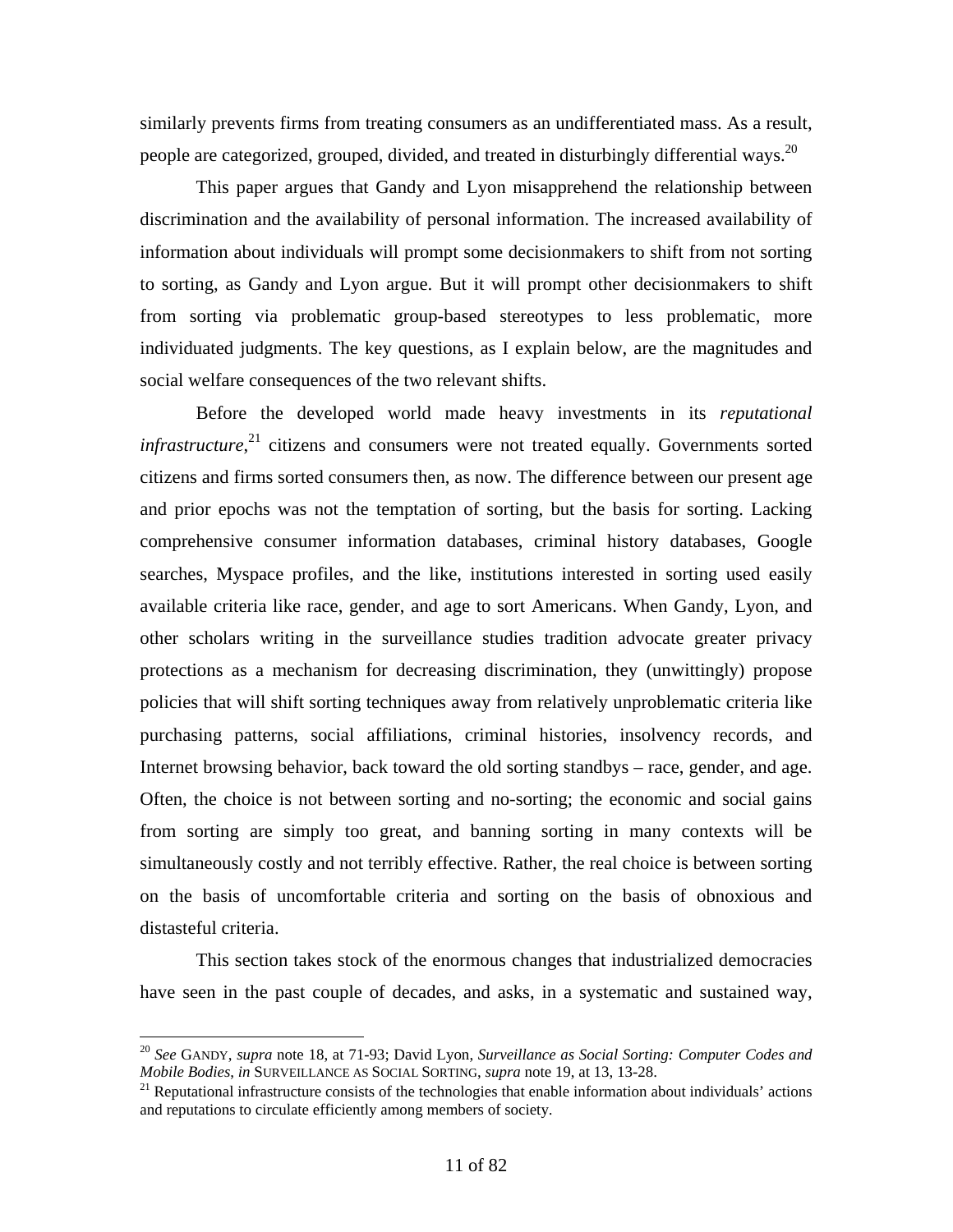similarly prevents firms from treating consumers as an undifferentiated mass. As a result, people are categorized, grouped, divided, and treated in disturbingly differential ways.[20]

This paper argues that Gandy and Lyon misapprehend the relationship between discrimination and the availability of personal information. The increased availability of information about individuals will prompt some decisionmakers to shift from not sorting to sorting, as Gandy and Lyon argue. But it will prompt other decisionmakers to shift from sorting via problematic group-based stereotypes to less problematic, more individuated judgments. The key questions, as I explain below, are the magnitudes and social welfare consequences of the two relevant shifts.

Before the developed world made heavy investments in its *reputational infrastructure*,[21] citizens and consumers were not treated equally. Governments sorted citizens and firms sorted consumers then, as now. The difference between our present age and prior epochs was not the temptation of sorting, but the basis for sorting. Lacking comprehensive consumer information databases, criminal history databases, Google searches, Myspace profiles, and the like, institutions interested in sorting used easily available criteria like race, gender, and age to sort Americans. When Gandy, Lyon, and other scholars writing in the surveillance studies tradition advocate greater privacy protections as a mechanism for decreasing discrimination, they (unwittingly) propose policies that will shift sorting techniques away from relatively unproblematic criteria like purchasing patterns, social affiliations, criminal histories, insolvency records, and Internet browsing behavior, back toward the old sorting standbys – race, gender, and age. Often, the choice is not between sorting and no-sorting; the economic and social gains from sorting are simply too great, and banning sorting in many contexts will be simultaneously costly and not terribly effective. Rather, the real choice is between sorting on the basis of uncomfortable criteria and sorting on the basis of obnoxious and distasteful criteria.

This section takes stock of the enormous changes that industrialized democracies have seen in the past couple of decades, and asks, in a systematic and sustained way,

---

[20] *See* GANDY, *supra* note 18, at 71-93; David Lyon, *Surveillance as Social Sorting: Computer Codes and Mobile Bodies*, *in* SURVEILLANCE AS SOCIAL SORTING, *supra* note 19, at 13, 13-28.

[21] Reputational infrastructure consists of the technologies that enable information about individuals' actions and reputations to circulate efficiently among members of society.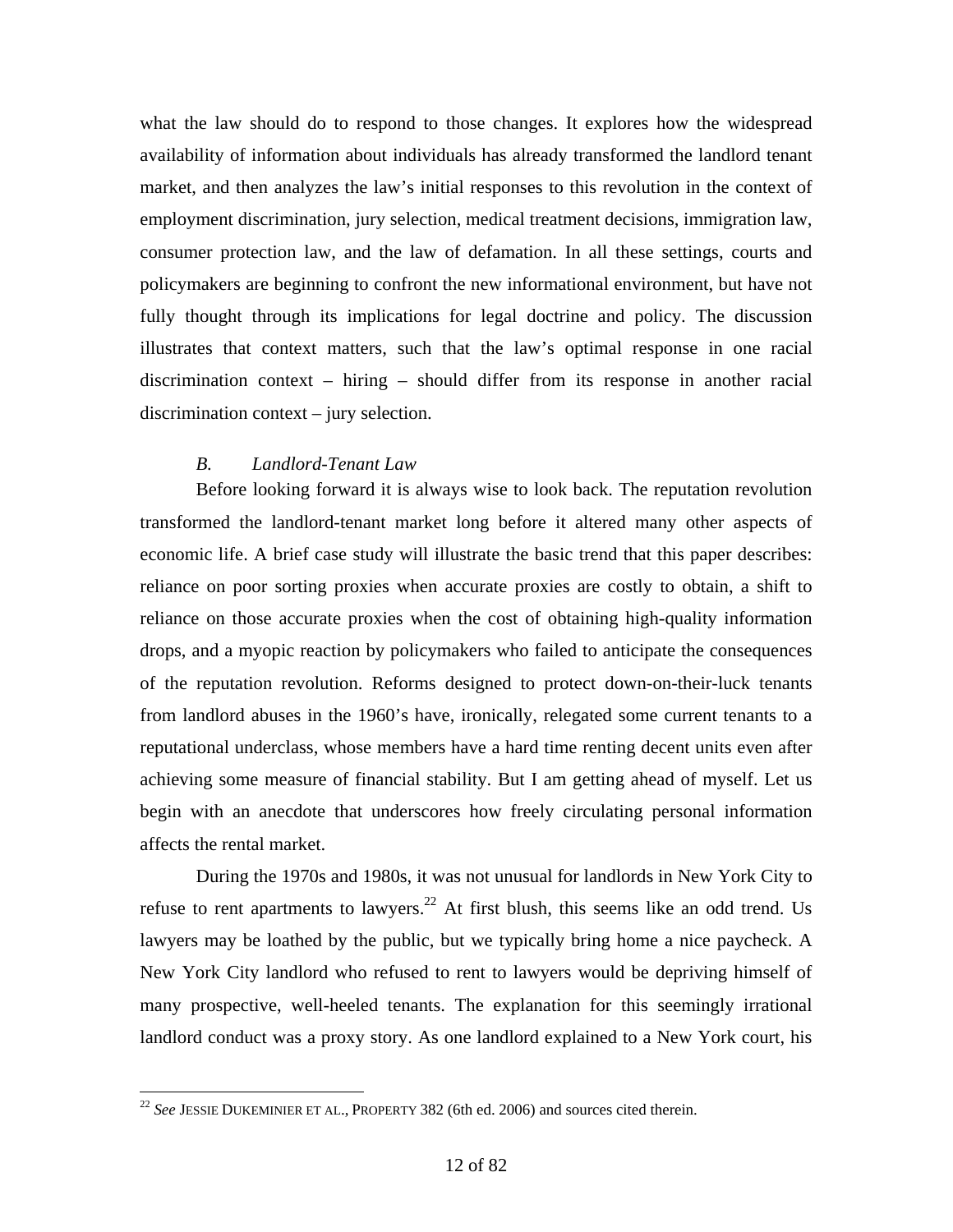what the law should do to respond to those changes. It explores how the widespread availability of information about individuals has already transformed the landlord tenant market, and then analyzes the law's initial responses to this revolution in the context of employment discrimination, jury selection, medical treatment decisions, immigration law, consumer protection law, and the law of defamation. In all these settings, courts and policymakers are beginning to confront the new informational environment, but have not fully thought through its implications for legal doctrine and policy. The discussion illustrates that context matters, such that the law's optimal response in one racial discrimination context – hiring – should differ from its response in another racial discrimination context – jury selection.

### *B. Landlord-Tenant Law*

Before looking forward it is always wise to look back. The reputation revolution transformed the landlord-tenant market long before it altered many other aspects of economic life. A brief case study will illustrate the basic trend that this paper describes: reliance on poor sorting proxies when accurate proxies are costly to obtain, a shift to reliance on those accurate proxies when the cost of obtaining high-quality information drops, and a myopic reaction by policymakers who failed to anticipate the consequences of the reputation revolution. Reforms designed to protect down-on-their-luck tenants from landlord abuses in the 1960's have, ironically, relegated some current tenants to a reputational underclass, whose members have a hard time renting decent units even after achieving some measure of financial stability. But I am getting ahead of myself. Let us begin with an anecdote that underscores how freely circulating personal information affects the rental market.

During the 1970s and 1980s, it was not unusual for landlords in New York City to refuse to rent apartments to lawyers.[22] At first blush, this seems like an odd trend. Us lawyers may be loathed by the public, but we typically bring home a nice paycheck. A New York City landlord who refused to rent to lawyers would be depriving himself of many prospective, well-heeled tenants. The explanation for this seemingly irrational landlord conduct was a proxy story. As one landlord explained to a New York court, his

---

[22] *See* JESSIE DUKEMINIER ET AL., PROPERTY 382 (6th ed. 2006) and sources cited therein.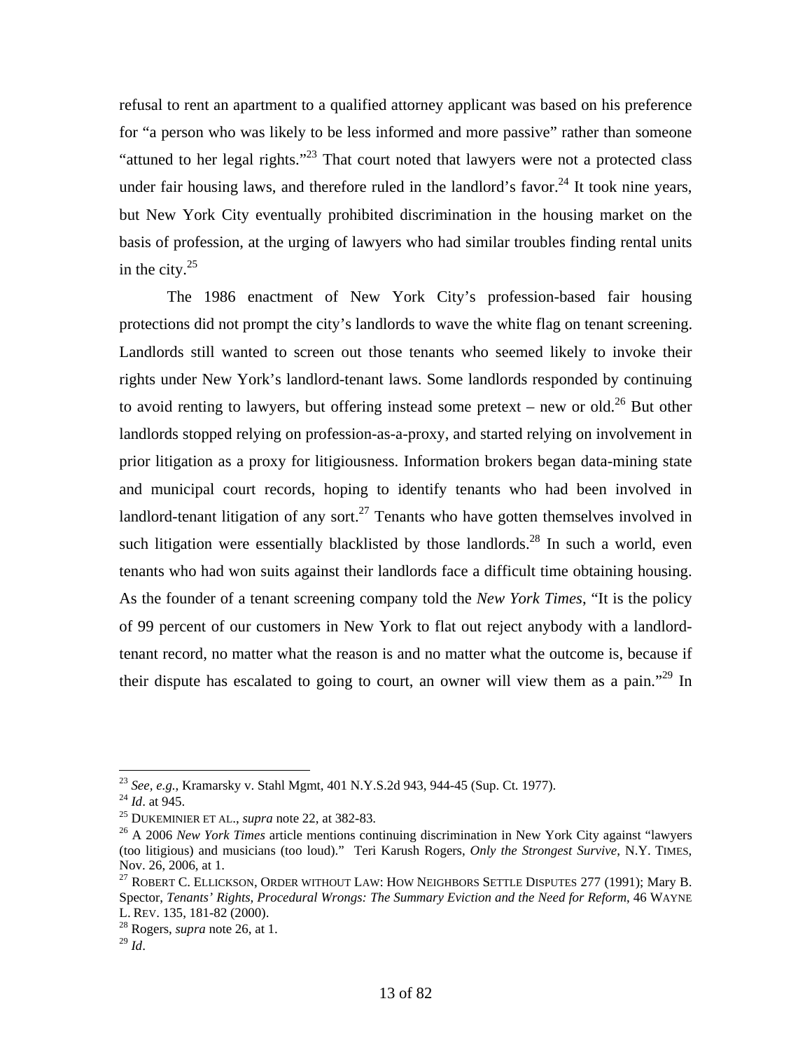refusal to rent an apartment to a qualified attorney applicant was based on his preference for "a person who was likely to be less informed and more passive" rather than someone "attuned to her legal rights."[23] That court noted that lawyers were not a protected class under fair housing laws, and therefore ruled in the landlord's favor.[24] It took nine years, but New York City eventually prohibited discrimination in the housing market on the basis of profession, at the urging of lawyers who had similar troubles finding rental units in the city.[25]

The 1986 enactment of New York City's profession-based fair housing protections did not prompt the city's landlords to wave the white flag on tenant screening. Landlords still wanted to screen out those tenants who seemed likely to invoke their rights under New York's landlord-tenant laws. Some landlords responded by continuing to avoid renting to lawyers, but offering instead some pretext – new or old.[26] But other landlords stopped relying on profession-as-a-proxy, and started relying on involvement in prior litigation as a proxy for litigiousness. Information brokers began data-mining state and municipal court records, hoping to identify tenants who had been involved in landlord-tenant litigation of any sort.[27] Tenants who have gotten themselves involved in such litigation were essentially blacklisted by those landlords.[28] In such a world, even tenants who had won suits against their landlords face a difficult time obtaining housing. As the founder of a tenant screening company told the *New York Times*, "It is the policy of 99 percent of our customers in New York to flat out reject anybody with a landlord-tenant record, no matter what the reason is and no matter what the outcome is, because if their dispute has escalated to going to court, an owner will view them as a pain."[29] In

---

[23] *See, e.g.*, Kramarsky v. Stahl Mgmt, 401 N.Y.S.2d 943, 944-45 (Sup. Ct. 1977).

[24] *Id*. at 945.

[25] DUKEMINIER ET AL., *supra* note 22, at 382-83.

[26] A 2006 *New York Times* article mentions continuing discrimination in New York City against "lawyers (too litigious) and musicians (too loud)." Teri Karush Rogers, *Only the Strongest Survive*, N.Y. TIMES, Nov. 26, 2006, at 1.

[27] ROBERT C. ELLICKSON, ORDER WITHOUT LAW: HOW NEIGHBORS SETTLE DISPUTES 277 (1991); Mary B. Spector, *Tenants' Rights, Procedural Wrongs: The Summary Eviction and the Need for Reform*, 46 WAYNE L. REV. 135, 181-82 (2000).

[28] Rogers, *supra* note 26, at 1.

[29] *Id*.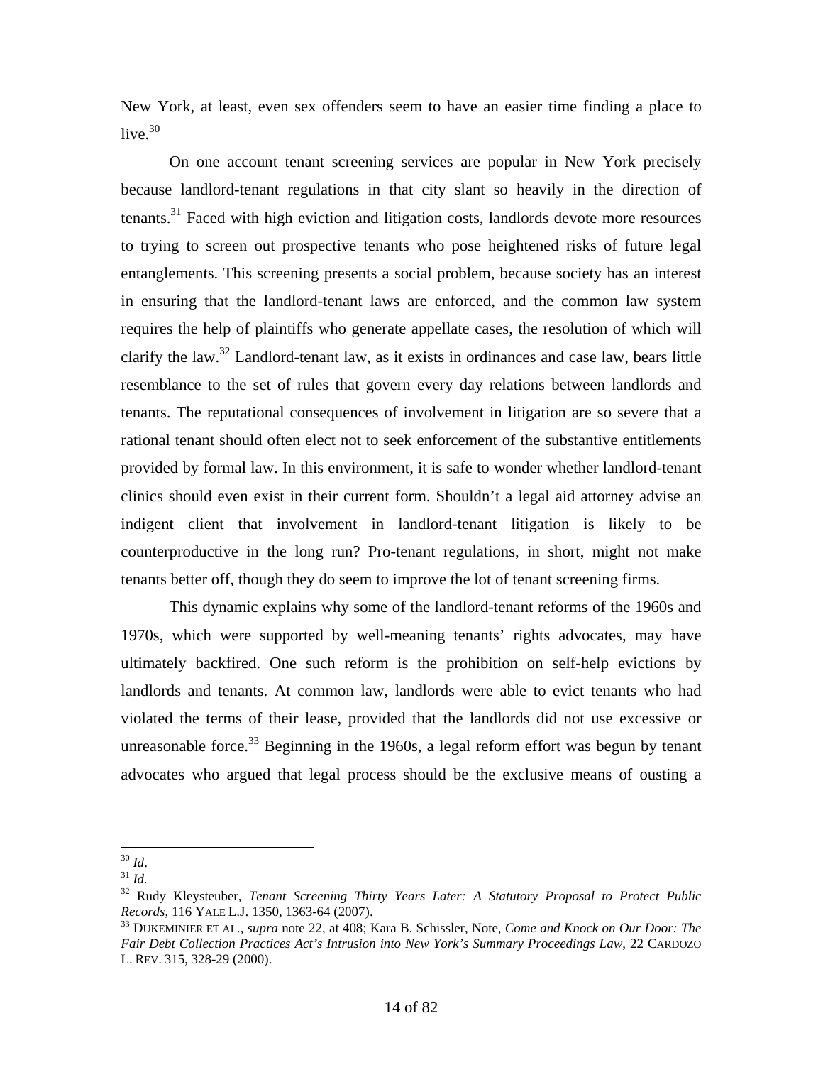New York, at least, even sex offenders seem to have an easier time finding a place to live.[30]

On one account tenant screening services are popular in New York precisely because landlord-tenant regulations in that city slant so heavily in the direction of tenants.[31] Faced with high eviction and litigation costs, landlords devote more resources to trying to screen out prospective tenants who pose heightened risks of future legal entanglements. This screening presents a social problem, because society has an interest in ensuring that the landlord-tenant laws are enforced, and the common law system requires the help of plaintiffs who generate appellate cases, the resolution of which will clarify the law.[32] Landlord-tenant law, as it exists in ordinances and case law, bears little resemblance to the set of rules that govern every day relations between landlords and tenants. The reputational consequences of involvement in litigation are so severe that a rational tenant should often elect not to seek enforcement of the substantive entitlements provided by formal law. In this environment, it is safe to wonder whether landlord-tenant clinics should even exist in their current form. Shouldn't a legal aid attorney advise an indigent client that involvement in landlord-tenant litigation is likely to be counterproductive in the long run? Pro-tenant regulations, in short, might not make tenants better off, though they do seem to improve the lot of tenant screening firms.

This dynamic explains why some of the landlord-tenant reforms of the 1960s and 1970s, which were supported by well-meaning tenants' rights advocates, may have ultimately backfired. One such reform is the prohibition on self-help evictions by landlords and tenants. At common law, landlords were able to evict tenants who had violated the terms of their lease, provided that the landlords did not use excessive or unreasonable force.[33] Beginning in the 1960s, a legal reform effort was begun by tenant advocates who argued that legal process should be the exclusive means of ousting a

---

[30] *Id*.

[31] *Id*.

[32] Rudy Kleysteuber, *Tenant Screening Thirty Years Later: A Statutory Proposal to Protect Public Records*, 116 YALE L.J. 1350, 1363-64 (2007).

[33] DUKEMINIER ET AL., *supra* note 22, at 408; Kara B. Schissler, Note, *Come and Knock on Our Door: The Fair Debt Collection Practices Act's Intrusion into New York's Summary Proceedings Law*, 22 CARDOZO L. REV. 315, 328-29 (2000).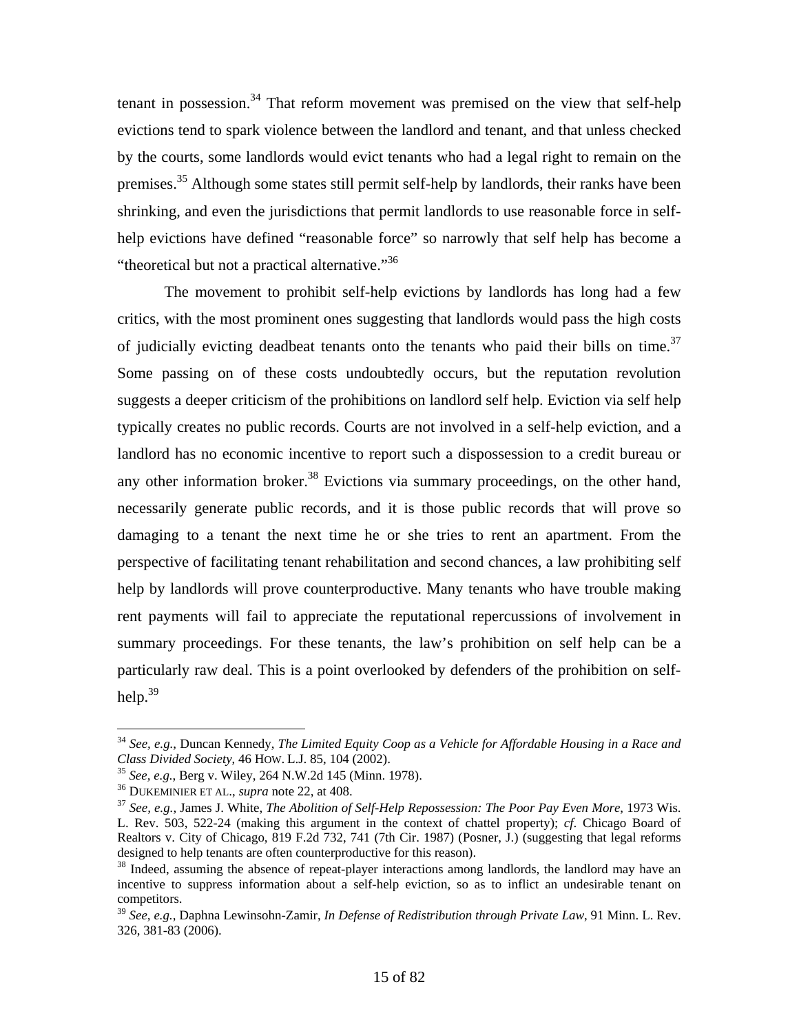tenant in possession.[34] That reform movement was premised on the view that self-help evictions tend to spark violence between the landlord and tenant, and that unless checked by the courts, some landlords would evict tenants who had a legal right to remain on the premises.[35] Although some states still permit self-help by landlords, their ranks have been shrinking, and even the jurisdictions that permit landlords to use reasonable force in self-help evictions have defined "reasonable force" so narrowly that self help has become a "theoretical but not a practical alternative."[36]

The movement to prohibit self-help evictions by landlords has long had a few critics, with the most prominent ones suggesting that landlords would pass the high costs of judicially evicting deadbeat tenants onto the tenants who paid their bills on time.[37] Some passing on of these costs undoubtedly occurs, but the reputation revolution suggests a deeper criticism of the prohibitions on landlord self help. Eviction via self help typically creates no public records. Courts are not involved in a self-help eviction, and a landlord has no economic incentive to report such a dispossession to a credit bureau or any other information broker.[38] Evictions via summary proceedings, on the other hand, necessarily generate public records, and it is those public records that will prove so damaging to a tenant the next time he or she tries to rent an apartment. From the perspective of facilitating tenant rehabilitation and second chances, a law prohibiting self help by landlords will prove counterproductive. Many tenants who have trouble making rent payments will fail to appreciate the reputational repercussions of involvement in summary proceedings. For these tenants, the law's prohibition on self help can be a particularly raw deal. This is a point overlooked by defenders of the prohibition on self-help.[39]

---

[34] *See, e.g.*, Duncan Kennedy, *The Limited Equity Coop as a Vehicle for Affordable Housing in a Race and Class Divided Society*, 46 HOW. L.J. 85, 104 (2002).

[35] *See, e.g.*, Berg v. Wiley, 264 N.W.2d 145 (Minn. 1978).

[36] DUKEMINIER ET AL., *supra* note 22, at 408.

[37] *See, e.g.*, James J. White, *The Abolition of Self-Help Repossession: The Poor Pay Even More*, 1973 Wis. L. Rev. 503, 522-24 (making this argument in the context of chattel property); *cf*. Chicago Board of Realtors v. City of Chicago, 819 F.2d 732, 741 (7th Cir. 1987) (Posner, J.) (suggesting that legal reforms designed to help tenants are often counterproductive for this reason).

[38] Indeed, assuming the absence of repeat-player interactions among landlords, the landlord may have an incentive to suppress information about a self-help eviction, so as to inflict an undesirable tenant on competitors.

[39] *See, e.g.*, Daphna Lewinsohn-Zamir, *In Defense of Redistribution through Private Law*, 91 Minn. L. Rev. 326, 381-83 (2006).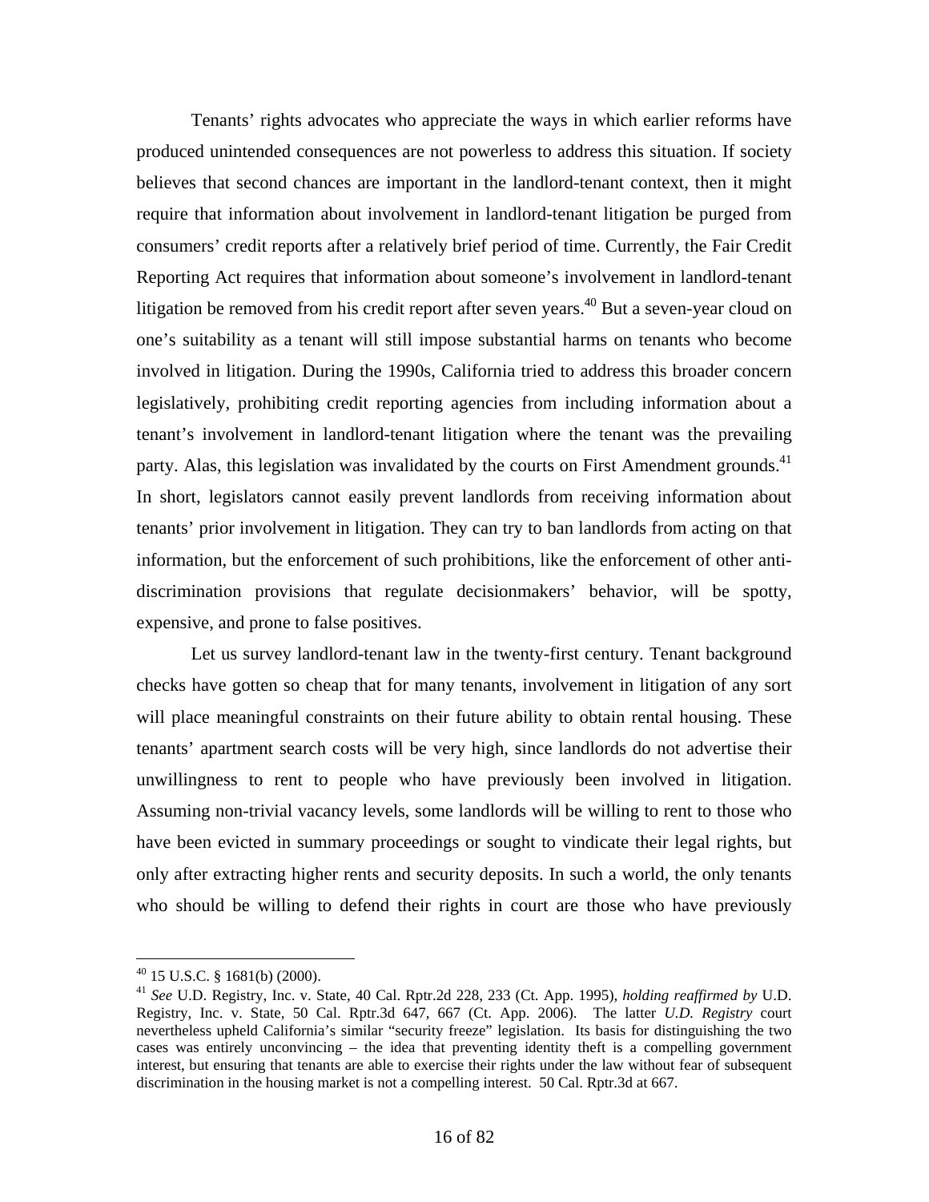Tenants' rights advocates who appreciate the ways in which earlier reforms have produced unintended consequences are not powerless to address this situation. If society believes that second chances are important in the landlord-tenant context, then it might require that information about involvement in landlord-tenant litigation be purged from consumers' credit reports after a relatively brief period of time. Currently, the Fair Credit Reporting Act requires that information about someone's involvement in landlord-tenant litigation be removed from his credit report after seven years.[40] But a seven-year cloud on one's suitability as a tenant will still impose substantial harms on tenants who become involved in litigation. During the 1990s, California tried to address this broader concern legislatively, prohibiting credit reporting agencies from including information about a tenant's involvement in landlord-tenant litigation where the tenant was the prevailing party. Alas, this legislation was invalidated by the courts on First Amendment grounds.[41] In short, legislators cannot easily prevent landlords from receiving information about tenants' prior involvement in litigation. They can try to ban landlords from acting on that information, but the enforcement of such prohibitions, like the enforcement of other anti-discrimination provisions that regulate decisionmakers' behavior, will be spotty, expensive, and prone to false positives.

Let us survey landlord-tenant law in the twenty-first century. Tenant background checks have gotten so cheap that for many tenants, involvement in litigation of any sort will place meaningful constraints on their future ability to obtain rental housing. These tenants' apartment search costs will be very high, since landlords do not advertise their unwillingness to rent to people who have previously been involved in litigation. Assuming non-trivial vacancy levels, some landlords will be willing to rent to those who have been evicted in summary proceedings or sought to vindicate their legal rights, but only after extracting higher rents and security deposits. In such a world, the only tenants who should be willing to defend their rights in court are those who have previously

---

[40] 15 U.S.C. § 1681(b) (2000).

[41] *See* U.D. Registry, Inc. v. State, 40 Cal. Rptr.2d 228, 233 (Ct. App. 1995), *holding reaffirmed by* U.D. Registry, Inc. v. State, 50 Cal. Rptr.3d 647, 667 (Ct. App. 2006). The latter *U.D. Registry* court nevertheless upheld California's similar "security freeze" legislation. Its basis for distinguishing the two cases was entirely unconvincing – the idea that preventing identity theft is a compelling government interest, but ensuring that tenants are able to exercise their rights under the law without fear of subsequent discrimination in the housing market is not a compelling interest. 50 Cal. Rptr.3d at 667.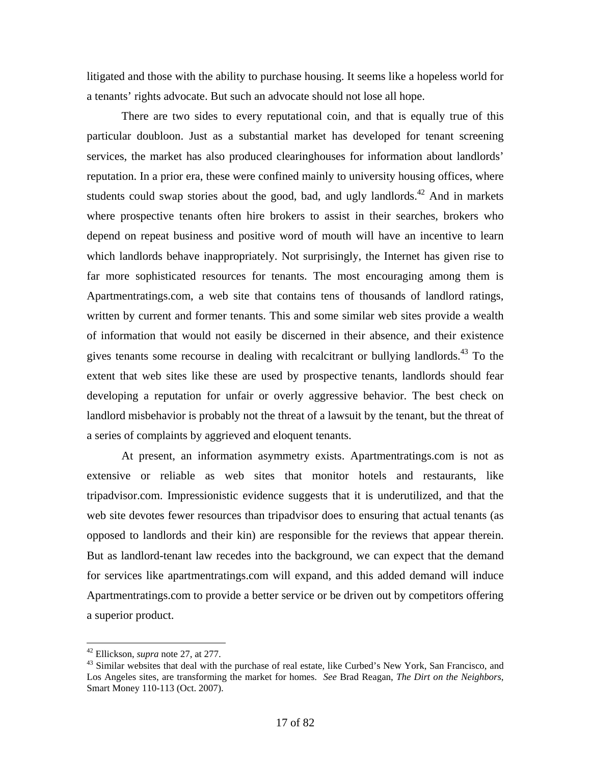litigated and those with the ability to purchase housing. It seems like a hopeless world for a tenants' rights advocate. But such an advocate should not lose all hope.

There are two sides to every reputational coin, and that is equally true of this particular doubloon. Just as a substantial market has developed for tenant screening services, the market has also produced clearinghouses for information about landlords' reputation. In a prior era, these were confined mainly to university housing offices, where students could swap stories about the good, bad, and ugly landlords.[42] And in markets where prospective tenants often hire brokers to assist in their searches, brokers who depend on repeat business and positive word of mouth will have an incentive to learn which landlords behave inappropriately. Not surprisingly, the Internet has given rise to far more sophisticated resources for tenants. The most encouraging among them is Apartmentratings.com, a web site that contains tens of thousands of landlord ratings, written by current and former tenants. This and some similar web sites provide a wealth of information that would not easily be discerned in their absence, and their existence gives tenants some recourse in dealing with recalcitrant or bullying landlords.[43] To the extent that web sites like these are used by prospective tenants, landlords should fear developing a reputation for unfair or overly aggressive behavior. The best check on landlord misbehavior is probably not the threat of a lawsuit by the tenant, but the threat of a series of complaints by aggrieved and eloquent tenants.

At present, an information asymmetry exists. Apartmentratings.com is not as extensive or reliable as web sites that monitor hotels and restaurants, like tripadvisor.com. Impressionistic evidence suggests that it is underutilized, and that the web site devotes fewer resources than tripadvisor does to ensuring that actual tenants (as opposed to landlords and their kin) are responsible for the reviews that appear therein. But as landlord-tenant law recedes into the background, we can expect that the demand for services like apartmentratings.com will expand, and this added demand will induce Apartmentratings.com to provide a better service or be driven out by competitors offering a superior product.

---

[42] Ellickson, *supra* note 27, at 277.

[43] Similar websites that deal with the purchase of real estate, like Curbed's New York, San Francisco, and Los Angeles sites, are transforming the market for homes. *See* Brad Reagan, *The Dirt on the Neighbors*, Smart Money 110-113 (Oct. 2007).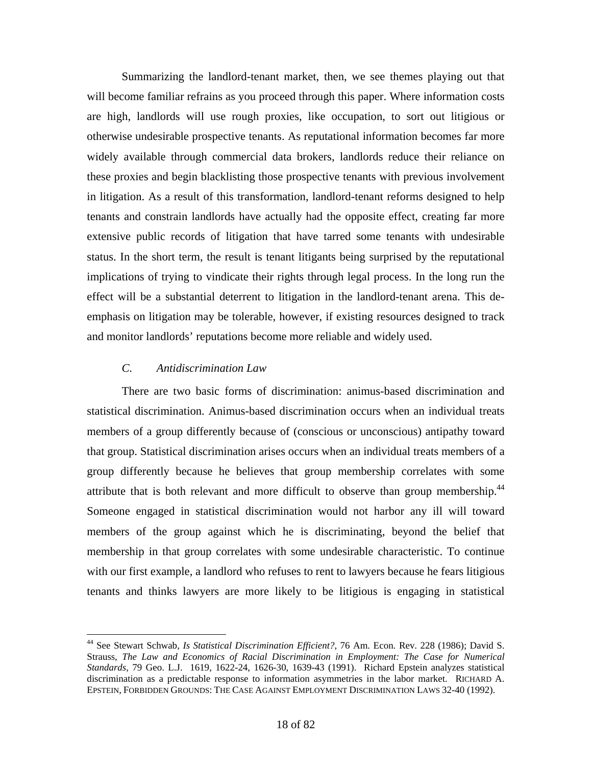Summarizing the landlord-tenant market, then, we see themes playing out that will become familiar refrains as you proceed through this paper. Where information costs are high, landlords will use rough proxies, like occupation, to sort out litigious or otherwise undesirable prospective tenants. As reputational information becomes far more widely available through commercial data brokers, landlords reduce their reliance on these proxies and begin blacklisting those prospective tenants with previous involvement in litigation. As a result of this transformation, landlord-tenant reforms designed to help tenants and constrain landlords have actually had the opposite effect, creating far more extensive public records of litigation that have tarred some tenants with undesirable status. In the short term, the result is tenant litigants being surprised by the reputational implications of trying to vindicate their rights through legal process. In the long run the effect will be a substantial deterrent to litigation in the landlord-tenant arena. This de-emphasis on litigation may be tolerable, however, if existing resources designed to track and monitor landlords' reputations become more reliable and widely used.

### *C. Antidiscrimination Law*

There are two basic forms of discrimination: animus-based discrimination and statistical discrimination. Animus-based discrimination occurs when an individual treats members of a group differently because of (conscious or unconscious) antipathy toward that group. Statistical discrimination arises occurs when an individual treats members of a group differently because he believes that group membership correlates with some attribute that is both relevant and more difficult to observe than group membership.[44] Someone engaged in statistical discrimination would not harbor any ill will toward members of the group against which he is discriminating, beyond the belief that membership in that group correlates with some undesirable characteristic. To continue with our first example, a landlord who refuses to rent to lawyers because he fears litigious tenants and thinks lawyers are more likely to be litigious is engaging in statistical

---

[44] See Stewart Schwab, *Is Statistical Discrimination Efficient?*, 76 Am. Econ. Rev. 228 (1986); David S. Strauss, *The Law and Economics of Racial Discrimination in Employment: The Case for Numerical Standards*, 79 Geo. L.J. 1619, 1622-24, 1626-30, 1639-43 (1991). Richard Epstein analyzes statistical discrimination as a predictable response to information asymmetries in the labor market. RICHARD A. EPSTEIN, FORBIDDEN GROUNDS: THE CASE AGAINST EMPLOYMENT DISCRIMINATION LAWS 32-40 (1992).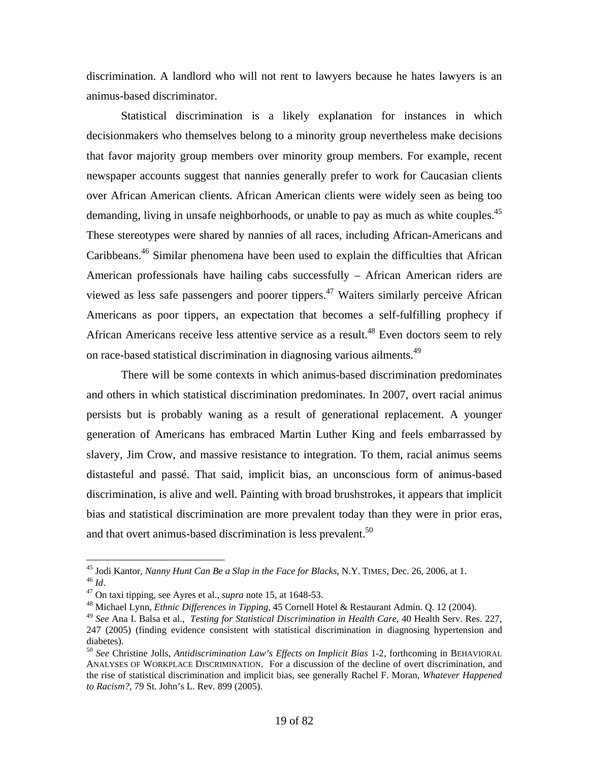discrimination. A landlord who will not rent to lawyers because he hates lawyers is an animus-based discriminator.

Statistical discrimination is a likely explanation for instances in which decisionmakers who themselves belong to a minority group nevertheless make decisions that favor majority group members over minority group members. For example, recent newspaper accounts suggest that nannies generally prefer to work for Caucasian clients over African American clients. African American clients were widely seen as being too demanding, living in unsafe neighborhoods, or unable to pay as much as white couples.[45] These stereotypes were shared by nannies of all races, including African-Americans and Caribbeans.[46] Similar phenomena have been used to explain the difficulties that African American professionals have hailing cabs successfully – African American riders are viewed as less safe passengers and poorer tippers.[47] Waiters similarly perceive African Americans as poor tippers, an expectation that becomes a self-fulfilling prophecy if African Americans receive less attentive service as a result.[48] Even doctors seem to rely on race-based statistical discrimination in diagnosing various ailments.[49]

There will be some contexts in which animus-based discrimination predominates and others in which statistical discrimination predominates. In 2007, overt racial animus persists but is probably waning as a result of generational replacement. A younger generation of Americans has embraced Martin Luther King and feels embarrassed by slavery, Jim Crow, and massive resistance to integration. To them, racial animus seems distasteful and passé. That said, implicit bias, an unconscious form of animus-based discrimination, is alive and well. Painting with broad brushstrokes, it appears that implicit bias and statistical discrimination are more prevalent today than they were in prior eras, and that overt animus-based discrimination is less prevalent.[50]

---

[45] Jodi Kantor, *Nanny Hunt Can Be a Slap in the Face for Blacks*, N.Y. TIMES, Dec. 26, 2006, at 1.

[46] *Id*.

[47] On taxi tipping, see Ayres et al., *supra* note 15, at 1648-53.

[48] Michael Lynn, *Ethnic Differences in Tipping*, 45 Cornell Hotel & Restaurant Admin. Q. 12 (2004).

[49] *See* Ana I. Balsa et al., *Testing for Statistical Discrimination in Health Care*, 40 Health Serv. Res. 227, 247 (2005) (finding evidence consistent with statistical discrimination in diagnosing hypertension and diabetes).

[50] *See* Christine Jolls, *Antidiscrimination Law's Effects on Implicit Bias* 1-2, forthcoming in BEHAVIORAL ANALYSES OF WORKPLACE DISCRIMINATION. For a discussion of the decline of overt discrimination, and the rise of statistical discrimination and implicit bias, see generally Rachel F. Moran, *Whatever Happened to Racism?*, 79 St. John's L. Rev. 899 (2005).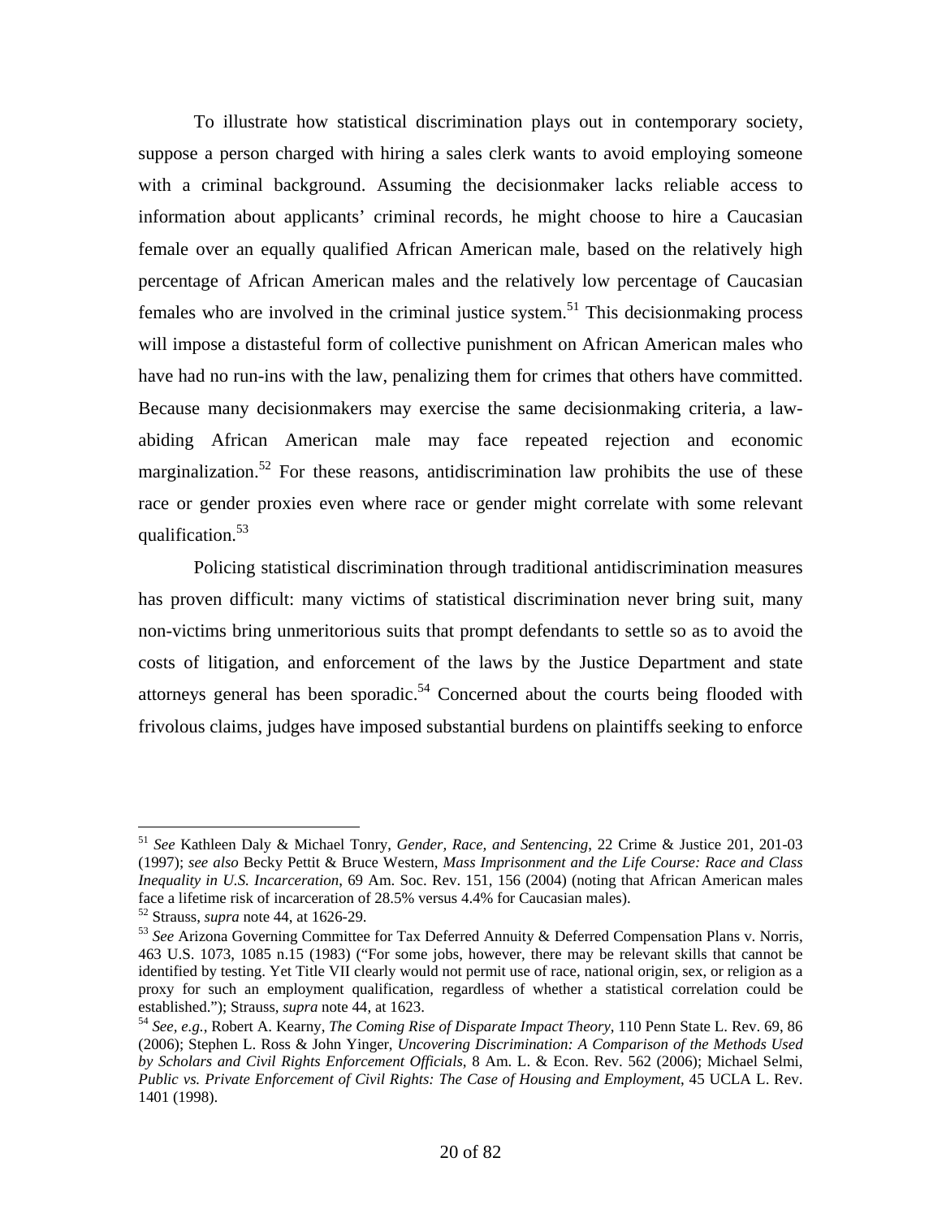To illustrate how statistical discrimination plays out in contemporary society, suppose a person charged with hiring a sales clerk wants to avoid employing someone with a criminal background. Assuming the decisionmaker lacks reliable access to information about applicants' criminal records, he might choose to hire a Caucasian female over an equally qualified African American male, based on the relatively high percentage of African American males and the relatively low percentage of Caucasian females who are involved in the criminal justice system.[51] This decisionmaking process will impose a distasteful form of collective punishment on African American males who have had no run-ins with the law, penalizing them for crimes that others have committed. Because many decisionmakers may exercise the same decisionmaking criteria, a law-abiding African American male may face repeated rejection and economic marginalization.[52] For these reasons, antidiscrimination law prohibits the use of these race or gender proxies even where race or gender might correlate with some relevant qualification.[53]

Policing statistical discrimination through traditional antidiscrimination measures has proven difficult: many victims of statistical discrimination never bring suit, many non-victims bring unmeritorious suits that prompt defendants to settle so as to avoid the costs of litigation, and enforcement of the laws by the Justice Department and state attorneys general has been sporadic.[54] Concerned about the courts being flooded with frivolous claims, judges have imposed substantial burdens on plaintiffs seeking to enforce

---

[51] *See* Kathleen Daly & Michael Tonry, *Gender, Race, and Sentencing*, 22 Crime & Justice 201, 201-03 (1997); *see also* Becky Pettit & Bruce Western, *Mass Imprisonment and the Life Course: Race and Class Inequality in U.S. Incarceration*, 69 Am. Soc. Rev. 151, 156 (2004) (noting that African American males face a lifetime risk of incarceration of 28.5% versus 4.4% for Caucasian males).

[52] Strauss, *supra* note 44, at 1626-29.

[53] *See* Arizona Governing Committee for Tax Deferred Annuity & Deferred Compensation Plans v. Norris, 463 U.S. 1073, 1085 n.15 (1983) ("For some jobs, however, there may be relevant skills that cannot be identified by testing. Yet Title VII clearly would not permit use of race, national origin, sex, or religion as a proxy for such an employment qualification, regardless of whether a statistical correlation could be established."); Strauss, *supra* note 44, at 1623.

[54] *See, e.g.*, Robert A. Kearny, *The Coming Rise of Disparate Impact Theory*, 110 Penn State L. Rev. 69, 86 (2006); Stephen L. Ross & John Yinger, *Uncovering Discrimination: A Comparison of the Methods Used by Scholars and Civil Rights Enforcement Officials*, 8 Am. L. & Econ. Rev. 562 (2006); Michael Selmi, *Public vs. Private Enforcement of Civil Rights: The Case of Housing and Employment*, 45 UCLA L. Rev. 1401 (1998).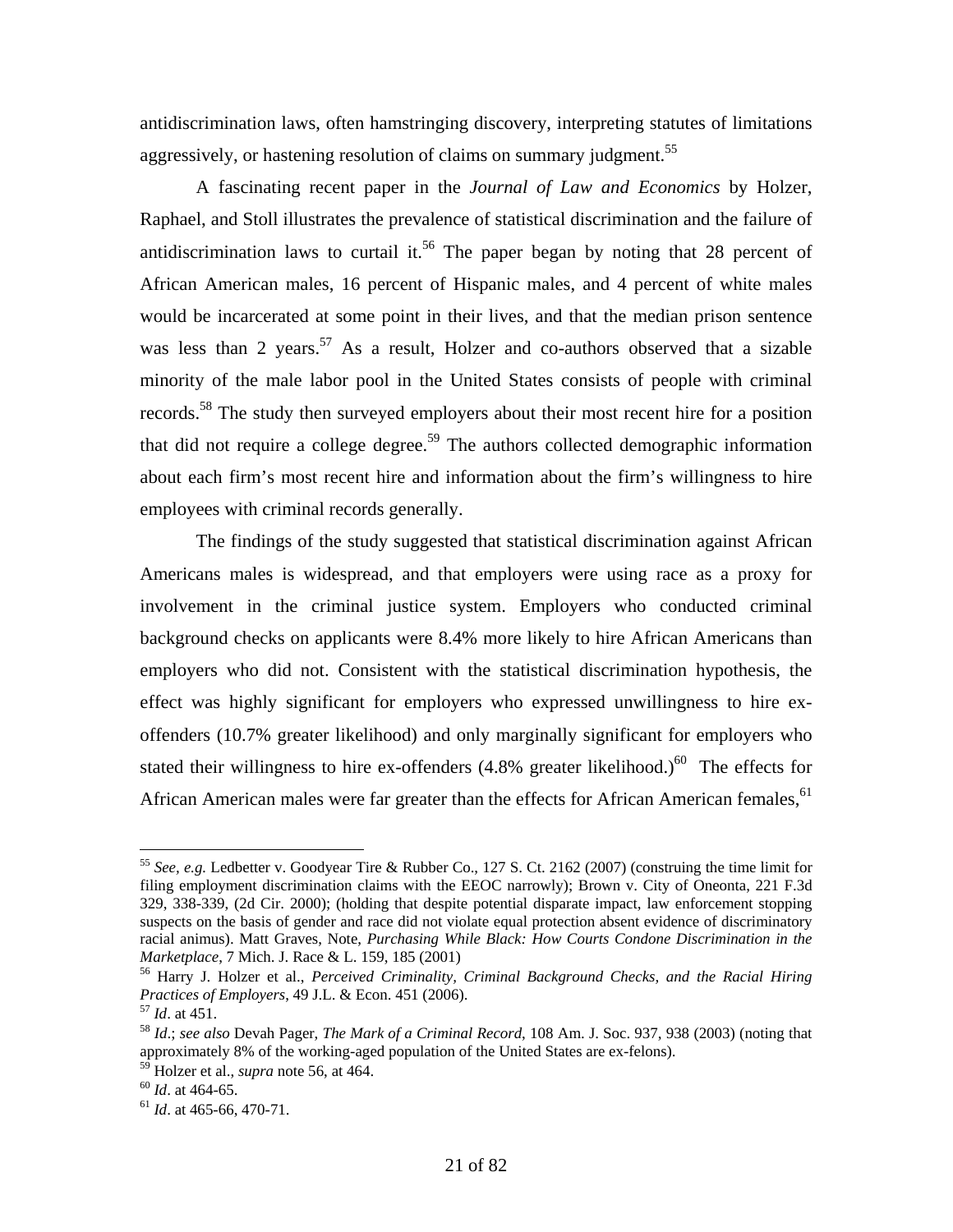antidiscrimination laws, often hamstringing discovery, interpreting statutes of limitations aggressively, or hastening resolution of claims on summary judgment.[55]

A fascinating recent paper in the *Journal of Law and Economics* by Holzer, Raphael, and Stoll illustrates the prevalence of statistical discrimination and the failure of antidiscrimination laws to curtail it.[56] The paper began by noting that 28 percent of African American males, 16 percent of Hispanic males, and 4 percent of white males would be incarcerated at some point in their lives, and that the median prison sentence was less than 2 years.[57] As a result, Holzer and co-authors observed that a sizable minority of the male labor pool in the United States consists of people with criminal records.[58] The study then surveyed employers about their most recent hire for a position that did not require a college degree.[59] The authors collected demographic information about each firm's most recent hire and information about the firm's willingness to hire employees with criminal records generally.

The findings of the study suggested that statistical discrimination against African Americans males is widespread, and that employers were using race as a proxy for involvement in the criminal justice system. Employers who conducted criminal background checks on applicants were 8.4% more likely to hire African Americans than employers who did not. Consistent with the statistical discrimination hypothesis, the effect was highly significant for employers who expressed unwillingness to hire ex-offenders (10.7% greater likelihood) and only marginally significant for employers who stated their willingness to hire ex-offenders (4.8% greater likelihood.)[60] The effects for African American males were far greater than the effects for African American females,[61]

---

[55] *See, e.g.* Ledbetter v. Goodyear Tire & Rubber Co., 127 S. Ct. 2162 (2007) (construing the time limit for filing employment discrimination claims with the EEOC narrowly); Brown v. City of Oneonta, 221 F.3d 329, 338-339, (2d Cir. 2000); (holding that despite potential disparate impact, law enforcement stopping suspects on the basis of gender and race did not violate equal protection absent evidence of discriminatory racial animus). Matt Graves, Note, *Purchasing While Black: How Courts Condone Discrimination in the Marketplace*, 7 Mich. J. Race & L. 159, 185 (2001)

[56] Harry J. Holzer et al., *Perceived Criminality, Criminal Background Checks, and the Racial Hiring Practices of Employers*, 49 J.L. & Econ. 451 (2006).

[57] *Id*. at 451.

[58] *Id*.; *see also* Devah Pager, *The Mark of a Criminal Record*, 108 Am. J. Soc. 937, 938 (2003) (noting that approximately 8% of the working-aged population of the United States are ex-felons).

[59] Holzer et al., *supra* note 56, at 464.

[60] *Id*. at 464-65.

[61] *Id*. at 465-66, 470-71.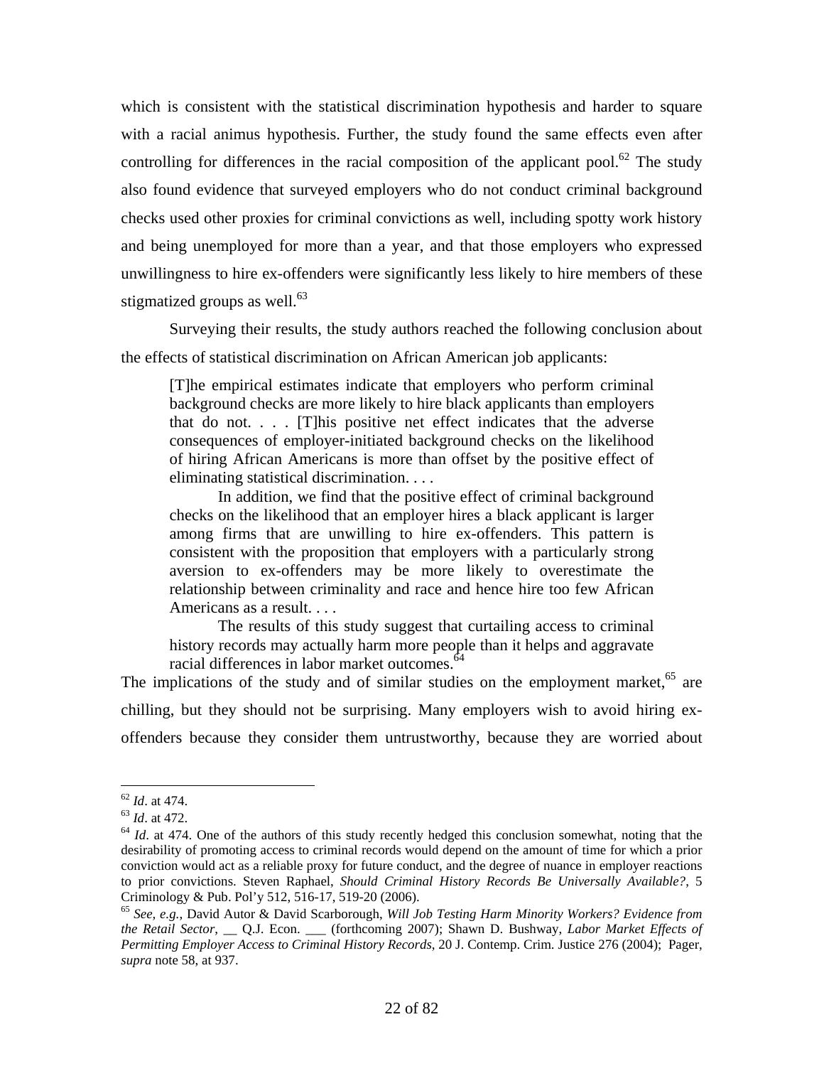which is consistent with the statistical discrimination hypothesis and harder to square with a racial animus hypothesis. Further, the study found the same effects even after controlling for differences in the racial composition of the applicant pool.[62] The study also found evidence that surveyed employers who do not conduct criminal background checks used other proxies for criminal convictions as well, including spotty work history and being unemployed for more than a year, and that those employers who expressed unwillingness to hire ex-offenders were significantly less likely to hire members of these stigmatized groups as well.[63]

Surveying their results, the study authors reached the following conclusion about the effects of statistical discrimination on African American job applicants:

> [T]he empirical estimates indicate that employers who perform criminal background checks are more likely to hire black applicants than employers that do not. . . . [T]his positive net effect indicates that the adverse consequences of employer-initiated background checks on the likelihood of hiring African Americans is more than offset by the positive effect of eliminating statistical discrimination. . . .
>
> In addition, we find that the positive effect of criminal background checks on the likelihood that an employer hires a black applicant is larger among firms that are unwilling to hire ex-offenders. This pattern is consistent with the proposition that employers with a particularly strong aversion to ex-offenders may be more likely to overestimate the relationship between criminality and race and hence hire too few African Americans as a result. . . .
>
> The results of this study suggest that curtailing access to criminal history records may actually harm more people than it helps and aggravate racial differences in labor market outcomes.[64]

The implications of the study and of similar studies on the employment market,[65] are chilling, but they should not be surprising. Many employers wish to avoid hiring ex-offenders because they consider them untrustworthy, because they are worried about

---

[62] *Id*. at 474.

[63] *Id*. at 472.

[64] *Id*. at 474. One of the authors of this study recently hedged this conclusion somewhat, noting that the desirability of promoting access to criminal records would depend on the amount of time for which a prior conviction would act as a reliable proxy for future conduct, and the degree of nuance in employer reactions to prior convictions. Steven Raphael, *Should Criminal History Records Be Universally Available?*, 5 Criminology & Pub. Pol'y 512, 516-17, 519-20 (2006).

[65] *See, e.g.*, David Autor & David Scarborough, *Will Job Testing Harm Minority Workers? Evidence from the Retail Sector*, __ Q.J. Econ. ___ (forthcoming 2007); Shawn D. Bushway, *Labor Market Effects of Permitting Employer Access to Criminal History Records*, 20 J. Contemp. Crim. Justice 276 (2004); Pager, *supra* note 58, at 937.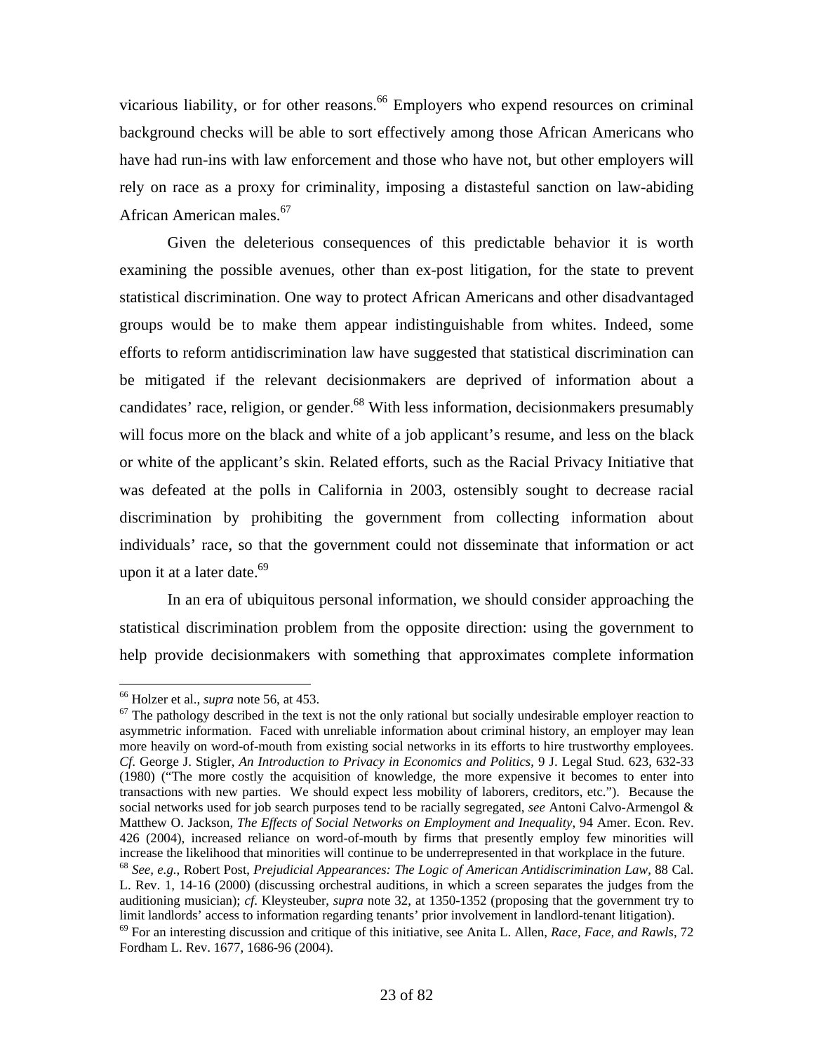vicarious liability, or for other reasons.[66] Employers who expend resources on criminal background checks will be able to sort effectively among those African Americans who have had run-ins with law enforcement and those who have not, but other employers will rely on race as a proxy for criminality, imposing a distasteful sanction on law-abiding African American males.[67]

Given the deleterious consequences of this predictable behavior it is worth examining the possible avenues, other than ex-post litigation, for the state to prevent statistical discrimination. One way to protect African Americans and other disadvantaged groups would be to make them appear indistinguishable from whites. Indeed, some efforts to reform antidiscrimination law have suggested that statistical discrimination can be mitigated if the relevant decisionmakers are deprived of information about a candidates' race, religion, or gender.[68] With less information, decisionmakers presumably will focus more on the black and white of a job applicant's resume, and less on the black or white of the applicant's skin. Related efforts, such as the Racial Privacy Initiative that was defeated at the polls in California in 2003, ostensibly sought to decrease racial discrimination by prohibiting the government from collecting information about individuals' race, so that the government could not disseminate that information or act upon it at a later date.[69]

In an era of ubiquitous personal information, we should consider approaching the statistical discrimination problem from the opposite direction: using the government to help provide decisionmakers with something that approximates complete information

---

[66] Holzer et al., *supra* note 56, at 453.

[67] The pathology described in the text is not the only rational but socially undesirable employer reaction to asymmetric information. Faced with unreliable information about criminal history, an employer may lean more heavily on word-of-mouth from existing social networks in its efforts to hire trustworthy employees. *Cf*. George J. Stigler, *An Introduction to Privacy in Economics and Politics*, 9 J. Legal Stud. 623, 632-33 (1980) ("The more costly the acquisition of knowledge, the more expensive it becomes to enter into transactions with new parties. We should expect less mobility of laborers, creditors, etc."). Because the social networks used for job search purposes tend to be racially segregated, *see* Antoni Calvo-Armengol & Matthew O. Jackson, *The Effects of Social Networks on Employment and Inequality*, 94 Amer. Econ. Rev. 426 (2004), increased reliance on word-of-mouth by firms that presently employ few minorities will increase the likelihood that minorities will continue to be underrepresented in that workplace in the future.

[68] *See, e.g.*, Robert Post, *Prejudicial Appearances: The Logic of American Antidiscrimination Law*, 88 Cal. L. Rev. 1, 14-16 (2000) (discussing orchestral auditions, in which a screen separates the judges from the auditioning musician); *cf*. Kleysteuber, *supra* note 32, at 1350-1352 (proposing that the government try to limit landlords' access to information regarding tenants' prior involvement in landlord-tenant litigation).

[69] For an interesting discussion and critique of this initiative, see Anita L. Allen, *Race, Face, and Rawls*, 72 Fordham L. Rev. 1677, 1686-96 (2004).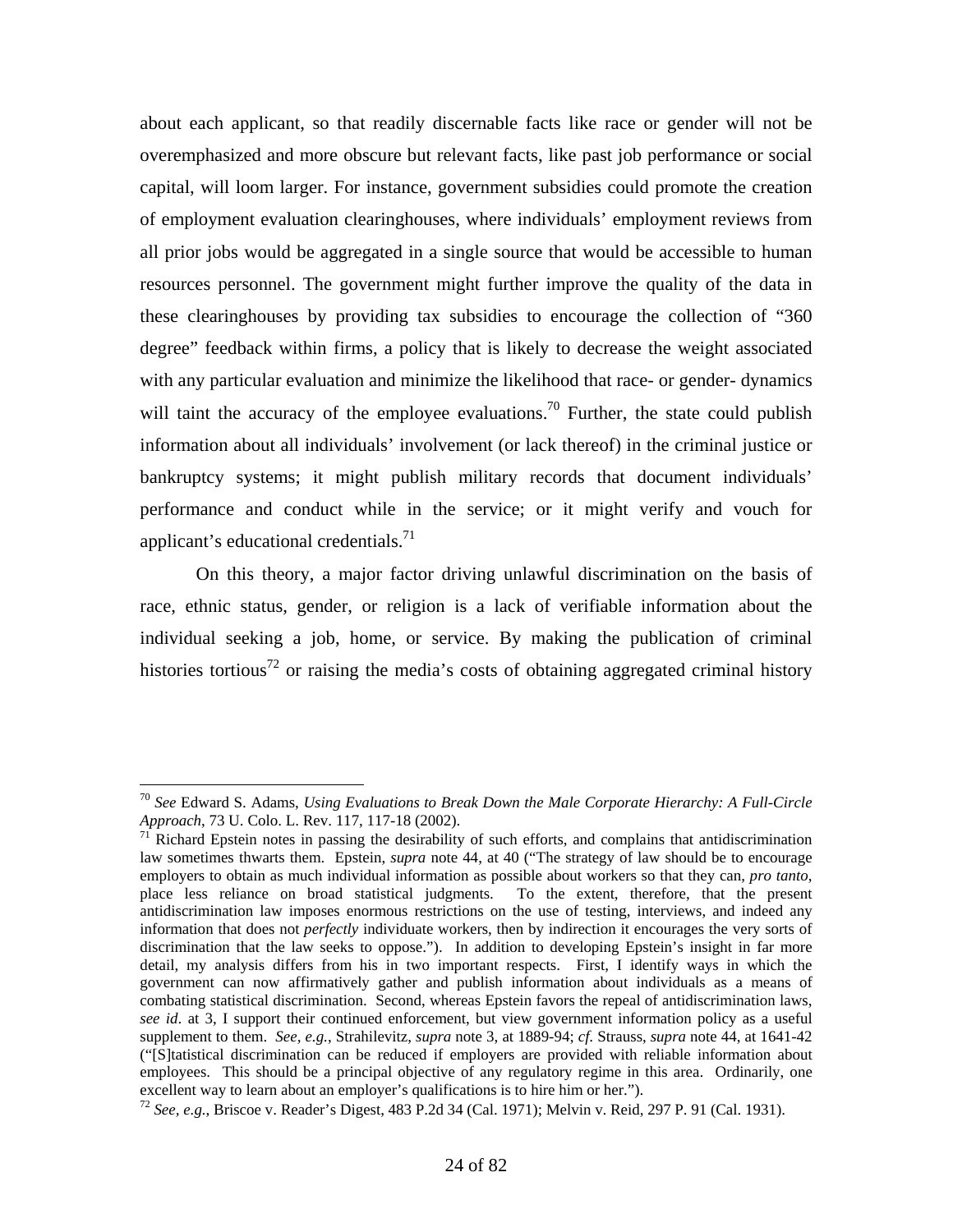about each applicant, so that readily discernable facts like race or gender will not be overemphasized and more obscure but relevant facts, like past job performance or social capital, will loom larger. For instance, government subsidies could promote the creation of employment evaluation clearinghouses, where individuals' employment reviews from all prior jobs would be aggregated in a single source that would be accessible to human resources personnel. The government might further improve the quality of the data in these clearinghouses by providing tax subsidies to encourage the collection of "360 degree" feedback within firms, a policy that is likely to decrease the weight associated with any particular evaluation and minimize the likelihood that race- or gender- dynamics will taint the accuracy of the employee evaluations.[70] Further, the state could publish information about all individuals' involvement (or lack thereof) in the criminal justice or bankruptcy systems; it might publish military records that document individuals' performance and conduct while in the service; or it might verify and vouch for applicant's educational credentials.[71]

On this theory, a major factor driving unlawful discrimination on the basis of race, ethnic status, gender, or religion is a lack of verifiable information about the individual seeking a job, home, or service. By making the publication of criminal histories tortious[72] or raising the media's costs of obtaining aggregated criminal history

---

[70] *See* Edward S. Adams, *Using Evaluations to Break Down the Male Corporate Hierarchy: A Full-Circle Approach*, 73 U. Colo. L. Rev. 117, 117-18 (2002).

[71] Richard Epstein notes in passing the desirability of such efforts, and complains that antidiscrimination law sometimes thwarts them. Epstein, *supra* note 44, at 40 ("The strategy of law should be to encourage employers to obtain as much individual information as possible about workers so that they can, *pro tanto*, place less reliance on broad statistical judgments. To the extent, therefore, that the present antidiscrimination law imposes enormous restrictions on the use of testing, interviews, and indeed any information that does not *perfectly* individuate workers, then by indirection it encourages the very sorts of discrimination that the law seeks to oppose."). In addition to developing Epstein's insight in far more detail, my analysis differs from his in two important respects. First, I identify ways in which the government can now affirmatively gather and publish information about individuals as a means of combating statistical discrimination. Second, whereas Epstein favors the repeal of antidiscrimination laws, *see id*. at 3, I support their continued enforcement, but view government information policy as a useful supplement to them. *See, e.g.*, Strahilevitz, *supra* note 3, at 1889-94; *cf.* Strauss, *supra* note 44, at 1641-42 ("[S]tatistical discrimination can be reduced if employers are provided with reliable information about employees. This should be a principal objective of any regulatory regime in this area. Ordinarily, one excellent way to learn about an employer's qualifications is to hire him or her.").

[72] *See, e.g.*, Briscoe v. Reader's Digest, 483 P.2d 34 (Cal. 1971); Melvin v. Reid, 297 P. 91 (Cal. 1931).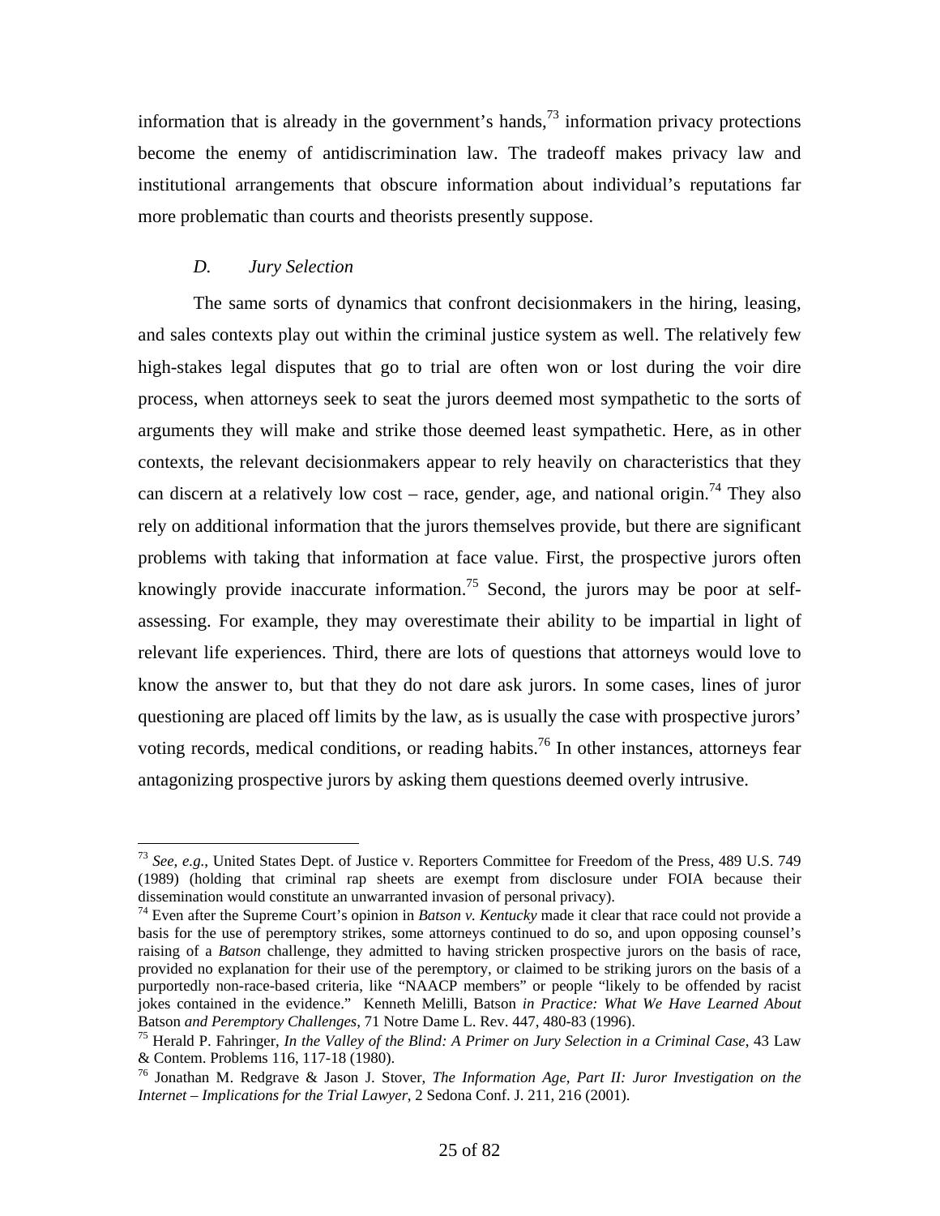information that is already in the government's hands,[73] information privacy protections become the enemy of antidiscrimination law. The tradeoff makes privacy law and institutional arrangements that obscure information about individual's reputations far more problematic than courts and theorists presently suppose.

### *D. Jury Selection*

The same sorts of dynamics that confront decisionmakers in the hiring, leasing, and sales contexts play out within the criminal justice system as well. The relatively few high-stakes legal disputes that go to trial are often won or lost during the voir dire process, when attorneys seek to seat the jurors deemed most sympathetic to the sorts of arguments they will make and strike those deemed least sympathetic. Here, as in other contexts, the relevant decisionmakers appear to rely heavily on characteristics that they can discern at a relatively low cost – race, gender, age, and national origin.[74] They also rely on additional information that the jurors themselves provide, but there are significant problems with taking that information at face value. First, the prospective jurors often knowingly provide inaccurate information.[75] Second, the jurors may be poor at self-assessing. For example, they may overestimate their ability to be impartial in light of relevant life experiences. Third, there are lots of questions that attorneys would love to know the answer to, but that they do not dare ask jurors. In some cases, lines of juror questioning are placed off limits by the law, as is usually the case with prospective jurors' voting records, medical conditions, or reading habits.[76] In other instances, attorneys fear antagonizing prospective jurors by asking them questions deemed overly intrusive.

---

[73] *See, e.g.*, United States Dept. of Justice v. Reporters Committee for Freedom of the Press, 489 U.S. 749 (1989) (holding that criminal rap sheets are exempt from disclosure under FOIA because their dissemination would constitute an unwarranted invasion of personal privacy).

[74] Even after the Supreme Court's opinion in *Batson v. Kentucky* made it clear that race could not provide a basis for the use of peremptory strikes, some attorneys continued to do so, and upon opposing counsel's raising of a *Batson* challenge, they admitted to having stricken prospective jurors on the basis of race, provided no explanation for their use of the peremptory, or claimed to be striking jurors on the basis of a purportedly non-race-based criteria, like "NAACP members" or people "likely to be offended by racist jokes contained in the evidence." Kenneth Melilli, Batson *in Practice: What We Have Learned About* Batson *and Peremptory Challenges*, 71 Notre Dame L. Rev. 447, 480-83 (1996).

[75] Herald P. Fahringer, *In the Valley of the Blind: A Primer on Jury Selection in a Criminal Case*, 43 Law & Contem. Problems 116, 117-18 (1980).

[76] Jonathan M. Redgrave & Jason J. Stover, *The Information Age, Part II: Juror Investigation on the Internet – Implications for the Trial Lawyer*, 2 Sedona Conf. J. 211, 216 (2001).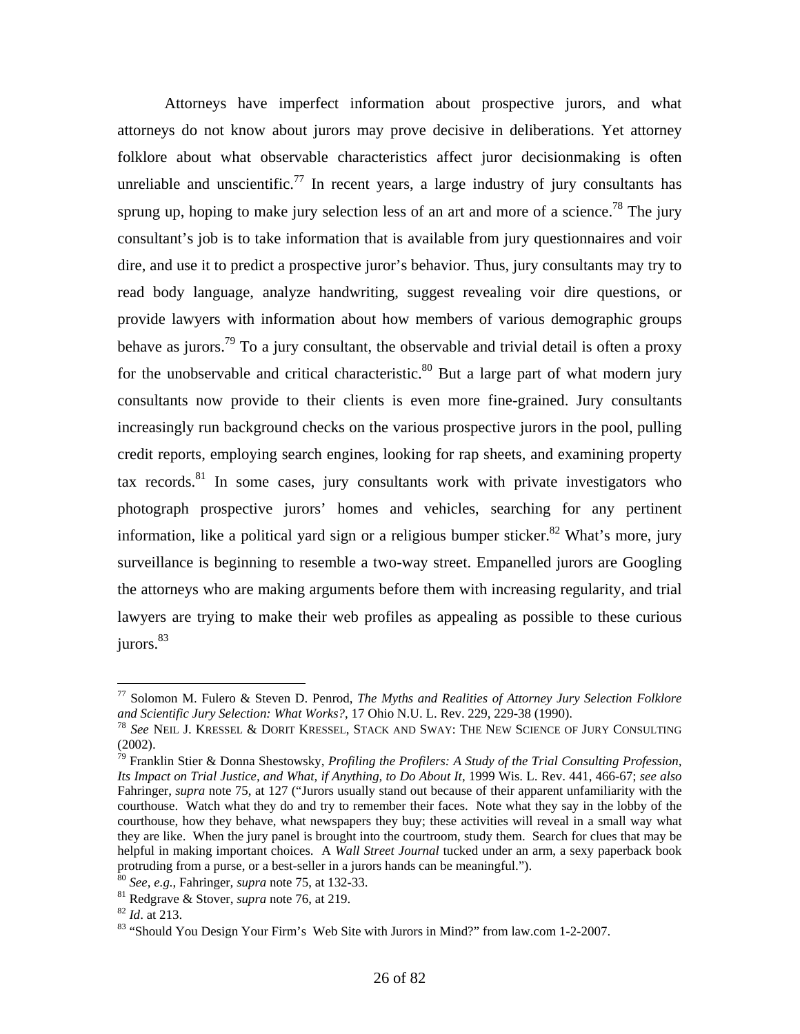Attorneys have imperfect information about prospective jurors, and what attorneys do not know about jurors may prove decisive in deliberations. Yet attorney folklore about what observable characteristics affect juror decisionmaking is often unreliable and unscientific.[77] In recent years, a large industry of jury consultants has sprung up, hoping to make jury selection less of an art and more of a science.[78] The jury consultant's job is to take information that is available from jury questionnaires and voir dire, and use it to predict a prospective juror's behavior. Thus, jury consultants may try to read body language, analyze handwriting, suggest revealing voir dire questions, or provide lawyers with information about how members of various demographic groups behave as jurors.[79] To a jury consultant, the observable and trivial detail is often a proxy for the unobservable and critical characteristic.[80] But a large part of what modern jury consultants now provide to their clients is even more fine-grained. Jury consultants increasingly run background checks on the various prospective jurors in the pool, pulling credit reports, employing search engines, looking for rap sheets, and examining property tax records.[81] In some cases, jury consultants work with private investigators who photograph prospective jurors' homes and vehicles, searching for any pertinent information, like a political yard sign or a religious bumper sticker.[82] What's more, jury surveillance is beginning to resemble a two-way street. Empanelled jurors are Googling the attorneys who are making arguments before them with increasing regularity, and trial lawyers are trying to make their web profiles as appealing as possible to these curious jurors.[83]

---

[77] Solomon M. Fulero & Steven D. Penrod, *The Myths and Realities of Attorney Jury Selection Folklore and Scientific Jury Selection: What Works?*, 17 Ohio N.U. L. Rev. 229, 229-38 (1990).

[78] *See* NEIL J. KRESSEL & DORIT KRESSEL, STACK AND SWAY: THE NEW SCIENCE OF JURY CONSULTING (2002).

[79] Franklin Stier & Donna Shestowsky, *Profiling the Profilers: A Study of the Trial Consulting Profession, Its Impact on Trial Justice, and What, if Anything, to Do About It*, 1999 Wis. L. Rev. 441, 466-67; *see also* Fahringer, *supra* note 75, at 127 ("Jurors usually stand out because of their apparent unfamiliarity with the courthouse. Watch what they do and try to remember their faces. Note what they say in the lobby of the courthouse, how they behave, what newspapers they buy; these activities will reveal in a small way what they are like. When the jury panel is brought into the courtroom, study them. Search for clues that may be helpful in making important choices. A *Wall Street Journal* tucked under an arm, a sexy paperback book protruding from a purse, or a best-seller in a jurors hands can be meaningful.").

[80] *See, e.g.*, Fahringer, *supra* note 75, at 132-33.

[81] Redgrave & Stover, *supra* note 76, at 219.

[82] *Id*. at 213.

[83] "Should You Design Your Firm's Web Site with Jurors in Mind?" from law.com 1-2-2007.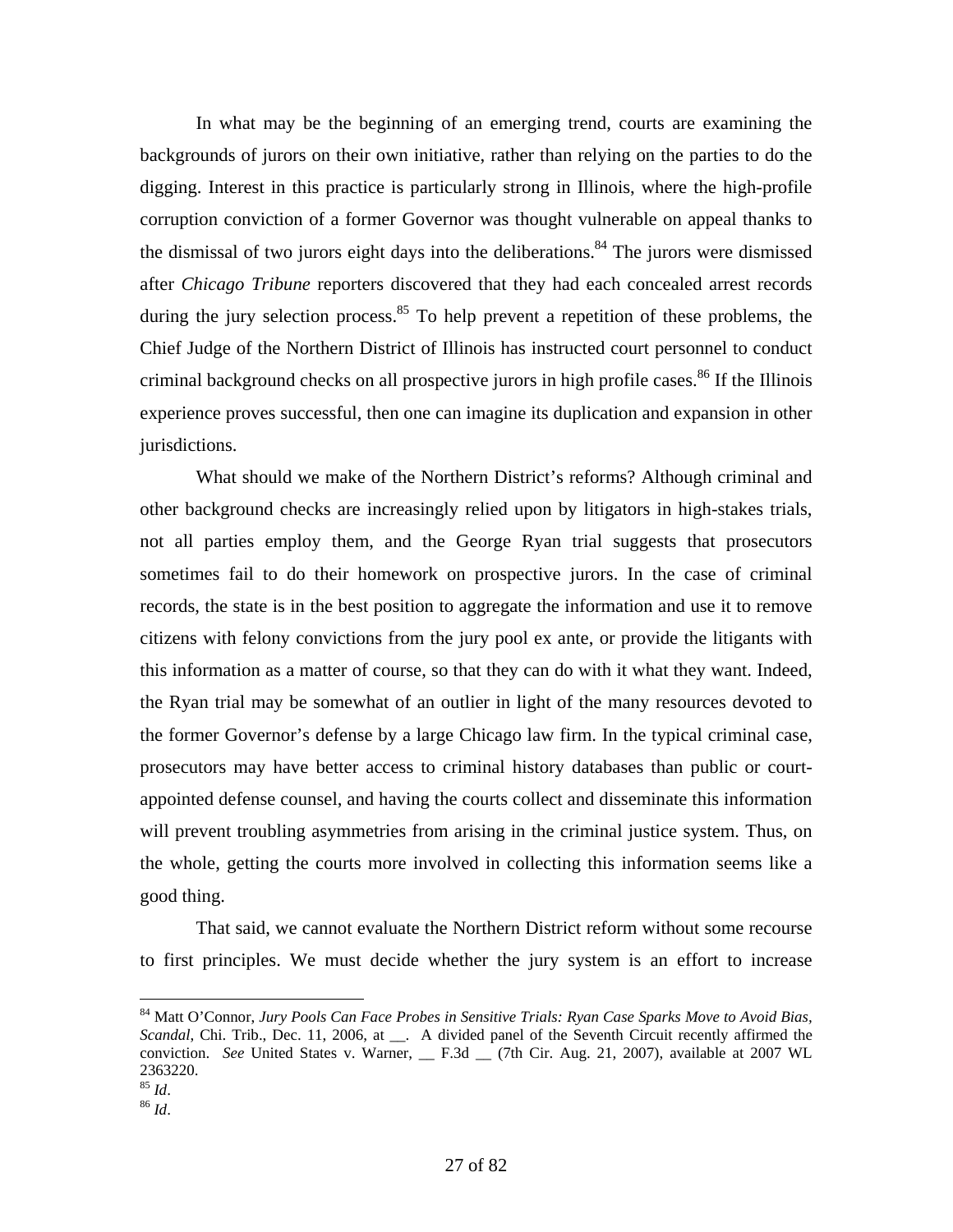In what may be the beginning of an emerging trend, courts are examining the backgrounds of jurors on their own initiative, rather than relying on the parties to do the digging. Interest in this practice is particularly strong in Illinois, where the high-profile corruption conviction of a former Governor was thought vulnerable on appeal thanks to the dismissal of two jurors eight days into the deliberations.[84] The jurors were dismissed after *Chicago Tribune* reporters discovered that they had each concealed arrest records during the jury selection process.[85] To help prevent a repetition of these problems, the Chief Judge of the Northern District of Illinois has instructed court personnel to conduct criminal background checks on all prospective jurors in high profile cases.[86] If the Illinois experience proves successful, then one can imagine its duplication and expansion in other jurisdictions.

What should we make of the Northern District's reforms? Although criminal and other background checks are increasingly relied upon by litigators in high-stakes trials, not all parties employ them, and the George Ryan trial suggests that prosecutors sometimes fail to do their homework on prospective jurors. In the case of criminal records, the state is in the best position to aggregate the information and use it to remove citizens with felony convictions from the jury pool ex ante, or provide the litigants with this information as a matter of course, so that they can do with it what they want. Indeed, the Ryan trial may be somewhat of an outlier in light of the many resources devoted to the former Governor's defense by a large Chicago law firm. In the typical criminal case, prosecutors may have better access to criminal history databases than public or court-appointed defense counsel, and having the courts collect and disseminate this information will prevent troubling asymmetries from arising in the criminal justice system. Thus, on the whole, getting the courts more involved in collecting this information seems like a good thing.

That said, we cannot evaluate the Northern District reform without some recourse to first principles. We must decide whether the jury system is an effort to increase

---

[84] Matt O'Connor, *Jury Pools Can Face Probes in Sensitive Trials: Ryan Case Sparks Move to Avoid Bias, Scandal*, Chi. Trib., Dec. 11, 2006, at __. A divided panel of the Seventh Circuit recently affirmed the conviction. *See* United States v. Warner, __ F.3d __ (7th Cir. Aug. 21, 2007), available at 2007 WL 2363220.

[85] *Id*.

[86] *Id*.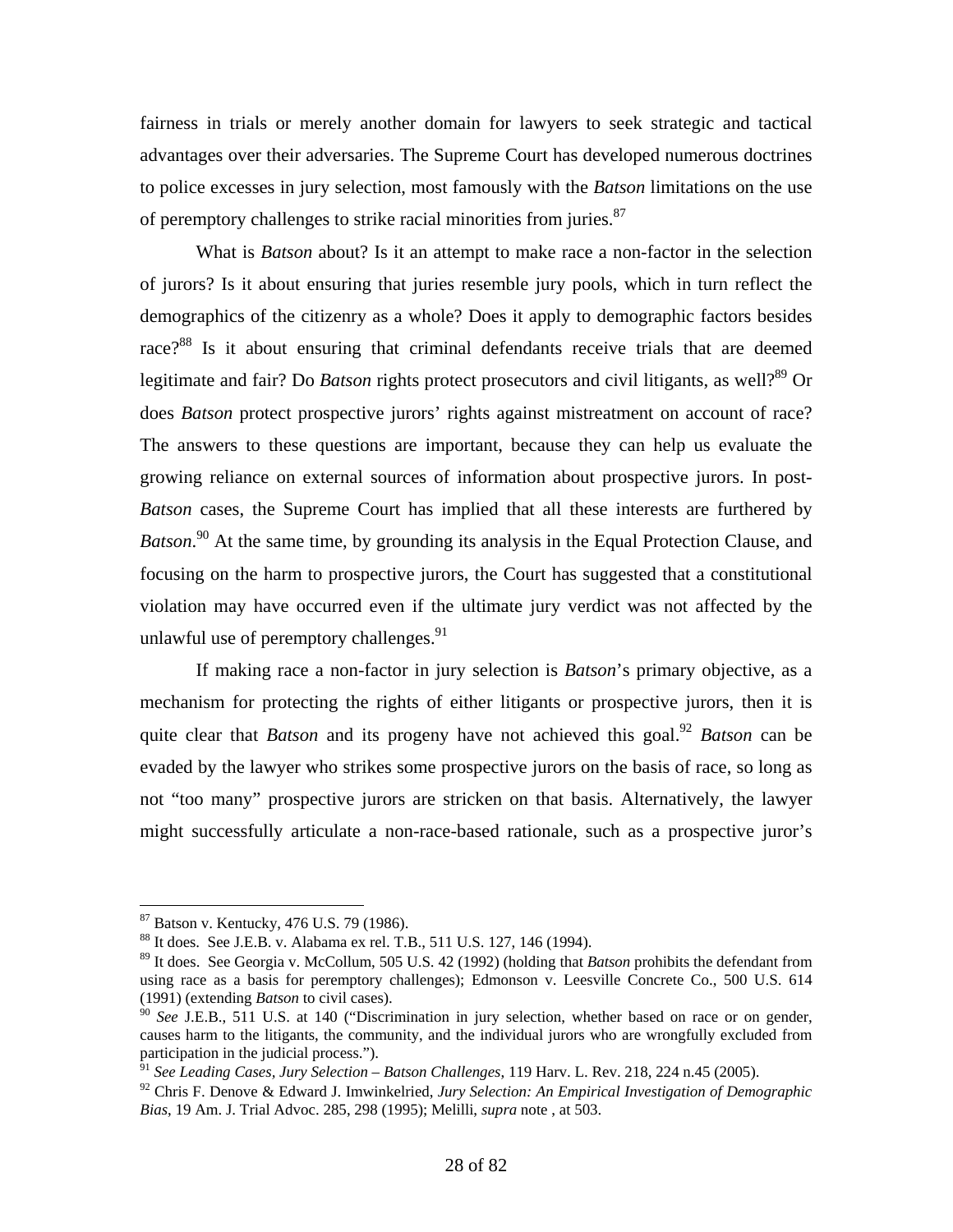fairness in trials or merely another domain for lawyers to seek strategic and tactical advantages over their adversaries. The Supreme Court has developed numerous doctrines to police excesses in jury selection, most famously with the *Batson* limitations on the use of peremptory challenges to strike racial minorities from juries.[87]

What is *Batson* about? Is it an attempt to make race a non-factor in the selection of jurors? Is it about ensuring that juries resemble jury pools, which in turn reflect the demographics of the citizenry as a whole? Does it apply to demographic factors besides race?[88] Is it about ensuring that criminal defendants receive trials that are deemed legitimate and fair? Do *Batson* rights protect prosecutors and civil litigants, as well?[89] Or does *Batson* protect prospective jurors' rights against mistreatment on account of race? The answers to these questions are important, because they can help us evaluate the growing reliance on external sources of information about prospective jurors. In post-*Batson* cases, the Supreme Court has implied that all these interests are furthered by *Batson*.[90] At the same time, by grounding its analysis in the Equal Protection Clause, and focusing on the harm to prospective jurors, the Court has suggested that a constitutional violation may have occurred even if the ultimate jury verdict was not affected by the unlawful use of peremptory challenges.[91]

If making race a non-factor in jury selection is *Batson*'s primary objective, as a mechanism for protecting the rights of either litigants or prospective jurors, then it is quite clear that *Batson* and its progeny have not achieved this goal.[92] *Batson* can be evaded by the lawyer who strikes some prospective jurors on the basis of race, so long as not "too many" prospective jurors are stricken on that basis. Alternatively, the lawyer might successfully articulate a non-race-based rationale, such as a prospective juror's

---

[87] Batson v. Kentucky, 476 U.S. 79 (1986).

[88] It does. See J.E.B. v. Alabama ex rel. T.B., 511 U.S. 127, 146 (1994).

[89] It does. See Georgia v. McCollum, 505 U.S. 42 (1992) (holding that *Batson* prohibits the defendant from using race as a basis for peremptory challenges); Edmonson v. Leesville Concrete Co., 500 U.S. 614 (1991) (extending *Batson* to civil cases).

[90] *See* J.E.B., 511 U.S. at 140 ("Discrimination in jury selection, whether based on race or on gender, causes harm to the litigants, the community, and the individual jurors who are wrongfully excluded from participation in the judicial process.").

[91] *See Leading Cases, Jury Selection – Batson Challenges*, 119 Harv. L. Rev. 218, 224 n.45 (2005).

[92] Chris F. Denove & Edward J. Imwinkelried, *Jury Selection: An Empirical Investigation of Demographic Bias*, 19 Am. J. Trial Advoc. 285, 298 (1995); Melilli, *supra* note , at 503.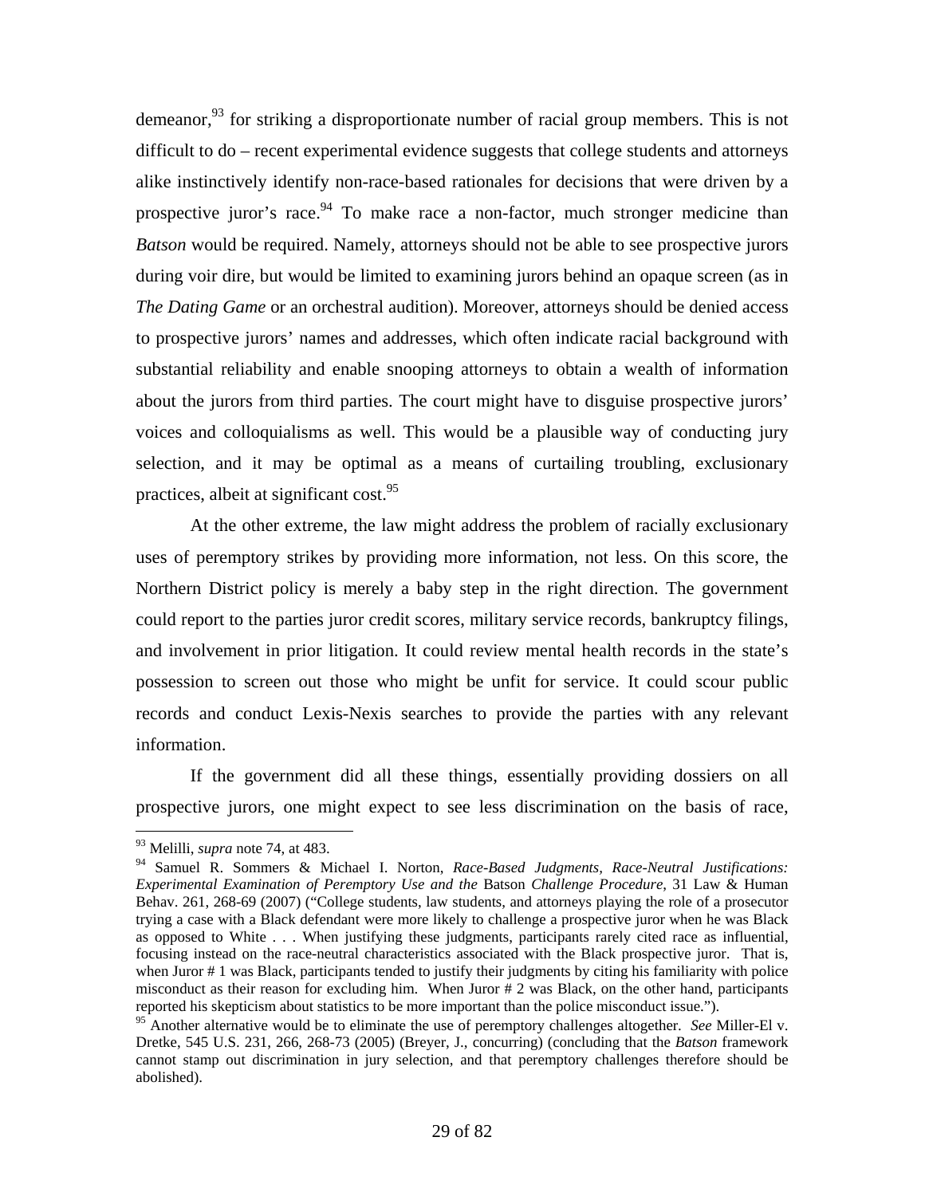demeanor,[93] for striking a disproportionate number of racial group members. This is not difficult to do – recent experimental evidence suggests that college students and attorneys alike instinctively identify non-race-based rationales for decisions that were driven by a prospective juror's race.[94] To make race a non-factor, much stronger medicine than *Batson* would be required. Namely, attorneys should not be able to see prospective jurors during voir dire, but would be limited to examining jurors behind an opaque screen (as in *The Dating Game* or an orchestral audition). Moreover, attorneys should be denied access to prospective jurors' names and addresses, which often indicate racial background with substantial reliability and enable snooping attorneys to obtain a wealth of information about the jurors from third parties. The court might have to disguise prospective jurors' voices and colloquialisms as well. This would be a plausible way of conducting jury selection, and it may be optimal as a means of curtailing troubling, exclusionary practices, albeit at significant cost.[95]

At the other extreme, the law might address the problem of racially exclusionary uses of peremptory strikes by providing more information, not less. On this score, the Northern District policy is merely a baby step in the right direction. The government could report to the parties juror credit scores, military service records, bankruptcy filings, and involvement in prior litigation. It could review mental health records in the state's possession to screen out those who might be unfit for service. It could scour public records and conduct Lexis-Nexis searches to provide the parties with any relevant information.

If the government did all these things, essentially providing dossiers on all prospective jurors, one might expect to see less discrimination on the basis of race,

---

[93] Melilli, *supra* note 74, at 483.

[94] Samuel R. Sommers & Michael I. Norton, *Race-Based Judgments, Race-Neutral Justifications: Experimental Examination of Peremptory Use and the* Batson *Challenge Procedure*, 31 Law & Human Behav. 261, 268-69 (2007) ("College students, law students, and attorneys playing the role of a prosecutor trying a case with a Black defendant were more likely to challenge a prospective juror when he was Black as opposed to White . . . When justifying these judgments, participants rarely cited race as influential, focusing instead on the race-neutral characteristics associated with the Black prospective juror. That is, when Juror # 1 was Black, participants tended to justify their judgments by citing his familiarity with police misconduct as their reason for excluding him. When Juror # 2 was Black, on the other hand, participants reported his skepticism about statistics to be more important than the police misconduct issue.").

[95] Another alternative would be to eliminate the use of peremptory challenges altogether. *See* Miller-El v. Dretke, 545 U.S. 231, 266, 268-73 (2005) (Breyer, J., concurring) (concluding that the *Batson* framework cannot stamp out discrimination in jury selection, and that peremptory challenges therefore should be abolished).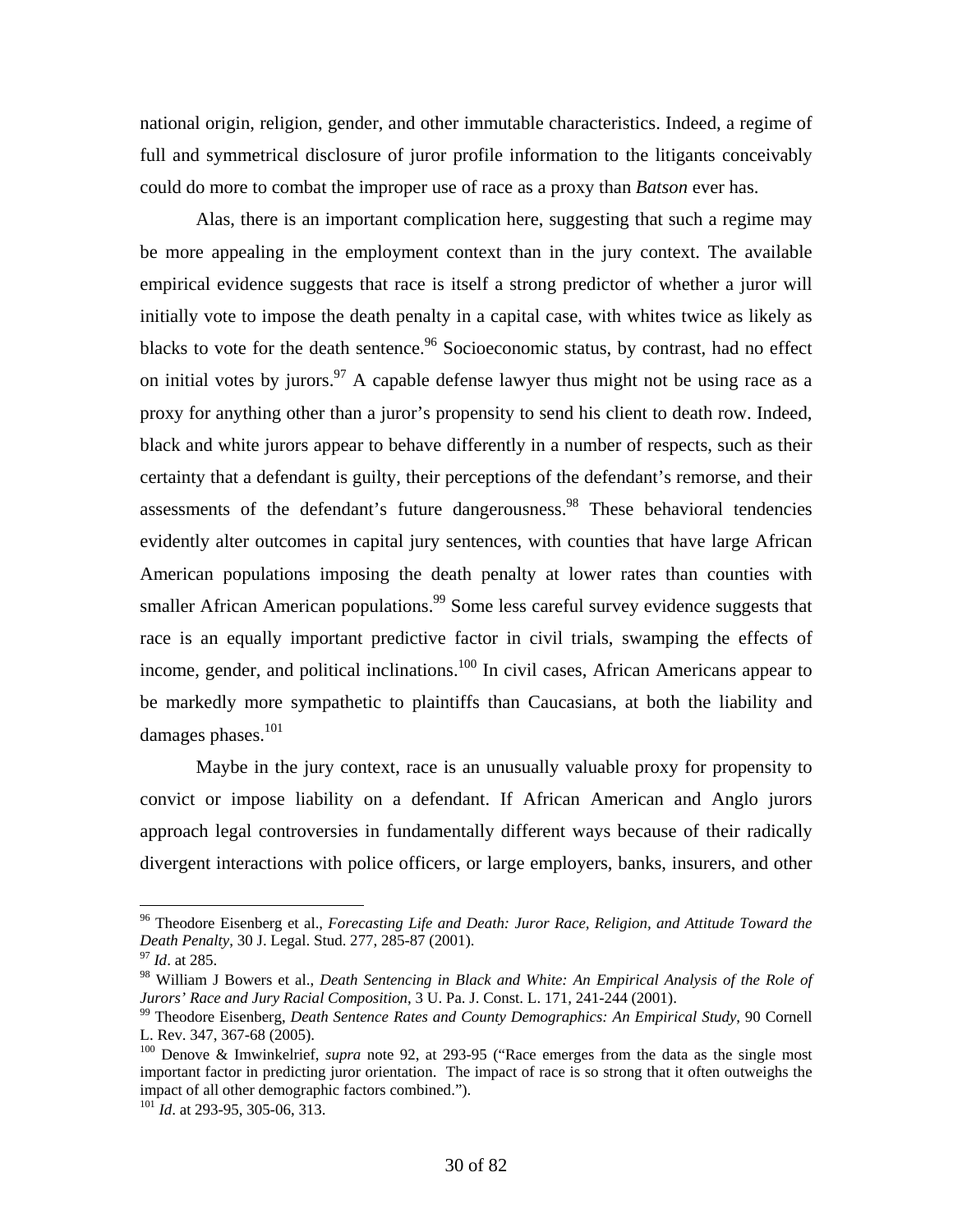national origin, religion, gender, and other immutable characteristics. Indeed, a regime of full and symmetrical disclosure of juror profile information to the litigants conceivably could do more to combat the improper use of race as a proxy than *Batson* ever has.

Alas, there is an important complication here, suggesting that such a regime may be more appealing in the employment context than in the jury context. The available empirical evidence suggests that race is itself a strong predictor of whether a juror will initially vote to impose the death penalty in a capital case, with whites twice as likely as blacks to vote for the death sentence.[96] Socioeconomic status, by contrast, had no effect on initial votes by jurors.[97] A capable defense lawyer thus might not be using race as a proxy for anything other than a juror's propensity to send his client to death row. Indeed, black and white jurors appear to behave differently in a number of respects, such as their certainty that a defendant is guilty, their perceptions of the defendant's remorse, and their assessments of the defendant's future dangerousness.[98] These behavioral tendencies evidently alter outcomes in capital jury sentences, with counties that have large African American populations imposing the death penalty at lower rates than counties with smaller African American populations.[99] Some less careful survey evidence suggests that race is an equally important predictive factor in civil trials, swamping the effects of income, gender, and political inclinations.[100] In civil cases, African Americans appear to be markedly more sympathetic to plaintiffs than Caucasians, at both the liability and damages phases.[101]

Maybe in the jury context, race is an unusually valuable proxy for propensity to convict or impose liability on a defendant. If African American and Anglo jurors approach legal controversies in fundamentally different ways because of their radically divergent interactions with police officers, or large employers, banks, insurers, and other

---

[96] Theodore Eisenberg et al., *Forecasting Life and Death: Juror Race, Religion, and Attitude Toward the Death Penalty*, 30 J. Legal. Stud. 277, 285-87 (2001).

[97] *Id*. at 285.

[98] William J Bowers et al., *Death Sentencing in Black and White: An Empirical Analysis of the Role of Jurors' Race and Jury Racial Composition*, 3 U. Pa. J. Const. L. 171, 241-244 (2001).

[99] Theodore Eisenberg, *Death Sentence Rates and County Demographics: An Empirical Study*, 90 Cornell L. Rev. 347, 367-68 (2005).

[100] Denove & Imwinkelrief, *supra* note 92, at 293-95 ("Race emerges from the data as the single most important factor in predicting juror orientation. The impact of race is so strong that it often outweighs the impact of all other demographic factors combined.").

[101] *Id*. at 293-95, 305-06, 313.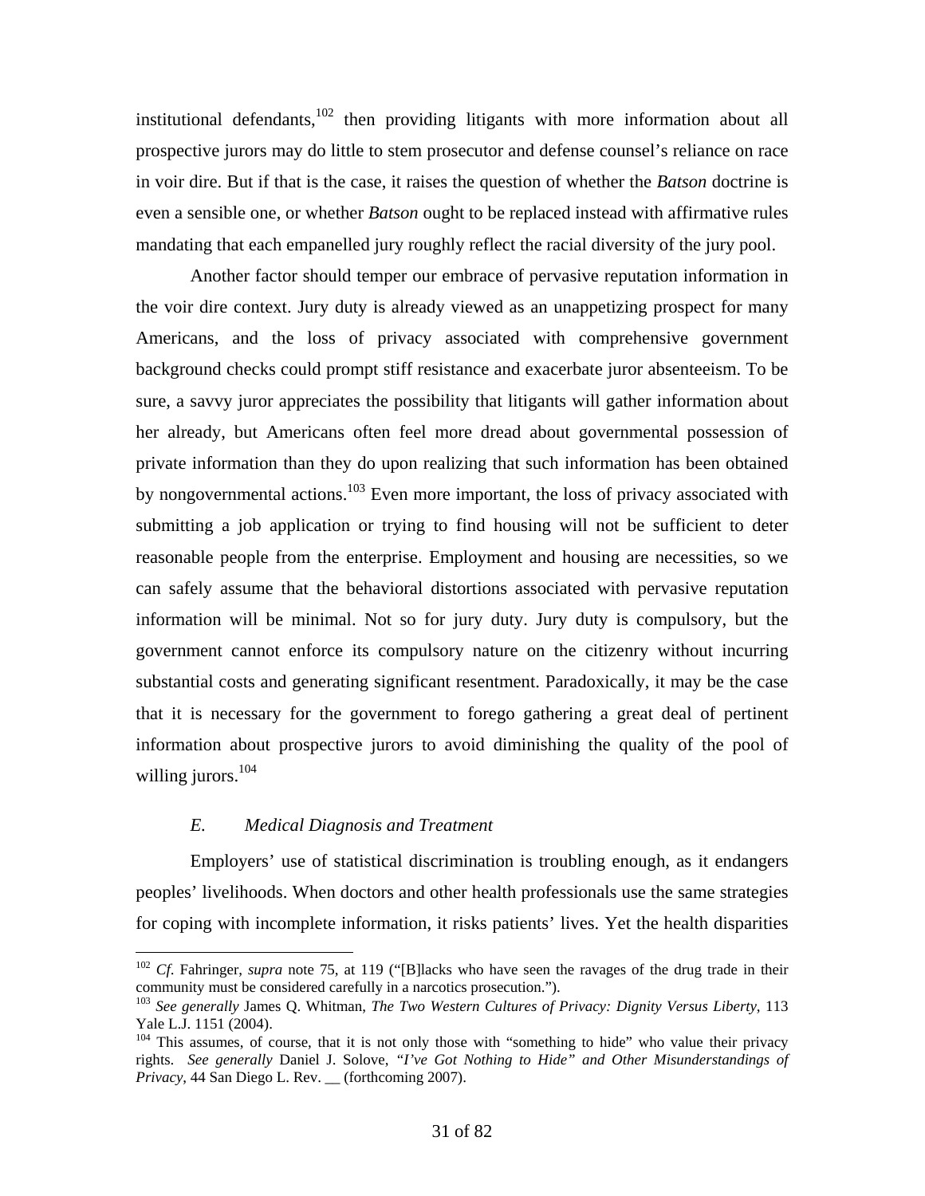institutional defendants,[102] then providing litigants with more information about all prospective jurors may do little to stem prosecutor and defense counsel's reliance on race in voir dire. But if that is the case, it raises the question of whether the *Batson* doctrine is even a sensible one, or whether *Batson* ought to be replaced instead with affirmative rules mandating that each empanelled jury roughly reflect the racial diversity of the jury pool.

Another factor should temper our embrace of pervasive reputation information in the voir dire context. Jury duty is already viewed as an unappetizing prospect for many Americans, and the loss of privacy associated with comprehensive government background checks could prompt stiff resistance and exacerbate juror absenteeism. To be sure, a savvy juror appreciates the possibility that litigants will gather information about her already, but Americans often feel more dread about governmental possession of private information than they do upon realizing that such information has been obtained by nongovernmental actions.[103] Even more important, the loss of privacy associated with submitting a job application or trying to find housing will not be sufficient to deter reasonable people from the enterprise. Employment and housing are necessities, so we can safely assume that the behavioral distortions associated with pervasive reputation information will be minimal. Not so for jury duty. Jury duty is compulsory, but the government cannot enforce its compulsory nature on the citizenry without incurring substantial costs and generating significant resentment. Paradoxically, it may be the case that it is necessary for the government to forego gathering a great deal of pertinent information about prospective jurors to avoid diminishing the quality of the pool of willing jurors.[104]

### *E. Medical Diagnosis and Treatment*

Employers' use of statistical discrimination is troubling enough, as it endangers peoples' livelihoods. When doctors and other health professionals use the same strategies for coping with incomplete information, it risks patients' lives. Yet the health disparities

---

[102] *Cf.* Fahringer, *supra* note 75, at 119 ("[B]lacks who have seen the ravages of the drug trade in their community must be considered carefully in a narcotics prosecution.").

[103] *See generally* James Q. Whitman, *The Two Western Cultures of Privacy: Dignity Versus Liberty*, 113 Yale L.J. 1151 (2004).

[104] This assumes, of course, that it is not only those with "something to hide" who value their privacy rights. *See generally* Daniel J. Solove, *"I've Got Nothing to Hide" and Other Misunderstandings of Privacy*, 44 San Diego L. Rev. __ (forthcoming 2007).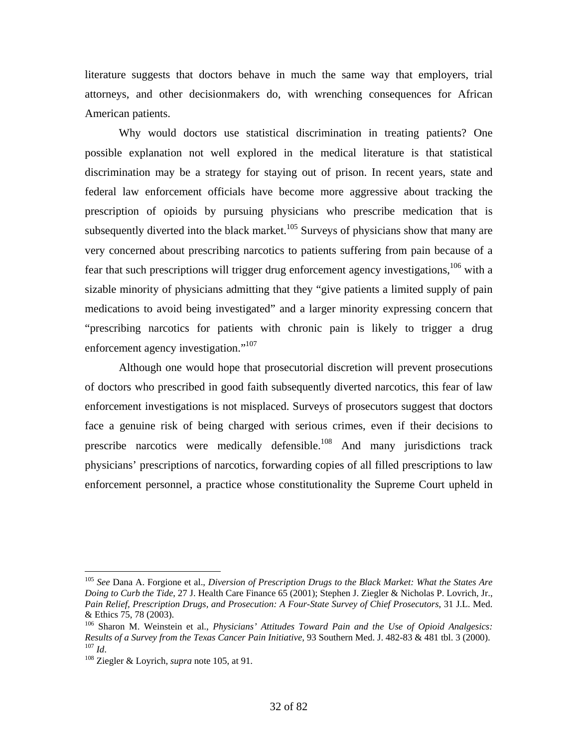literature suggests that doctors behave in much the same way that employers, trial attorneys, and other decisionmakers do, with wrenching consequences for African American patients.

Why would doctors use statistical discrimination in treating patients? One possible explanation not well explored in the medical literature is that statistical discrimination may be a strategy for staying out of prison. In recent years, state and federal law enforcement officials have become more aggressive about tracking the prescription of opioids by pursuing physicians who prescribe medication that is subsequently diverted into the black market.[105] Surveys of physicians show that many are very concerned about prescribing narcotics to patients suffering from pain because of a fear that such prescriptions will trigger drug enforcement agency investigations,[106] with a sizable minority of physicians admitting that they "give patients a limited supply of pain medications to avoid being investigated" and a larger minority expressing concern that "prescribing narcotics for patients with chronic pain is likely to trigger a drug enforcement agency investigation."[107]

Although one would hope that prosecutorial discretion will prevent prosecutions of doctors who prescribed in good faith subsequently diverted narcotics, this fear of law enforcement investigations is not misplaced. Surveys of prosecutors suggest that doctors face a genuine risk of being charged with serious crimes, even if their decisions to prescribe narcotics were medically defensible.[108] And many jurisdictions track physicians' prescriptions of narcotics, forwarding copies of all filled prescriptions to law enforcement personnel, a practice whose constitutionality the Supreme Court upheld in

---

[105] *See* Dana A. Forgione et al., *Diversion of Prescription Drugs to the Black Market: What the States Are Doing to Curb the Tide*, 27 J. Health Care Finance 65 (2001); Stephen J. Ziegler & Nicholas P. Lovrich, Jr., *Pain Relief, Prescription Drugs, and Prosecution: A Four-State Survey of Chief Prosecutors*, 31 J.L. Med. & Ethics 75, 78 (2003).

[106] Sharon M. Weinstein et al., *Physicians' Attitudes Toward Pain and the Use of Opioid Analgesics: Results of a Survey from the Texas Cancer Pain Initiative*, 93 Southern Med. J. 482-83 & 481 tbl. 3 (2000).

[107] *Id*.

[108] Ziegler & Loyrich, *supra* note 105, at 91.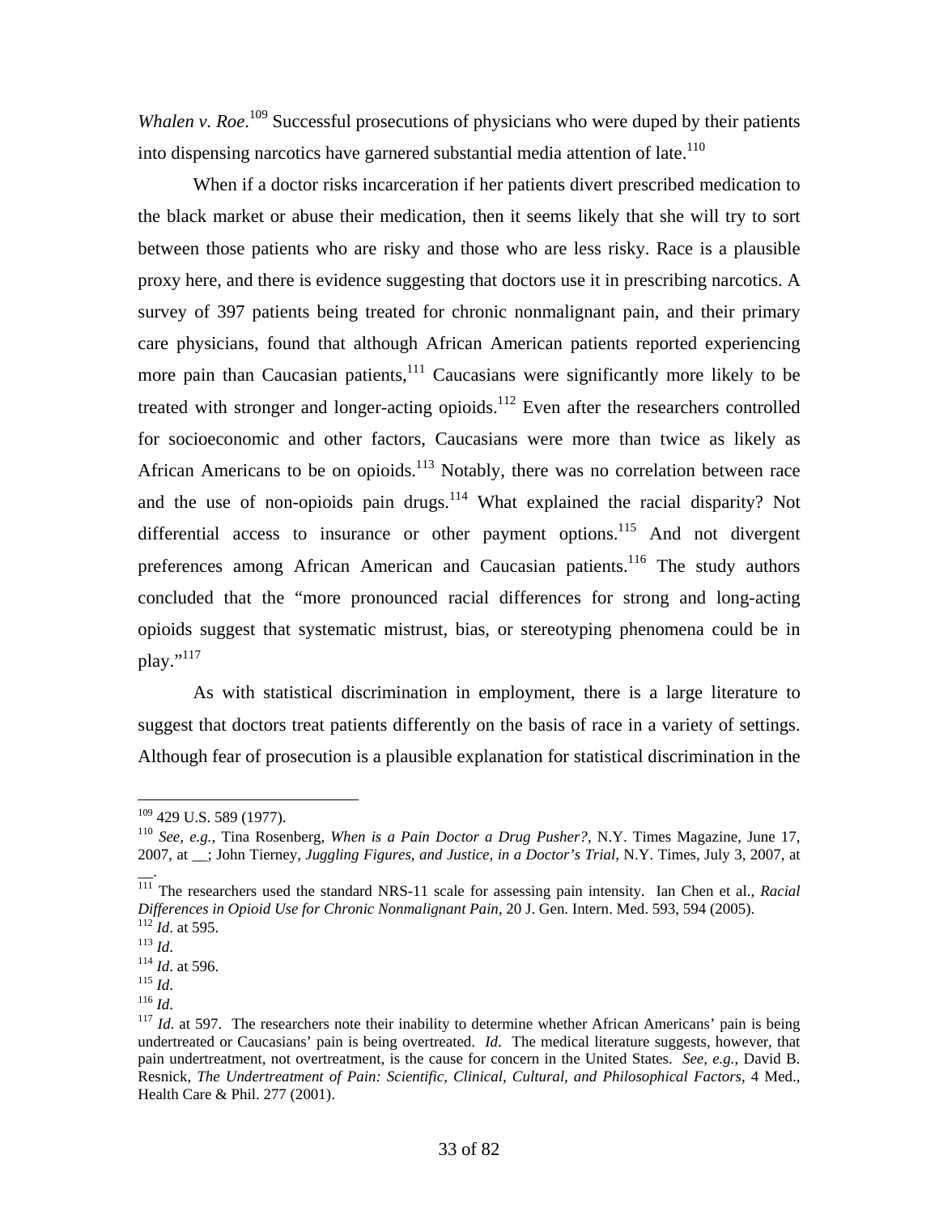*Whalen v. Roe*.[109] Successful prosecutions of physicians who were duped by their patients into dispensing narcotics have garnered substantial media attention of late.[110]

When if a doctor risks incarceration if her patients divert prescribed medication to the black market or abuse their medication, then it seems likely that she will try to sort between those patients who are risky and those who are less risky. Race is a plausible proxy here, and there is evidence suggesting that doctors use it in prescribing narcotics. A survey of 397 patients being treated for chronic nonmalignant pain, and their primary care physicians, found that although African American patients reported experiencing more pain than Caucasian patients,[111] Caucasians were significantly more likely to be treated with stronger and longer-acting opioids.[112] Even after the researchers controlled for socioeconomic and other factors, Caucasians were more than twice as likely as African Americans to be on opioids.[113] Notably, there was no correlation between race and the use of non-opioids pain drugs.[114] What explained the racial disparity? Not differential access to insurance or other payment options.[115] And not divergent preferences among African American and Caucasian patients.[116] The study authors concluded that the "more pronounced racial differences for strong and long-acting opioids suggest that systematic mistrust, bias, or stereotyping phenomena could be in play."[117]

As with statistical discrimination in employment, there is a large literature to suggest that doctors treat patients differently on the basis of race in a variety of settings. Although fear of prosecution is a plausible explanation for statistical discrimination in the

---

[109] 429 U.S. 589 (1977).

[110] *See, e.g.*, Tina Rosenberg, *When is a Pain Doctor a Drug Pusher?*, N.Y. Times Magazine, June 17, 2007, at __; John Tierney, *Juggling Figures, and Justice, in a Doctor's Trial*, N.Y. Times, July 3, 2007, at __.

[111] The researchers used the standard NRS-11 scale for assessing pain intensity. Ian Chen et al., *Racial Differences in Opioid Use for Chronic Nonmalignant Pain*, 20 J. Gen. Intern. Med. 593, 594 (2005).

[112] *Id*. at 595.

[113] *Id*.

[114] *Id*. at 596.

[115] *Id*.

[116] *Id*.

[117] *Id.* at 597. The researchers note their inability to determine whether African Americans' pain is being undertreated or Caucasians' pain is being overtreated. *Id*. The medical literature suggests, however, that pain undertreatment, not overtreatment, is the cause for concern in the United States. *See, e.g.*, David B. Resnick, *The Undertreatment of Pain: Scientific, Clinical, Cultural, and Philosophical Factors*, 4 Med., Health Care & Phil. 277 (2001).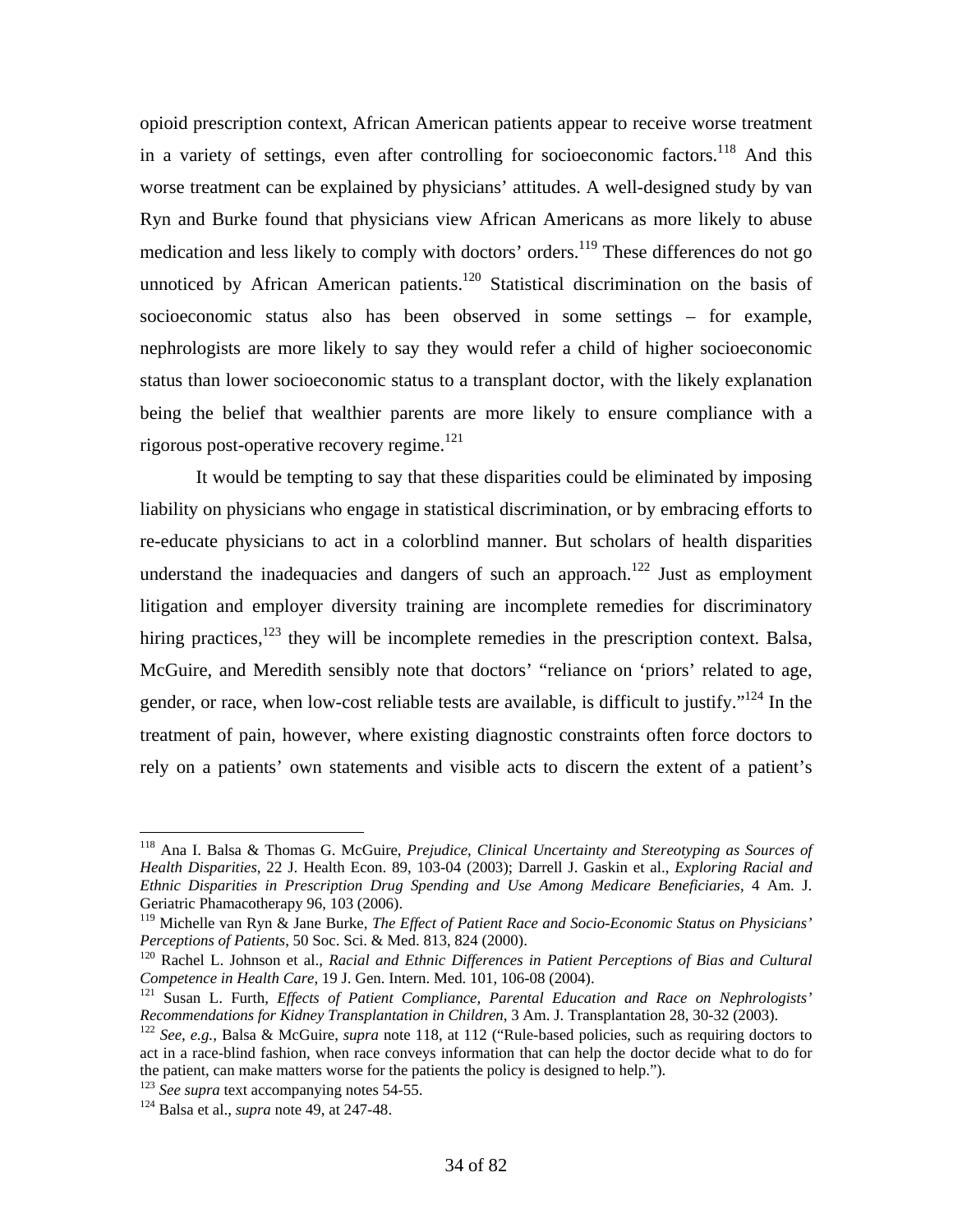opioid prescription context, African American patients appear to receive worse treatment in a variety of settings, even after controlling for socioeconomic factors.[118] And this worse treatment can be explained by physicians' attitudes. A well-designed study by van Ryn and Burke found that physicians view African Americans as more likely to abuse medication and less likely to comply with doctors' orders.[119] These differences do not go unnoticed by African American patients.[120] Statistical discrimination on the basis of socioeconomic status also has been observed in some settings – for example, nephrologists are more likely to say they would refer a child of higher socioeconomic status than lower socioeconomic status to a transplant doctor, with the likely explanation being the belief that wealthier parents are more likely to ensure compliance with a rigorous post-operative recovery regime.[121]

It would be tempting to say that these disparities could be eliminated by imposing liability on physicians who engage in statistical discrimination, or by embracing efforts to re-educate physicians to act in a colorblind manner. But scholars of health disparities understand the inadequacies and dangers of such an approach.[122] Just as employment litigation and employer diversity training are incomplete remedies for discriminatory hiring practices,[123] they will be incomplete remedies in the prescription context. Balsa, McGuire, and Meredith sensibly note that doctors' "reliance on 'priors' related to age, gender, or race, when low-cost reliable tests are available, is difficult to justify."[124] In the treatment of pain, however, where existing diagnostic constraints often force doctors to rely on a patients' own statements and visible acts to discern the extent of a patient's

---

[118] Ana I. Balsa & Thomas G. McGuire, *Prejudice, Clinical Uncertainty and Stereotyping as Sources of Health Disparities*, 22 J. Health Econ. 89, 103-04 (2003); Darrell J. Gaskin et al., *Exploring Racial and Ethnic Disparities in Prescription Drug Spending and Use Among Medicare Beneficiaries*, 4 Am. J. Geriatric Phamacotherapy 96, 103 (2006).

[119] Michelle van Ryn & Jane Burke, *The Effect of Patient Race and Socio-Economic Status on Physicians' Perceptions of Patients*, 50 Soc. Sci. & Med. 813, 824 (2000).

[120] Rachel L. Johnson et al., *Racial and Ethnic Differences in Patient Perceptions of Bias and Cultural Competence in Health Care*, 19 J. Gen. Intern. Med. 101, 106-08 (2004).

[121] Susan L. Furth, *Effects of Patient Compliance, Parental Education and Race on Nephrologists' Recommendations for Kidney Transplantation in Children*, 3 Am. J. Transplantation 28, 30-32 (2003).

[122] *See, e.g.*, Balsa & McGuire, *supra* note 118, at 112 ("Rule-based policies, such as requiring doctors to act in a race-blind fashion, when race conveys information that can help the doctor decide what to do for the patient, can make matters worse for the patients the policy is designed to help.").

[123] *See supra* text accompanying notes 54-55.

[124] Balsa et al., *supra* note 49, at 247-48.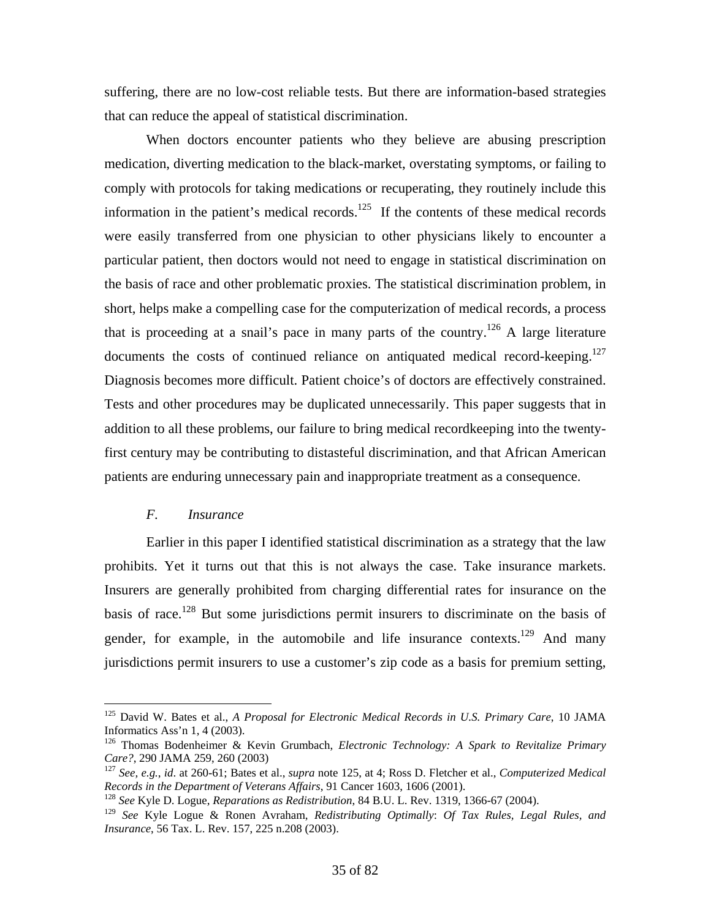suffering, there are no low-cost reliable tests. But there are information-based strategies that can reduce the appeal of statistical discrimination.

When doctors encounter patients who they believe are abusing prescription medication, diverting medication to the black-market, overstating symptoms, or failing to comply with protocols for taking medications or recuperating, they routinely include this information in the patient's medical records.[125] If the contents of these medical records were easily transferred from one physician to other physicians likely to encounter a particular patient, then doctors would not need to engage in statistical discrimination on the basis of race and other problematic proxies. The statistical discrimination problem, in short, helps make a compelling case for the computerization of medical records, a process that is proceeding at a snail's pace in many parts of the country.[126] A large literature documents the costs of continued reliance on antiquated medical record-keeping.[127] Diagnosis becomes more difficult. Patient choice's of doctors are effectively constrained. Tests and other procedures may be duplicated unnecessarily. This paper suggests that in addition to all these problems, our failure to bring medical recordkeeping into the twenty-first century may be contributing to distasteful discrimination, and that African American patients are enduring unnecessary pain and inappropriate treatment as a consequence.

### *F. Insurance*

Earlier in this paper I identified statistical discrimination as a strategy that the law prohibits. Yet it turns out that this is not always the case. Take insurance markets. Insurers are generally prohibited from charging differential rates for insurance on the basis of race.[128] But some jurisdictions permit insurers to discriminate on the basis of gender, for example, in the automobile and life insurance contexts.[129] And many jurisdictions permit insurers to use a customer's zip code as a basis for premium setting,

---

[125] David W. Bates et al., *A Proposal for Electronic Medical Records in U.S. Primary Care*, 10 JAMA Informatics Ass'n 1, 4 (2003).

[126] Thomas Bodenheimer & Kevin Grumbach, *Electronic Technology: A Spark to Revitalize Primary Care?*, 290 JAMA 259, 260 (2003)

[127] *See, e.g.*, *id*. at 260-61; Bates et al., *supra* note 125, at 4; Ross D. Fletcher et al., *Computerized Medical Records in the Department of Veterans Affairs*, 91 Cancer 1603, 1606 (2001).

[128] *See* Kyle D. Logue, *Reparations as Redistribution*, 84 B.U. L. Rev. 1319, 1366-67 (2004).

[129] *See* Kyle Logue & Ronen Avraham, *Redistributing Optimally*: *Of Tax Rules, Legal Rules, and Insurance*, 56 Tax. L. Rev. 157, 225 n.208 (2003).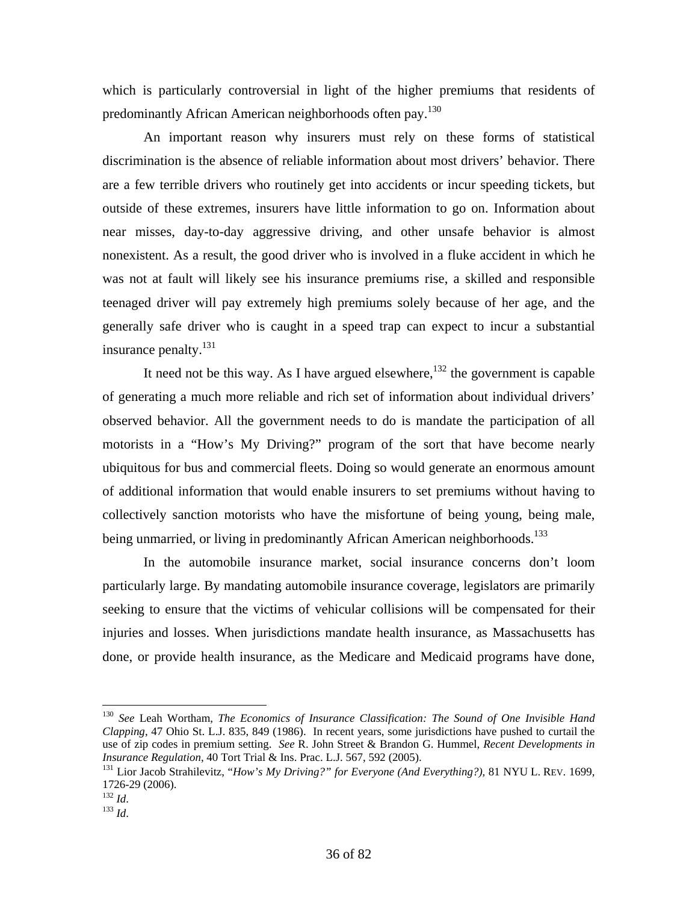which is particularly controversial in light of the higher premiums that residents of predominantly African American neighborhoods often pay.[130]

An important reason why insurers must rely on these forms of statistical discrimination is the absence of reliable information about most drivers' behavior. There are a few terrible drivers who routinely get into accidents or incur speeding tickets, but outside of these extremes, insurers have little information to go on. Information about near misses, day-to-day aggressive driving, and other unsafe behavior is almost nonexistent. As a result, the good driver who is involved in a fluke accident in which he was not at fault will likely see his insurance premiums rise, a skilled and responsible teenaged driver will pay extremely high premiums solely because of her age, and the generally safe driver who is caught in a speed trap can expect to incur a substantial insurance penalty.[131]

It need not be this way. As I have argued elsewhere,[132] the government is capable of generating a much more reliable and rich set of information about individual drivers' observed behavior. All the government needs to do is mandate the participation of all motorists in a "How's My Driving?" program of the sort that have become nearly ubiquitous for bus and commercial fleets. Doing so would generate an enormous amount of additional information that would enable insurers to set premiums without having to collectively sanction motorists who have the misfortune of being young, being male, being unmarried, or living in predominantly African American neighborhoods.[133]

In the automobile insurance market, social insurance concerns don't loom particularly large. By mandating automobile insurance coverage, legislators are primarily seeking to ensure that the victims of vehicular collisions will be compensated for their injuries and losses. When jurisdictions mandate health insurance, as Massachusetts has done, or provide health insurance, as the Medicare and Medicaid programs have done,

---

[130] *See* Leah Wortham, *The Economics of Insurance Classification: The Sound of One Invisible Hand Clapping*, 47 Ohio St. L.J. 835, 849 (1986). In recent years, some jurisdictions have pushed to curtail the use of zip codes in premium setting. *See* R. John Street & Brandon G. Hummel, *Recent Developments in Insurance Regulation*, 40 Tort Trial & Ins. Prac. L.J. 567, 592 (2005).

[131] Lior Jacob Strahilevitz, "*How's My Driving?" for Everyone (And Everything?)*, 81 NYU L. REV. 1699, 1726-29 (2006).

[132] *Id*.

[133] *Id*.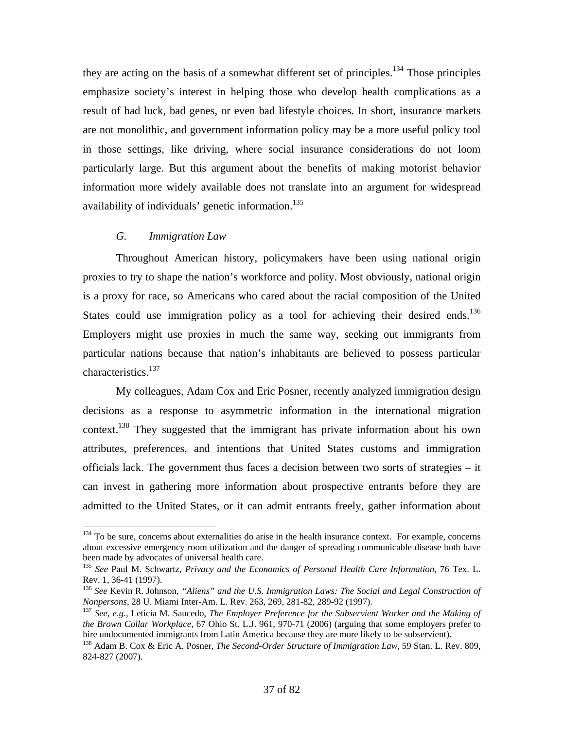they are acting on the basis of a somewhat different set of principles.[134] Those principles emphasize society's interest in helping those who develop health complications as a result of bad luck, bad genes, or even bad lifestyle choices. In short, insurance markets are not monolithic, and government information policy may be a more useful policy tool in those settings, like driving, where social insurance considerations do not loom particularly large. But this argument about the benefits of making motorist behavior information more widely available does not translate into an argument for widespread availability of individuals' genetic information.[135]

### *G. Immigration Law*

Throughout American history, policymakers have been using national origin proxies to try to shape the nation's workforce and polity. Most obviously, national origin is a proxy for race, so Americans who cared about the racial composition of the United States could use immigration policy as a tool for achieving their desired ends.[136] Employers might use proxies in much the same way, seeking out immigrants from particular nations because that nation's inhabitants are believed to possess particular characteristics.[137]

My colleagues, Adam Cox and Eric Posner, recently analyzed immigration design decisions as a response to asymmetric information in the international migration context.[138] They suggested that the immigrant has private information about his own attributes, preferences, and intentions that United States customs and immigration officials lack. The government thus faces a decision between two sorts of strategies – it can invest in gathering more information about prospective entrants before they are admitted to the United States, or it can admit entrants freely, gather information about

---

[134] To be sure, concerns about externalities do arise in the health insurance context. For example, concerns about excessive emergency room utilization and the danger of spreading communicable disease both have been made by advocates of universal health care.

[135] *See* Paul M. Schwartz, *Privacy and the Economics of Personal Health Care Information*, 76 Tex. L. Rev. 1, 36-41 (1997).

[136] *See* Kevin R. Johnson, *"Aliens" and the U.S. Immigration Laws: The Social and Legal Construction of Nonpersons*, 28 U. Miami Inter-Am. L. Rev. 263, 269, 281-82, 289-92 (1997).

[137] *See, e.g.*, Leticia M. Saucedo, *The Employer Preference for the Subservient Worker and the Making of the Brown Collar Workplace*, 67 Ohio St. L.J. 961, 970-71 (2006) (arguing that some employers prefer to hire undocumented immigrants from Latin America because they are more likely to be subservient).

[138] Adam B. Cox & Eric A. Posner, *The Second-Order Structure of Immigration Law*, 59 Stan. L. Rev. 809, 824-827 (2007).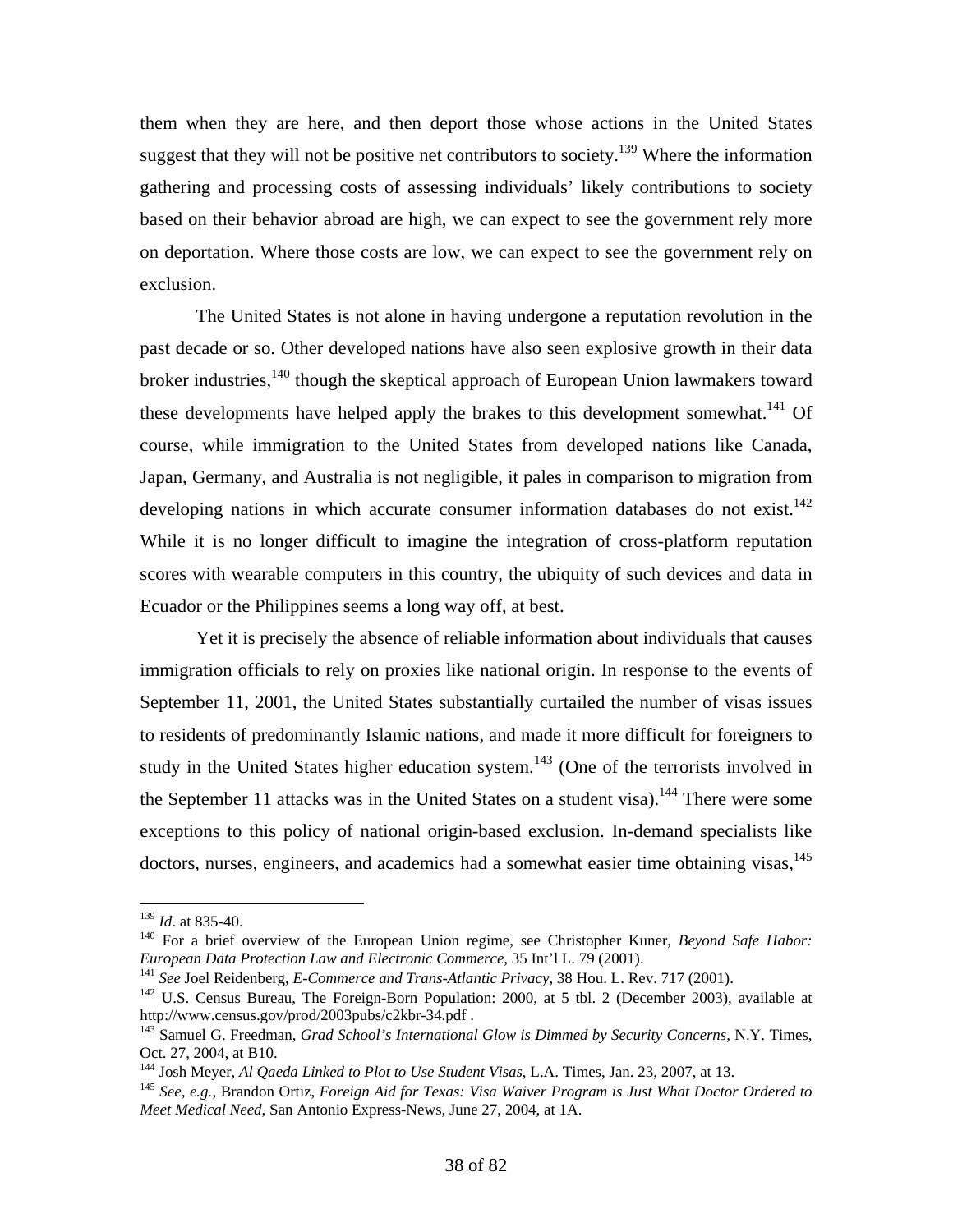them when they are here, and then deport those whose actions in the United States suggest that they will not be positive net contributors to society.[139] Where the information gathering and processing costs of assessing individuals' likely contributions to society based on their behavior abroad are high, we can expect to see the government rely more on deportation. Where those costs are low, we can expect to see the government rely on exclusion.

The United States is not alone in having undergone a reputation revolution in the past decade or so. Other developed nations have also seen explosive growth in their data broker industries,[140] though the skeptical approach of European Union lawmakers toward these developments have helped apply the brakes to this development somewhat.[141] Of course, while immigration to the United States from developed nations like Canada, Japan, Germany, and Australia is not negligible, it pales in comparison to migration from developing nations in which accurate consumer information databases do not exist.[142] While it is no longer difficult to imagine the integration of cross-platform reputation scores with wearable computers in this country, the ubiquity of such devices and data in Ecuador or the Philippines seems a long way off, at best.

Yet it is precisely the absence of reliable information about individuals that causes immigration officials to rely on proxies like national origin. In response to the events of September 11, 2001, the United States substantially curtailed the number of visas issues to residents of predominantly Islamic nations, and made it more difficult for foreigners to study in the United States higher education system.[143] (One of the terrorists involved in the September 11 attacks was in the United States on a student visa).[144] There were some exceptions to this policy of national origin-based exclusion. In-demand specialists like doctors, nurses, engineers, and academics had a somewhat easier time obtaining visas,[145]

---

[139] *Id*. at 835-40.

[140] For a brief overview of the European Union regime, see Christopher Kuner, *Beyond Safe Habor: European Data Protection Law and Electronic Commerce*, 35 Int'l L. 79 (2001).

[141] *See* Joel Reidenberg, *E-Commerce and Trans-Atlantic Privacy*, 38 Hou. L. Rev. 717 (2001).

[142] U.S. Census Bureau, The Foreign-Born Population: 2000, at 5 tbl. 2 (December 2003), available at http://www.census.gov/prod/2003pubs/c2kbr-34.pdf .

[143] Samuel G. Freedman, *Grad School's International Glow is Dimmed by Security Concerns*, N.Y. Times, Oct. 27, 2004, at B10.

[144] Josh Meyer, *Al Qaeda Linked to Plot to Use Student Visas*, L.A. Times, Jan. 23, 2007, at 13.

[145] *See, e.g.*, Brandon Ortiz, *Foreign Aid for Texas: Visa Waiver Program is Just What Doctor Ordered to Meet Medical Need*, San Antonio Express-News, June 27, 2004, at 1A.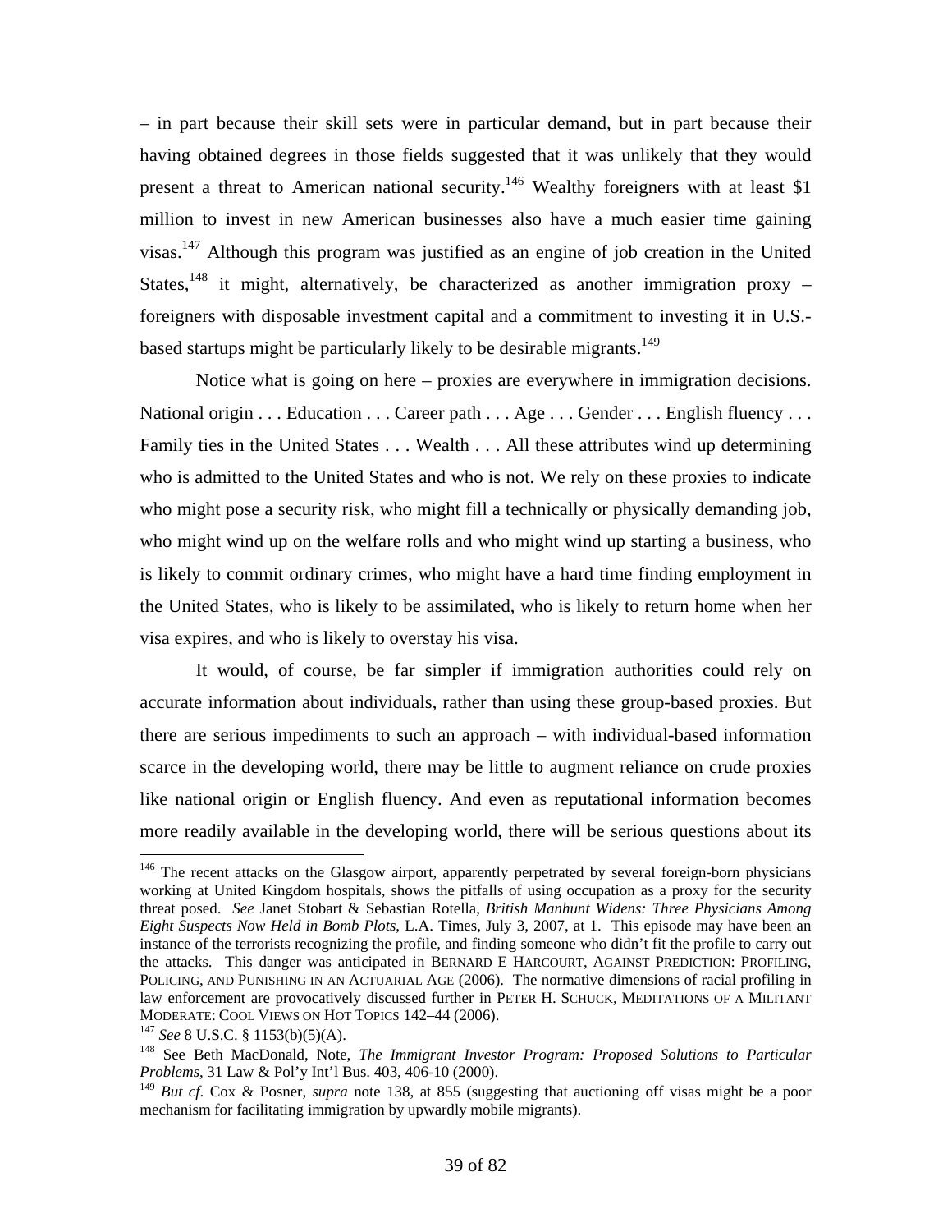– in part because their skill sets were in particular demand, but in part because their having obtained degrees in those fields suggested that it was unlikely that they would present a threat to American national security.[146] Wealthy foreigners with at least $1 million to invest in new American businesses also have a much easier time gaining visas.[147] Although this program was justified as an engine of job creation in the United States,[148] it might, alternatively, be characterized as another immigration proxy – foreigners with disposable investment capital and a commitment to investing it in U.S.-based startups might be particularly likely to be desirable migrants.[149]

Notice what is going on here – proxies are everywhere in immigration decisions. National origin . . . Education . . . Career path . . . Age . . . Gender . . . English fluency . . . Family ties in the United States . . . Wealth . . . All these attributes wind up determining who is admitted to the United States and who is not. We rely on these proxies to indicate who might pose a security risk, who might fill a technically or physically demanding job, who might wind up on the welfare rolls and who might wind up starting a business, who is likely to commit ordinary crimes, who might have a hard time finding employment in the United States, who is likely to be assimilated, who is likely to return home when her visa expires, and who is likely to overstay his visa.

It would, of course, be far simpler if immigration authorities could rely on accurate information about individuals, rather than using these group-based proxies. But there are serious impediments to such an approach – with individual-based information scarce in the developing world, there may be little to augment reliance on crude proxies like national origin or English fluency. And even as reputational information becomes more readily available in the developing world, there will be serious questions about its

---

[146] The recent attacks on the Glasgow airport, apparently perpetrated by several foreign-born physicians working at United Kingdom hospitals, shows the pitfalls of using occupation as a proxy for the security threat posed. *See* Janet Stobart & Sebastian Rotella, *British Manhunt Widens: Three Physicians Among Eight Suspects Now Held in Bomb Plots*, L.A. Times, July 3, 2007, at 1. This episode may have been an instance of the terrorists recognizing the profile, and finding someone who didn't fit the profile to carry out the attacks. This danger was anticipated in BERNARD E HARCOURT, AGAINST PREDICTION: PROFILING, POLICING, AND PUNISHING IN AN ACTUARIAL AGE (2006). The normative dimensions of racial profiling in law enforcement are provocatively discussed further in PETER H. SCHUCK, MEDITATIONS OF A MILITANT MODERATE: COOL VIEWS ON HOT TOPICS 142–44 (2006).

[147] *See* 8 U.S.C. § 1153(b)(5)(A).

[148] See Beth MacDonald, Note, *The Immigrant Investor Program: Proposed Solutions to Particular Problems*, 31 Law & Pol'y Int'l Bus. 403, 406-10 (2000).

[149] *But cf*. Cox & Posner, *supra* note 138, at 855 (suggesting that auctioning off visas might be a poor mechanism for facilitating immigration by upwardly mobile migrants).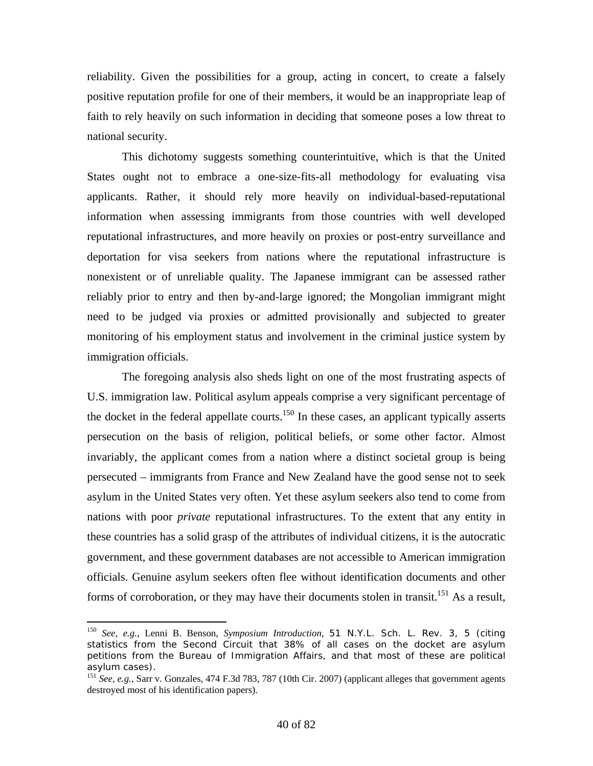reliability. Given the possibilities for a group, acting in concert, to create a falsely positive reputation profile for one of their members, it would be an inappropriate leap of faith to rely heavily on such information in deciding that someone poses a low threat to national security.

This dichotomy suggests something counterintuitive, which is that the United States ought not to embrace a one-size-fits-all methodology for evaluating visa applicants. Rather, it should rely more heavily on individual-based-reputational information when assessing immigrants from those countries with well developed reputational infrastructures, and more heavily on proxies or post-entry surveillance and deportation for visa seekers from nations where the reputational infrastructure is nonexistent or of unreliable quality. The Japanese immigrant can be assessed rather reliably prior to entry and then by-and-large ignored; the Mongolian immigrant might need to be judged via proxies or admitted provisionally and subjected to greater monitoring of his employment status and involvement in the criminal justice system by immigration officials.

The foregoing analysis also sheds light on one of the most frustrating aspects of U.S. immigration law. Political asylum appeals comprise a very significant percentage of the docket in the federal appellate courts.[150] In these cases, an applicant typically asserts persecution on the basis of religion, political beliefs, or some other factor. Almost invariably, the applicant comes from a nation where a distinct societal group is being persecuted – immigrants from France and New Zealand have the good sense not to seek asylum in the United States very often. Yet these asylum seekers also tend to come from nations with poor *private* reputational infrastructures. To the extent that any entity in these countries has a solid grasp of the attributes of individual citizens, it is the autocratic government, and these government databases are not accessible to American immigration officials. Genuine asylum seekers often flee without identification documents and other forms of corroboration, or they may have their documents stolen in transit.[151] As a result,

---

[150] *See, e.g.*, Lenni B. Benson, *Symposium Introduction*, 51 N.Y.L. Sch. L. Rev. 3, 5 (citing statistics from the Second Circuit that 38% of all cases on the docket are asylum petitions from the Bureau of Immigration Affairs, and that most of these are political asylum cases).

[151] *See, e.g.*, Sarr v. Gonzales, 474 F.3d 783, 787 (10th Cir. 2007) (applicant alleges that government agents destroyed most of his identification papers).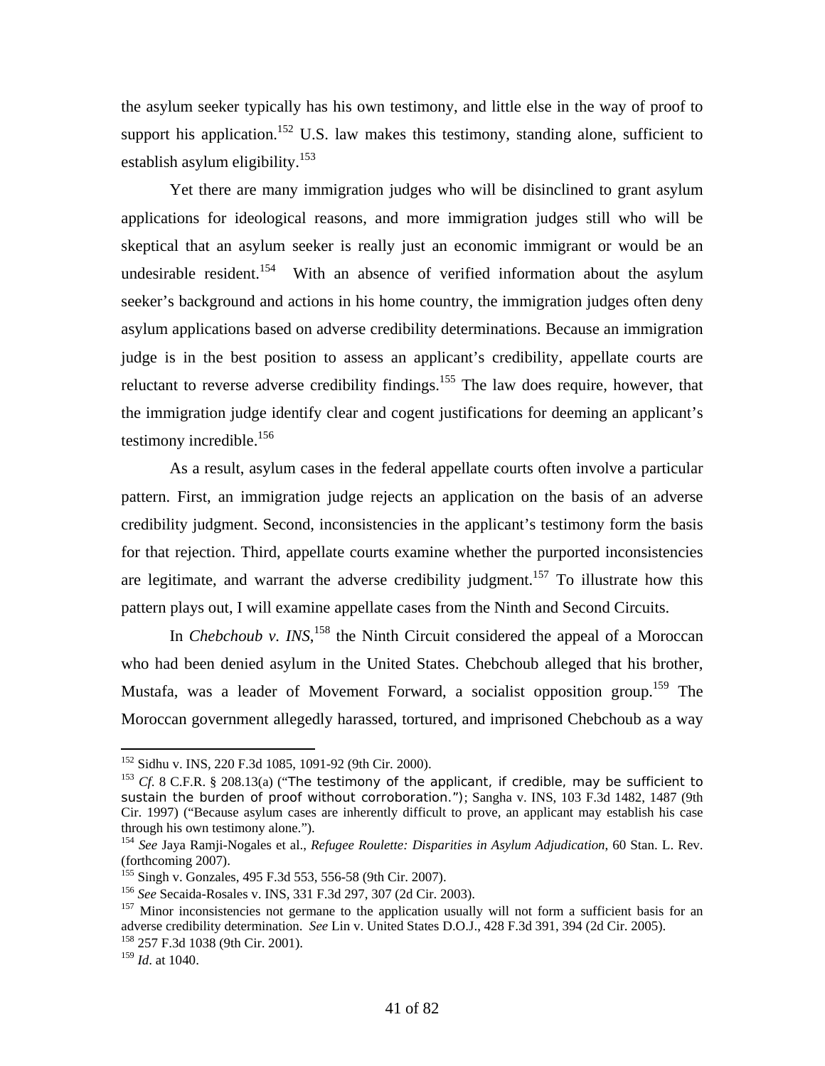the asylum seeker typically has his own testimony, and little else in the way of proof to support his application.[152] U.S. law makes this testimony, standing alone, sufficient to establish asylum eligibility.[153]

Yet there are many immigration judges who will be disinclined to grant asylum applications for ideological reasons, and more immigration judges still who will be skeptical that an asylum seeker is really just an economic immigrant or would be an undesirable resident.[154] With an absence of verified information about the asylum seeker's background and actions in his home country, the immigration judges often deny asylum applications based on adverse credibility determinations. Because an immigration judge is in the best position to assess an applicant's credibility, appellate courts are reluctant to reverse adverse credibility findings.[155] The law does require, however, that the immigration judge identify clear and cogent justifications for deeming an applicant's testimony incredible.[156]

As a result, asylum cases in the federal appellate courts often involve a particular pattern. First, an immigration judge rejects an application on the basis of an adverse credibility judgment. Second, inconsistencies in the applicant's testimony form the basis for that rejection. Third, appellate courts examine whether the purported inconsistencies are legitimate, and warrant the adverse credibility judgment.[157] To illustrate how this pattern plays out, I will examine appellate cases from the Ninth and Second Circuits.

In *Chebchoub v. INS*,[158] the Ninth Circuit considered the appeal of a Moroccan who had been denied asylum in the United States. Chebchoub alleged that his brother, Mustafa, was a leader of Movement Forward, a socialist opposition group.[159] The Moroccan government allegedly harassed, tortured, and imprisoned Chebchoub as a way

---

[152] Sidhu v. INS, 220 F.3d 1085, 1091-92 (9th Cir. 2000).

[153] *Cf.* 8 C.F.R. § 208.13(a) ("The testimony of the applicant, if credible, may be sufficient to sustain the burden of proof without corroboration."); Sangha v. INS, 103 F.3d 1482, 1487 (9th Cir. 1997) ("Because asylum cases are inherently difficult to prove, an applicant may establish his case through his own testimony alone.").

[154] *See* Jaya Ramji-Nogales et al., *Refugee Roulette: Disparities in Asylum Adjudication*, 60 Stan. L. Rev. (forthcoming 2007).

[155] Singh v. Gonzales, 495 F.3d 553, 556-58 (9th Cir. 2007).

[156] *See* Secaida-Rosales v. INS, 331 F.3d 297, 307 (2d Cir. 2003).

[157] Minor inconsistencies not germane to the application usually will not form a sufficient basis for an adverse credibility determination. *See* Lin v. United States D.O.J., 428 F.3d 391, 394 (2d Cir. 2005).

[158] 257 F.3d 1038 (9th Cir. 2001).

[159] *Id*. at 1040.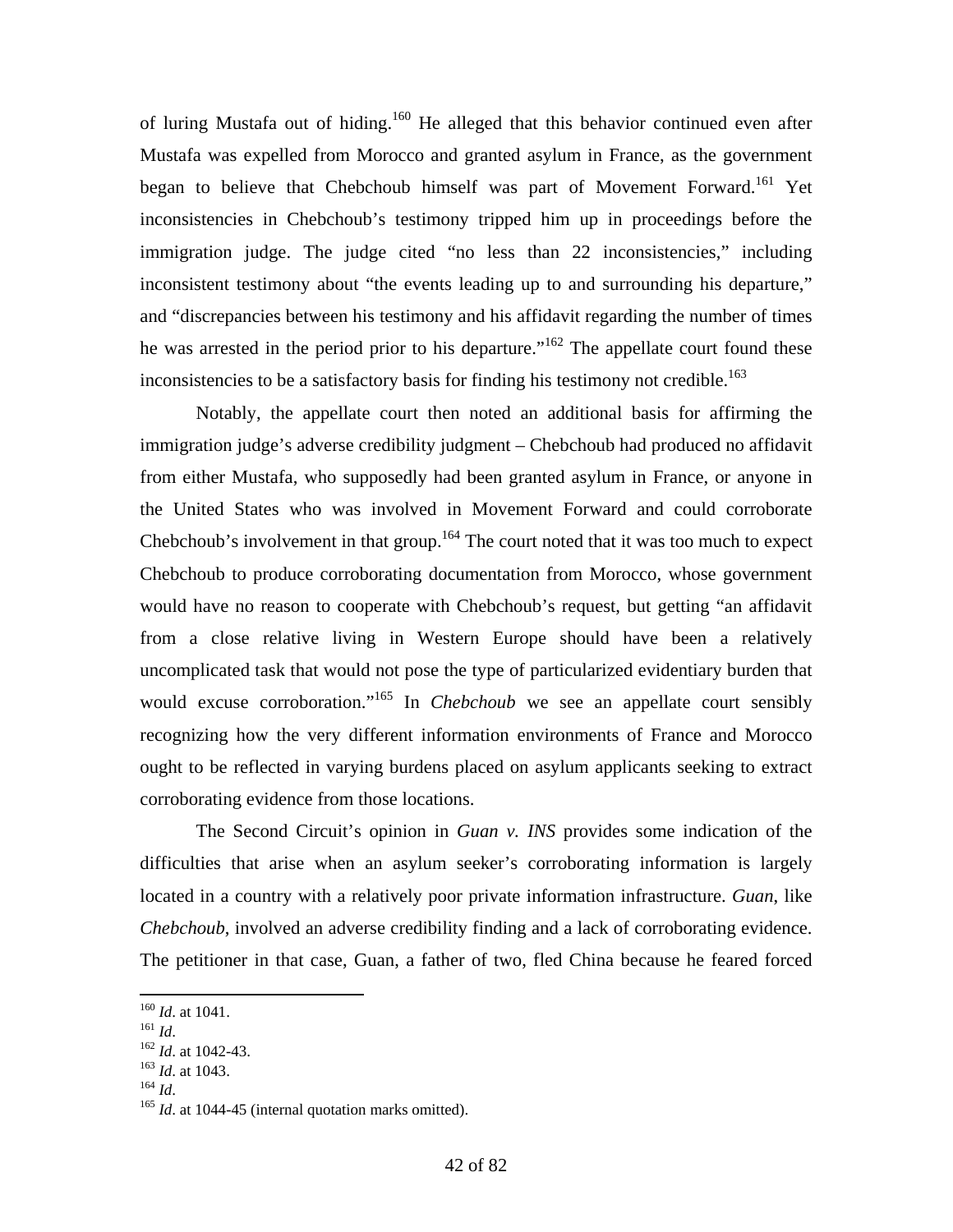of luring Mustafa out of hiding.[160] He alleged that this behavior continued even after Mustafa was expelled from Morocco and granted asylum in France, as the government began to believe that Chebchoub himself was part of Movement Forward.[161] Yet inconsistencies in Chebchoub's testimony tripped him up in proceedings before the immigration judge. The judge cited "no less than 22 inconsistencies," including inconsistent testimony about "the events leading up to and surrounding his departure," and "discrepancies between his testimony and his affidavit regarding the number of times he was arrested in the period prior to his departure."[162] The appellate court found these inconsistencies to be a satisfactory basis for finding his testimony not credible.[163]

Notably, the appellate court then noted an additional basis for affirming the immigration judge's adverse credibility judgment – Chebchoub had produced no affidavit from either Mustafa, who supposedly had been granted asylum in France, or anyone in the United States who was involved in Movement Forward and could corroborate Chebchoub's involvement in that group.[164] The court noted that it was too much to expect Chebchoub to produce corroborating documentation from Morocco, whose government would have no reason to cooperate with Chebchoub's request, but getting "an affidavit from a close relative living in Western Europe should have been a relatively uncomplicated task that would not pose the type of particularized evidentiary burden that would excuse corroboration."[165] In *Chebchoub* we see an appellate court sensibly recognizing how the very different information environments of France and Morocco ought to be reflected in varying burdens placed on asylum applicants seeking to extract corroborating evidence from those locations.

The Second Circuit's opinion in *Guan v. INS* provides some indication of the difficulties that arise when an asylum seeker's corroborating information is largely located in a country with a relatively poor private information infrastructure. *Guan*, like *Chebchoub*, involved an adverse credibility finding and a lack of corroborating evidence. The petitioner in that case, Guan, a father of two, fled China because he feared forced

---

[160] *Id*. at 1041.
[161] *Id*.
[162] *Id*. at 1042-43.
[163] *Id*. at 1043.
[164] *Id*.
[165] *Id*. at 1044-45 (internal quotation marks omitted).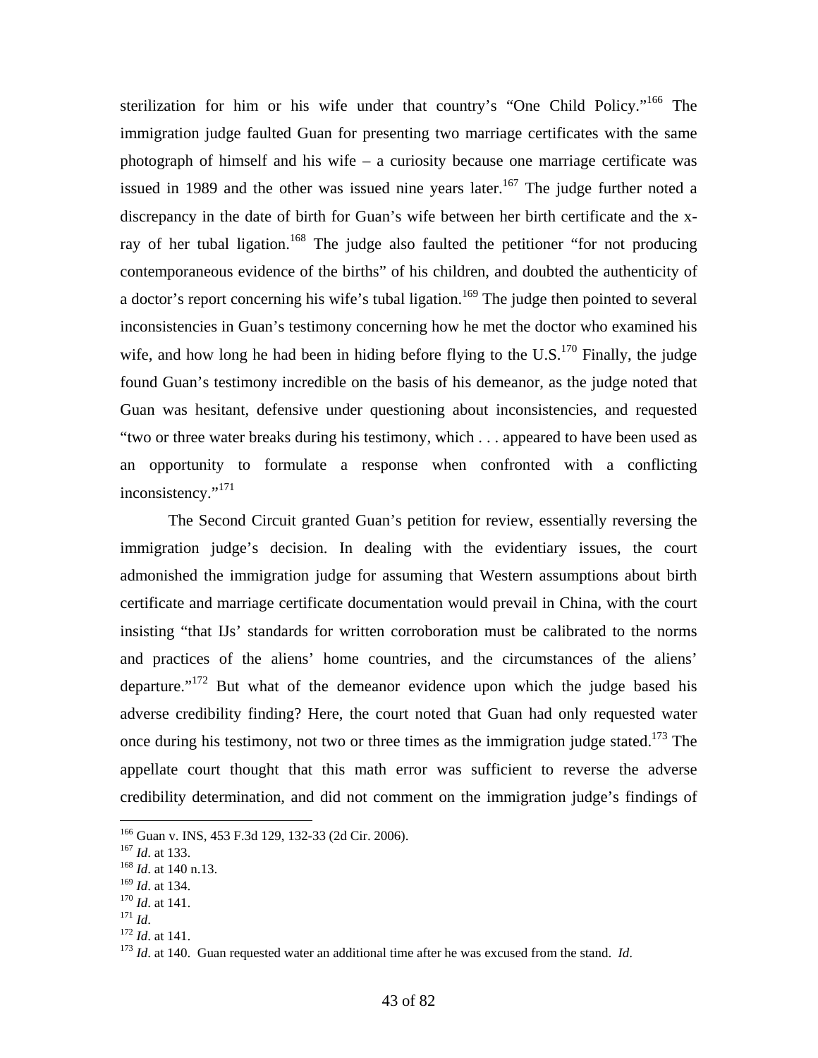sterilization for him or his wife under that country's "One Child Policy."[166] The immigration judge faulted Guan for presenting two marriage certificates with the same photograph of himself and his wife – a curiosity because one marriage certificate was issued in 1989 and the other was issued nine years later.[167] The judge further noted a discrepancy in the date of birth for Guan's wife between her birth certificate and the x-ray of her tubal ligation.[168] The judge also faulted the petitioner "for not producing contemporaneous evidence of the births" of his children, and doubted the authenticity of a doctor's report concerning his wife's tubal ligation.[169] The judge then pointed to several inconsistencies in Guan's testimony concerning how he met the doctor who examined his wife, and how long he had been in hiding before flying to the U.S.[170] Finally, the judge found Guan's testimony incredible on the basis of his demeanor, as the judge noted that Guan was hesitant, defensive under questioning about inconsistencies, and requested "two or three water breaks during his testimony, which . . . appeared to have been used as an opportunity to formulate a response when confronted with a conflicting inconsistency."[171]

The Second Circuit granted Guan's petition for review, essentially reversing the immigration judge's decision. In dealing with the evidentiary issues, the court admonished the immigration judge for assuming that Western assumptions about birth certificate and marriage certificate documentation would prevail in China, with the court insisting "that IJs' standards for written corroboration must be calibrated to the norms and practices of the aliens' home countries, and the circumstances of the aliens' departure."[172] But what of the demeanor evidence upon which the judge based his adverse credibility finding? Here, the court noted that Guan had only requested water once during his testimony, not two or three times as the immigration judge stated.[173] The appellate court thought that this math error was sufficient to reverse the adverse credibility determination, and did not comment on the immigration judge's findings of

---

[166] Guan v. INS, 453 F.3d 129, 132-33 (2d Cir. 2006).
[167] *Id*. at 133.
[168] *Id*. at 140 n.13.
[169] *Id*. at 134.
[170] *Id*. at 141.
[171] *Id*.
[172] *Id*. at 141.
[173] *Id*. at 140. Guan requested water an additional time after he was excused from the stand. *Id*.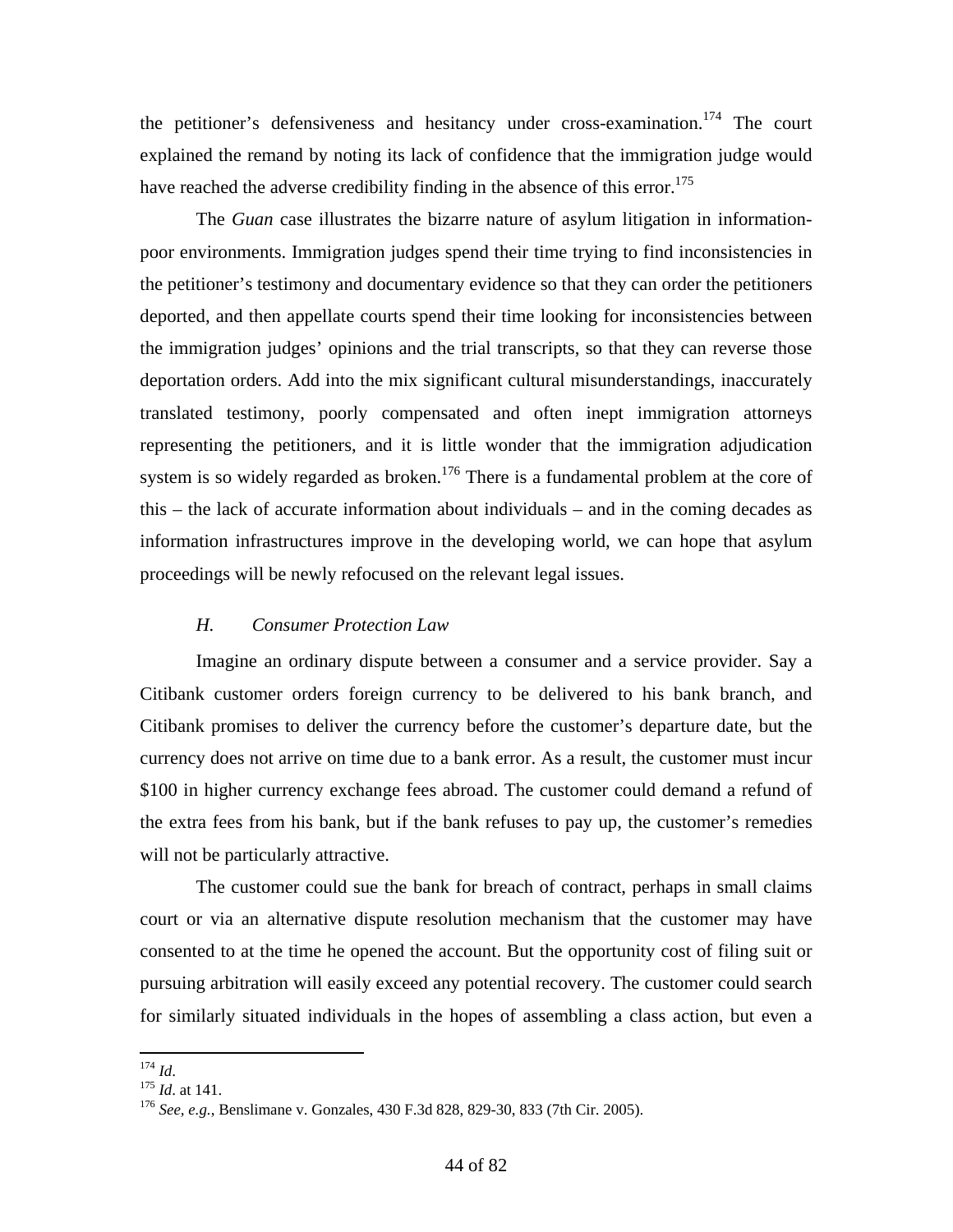the petitioner's defensiveness and hesitancy under cross-examination.[174] The court explained the remand by noting its lack of confidence that the immigration judge would have reached the adverse credibility finding in the absence of this error.[175]

The *Guan* case illustrates the bizarre nature of asylum litigation in information-poor environments. Immigration judges spend their time trying to find inconsistencies in the petitioner's testimony and documentary evidence so that they can order the petitioners deported, and then appellate courts spend their time looking for inconsistencies between the immigration judges' opinions and the trial transcripts, so that they can reverse those deportation orders. Add into the mix significant cultural misunderstandings, inaccurately translated testimony, poorly compensated and often inept immigration attorneys representing the petitioners, and it is little wonder that the immigration adjudication system is so widely regarded as broken.[176] There is a fundamental problem at the core of this – the lack of accurate information about individuals – and in the coming decades as information infrastructures improve in the developing world, we can hope that asylum proceedings will be newly refocused on the relevant legal issues.

### *H. Consumer Protection Law*

Imagine an ordinary dispute between a consumer and a service provider. Say a Citibank customer orders foreign currency to be delivered to his bank branch, and Citibank promises to deliver the currency before the customer's departure date, but the currency does not arrive on time due to a bank error. As a result, the customer must incur $100 in higher currency exchange fees abroad. The customer could demand a refund of the extra fees from his bank, but if the bank refuses to pay up, the customer's remedies will not be particularly attractive.

The customer could sue the bank for breach of contract, perhaps in small claims court or via an alternative dispute resolution mechanism that the customer may have consented to at the time he opened the account. But the opportunity cost of filing suit or pursuing arbitration will easily exceed any potential recovery. The customer could search for similarly situated individuals in the hopes of assembling a class action, but even a

[174] *Id*.

[175] *Id*. at 141.

[176] *See, e.g.*, Benslimane v. Gonzales, 430 F.3d 828, 829-30, 833 (7th Cir. 2005).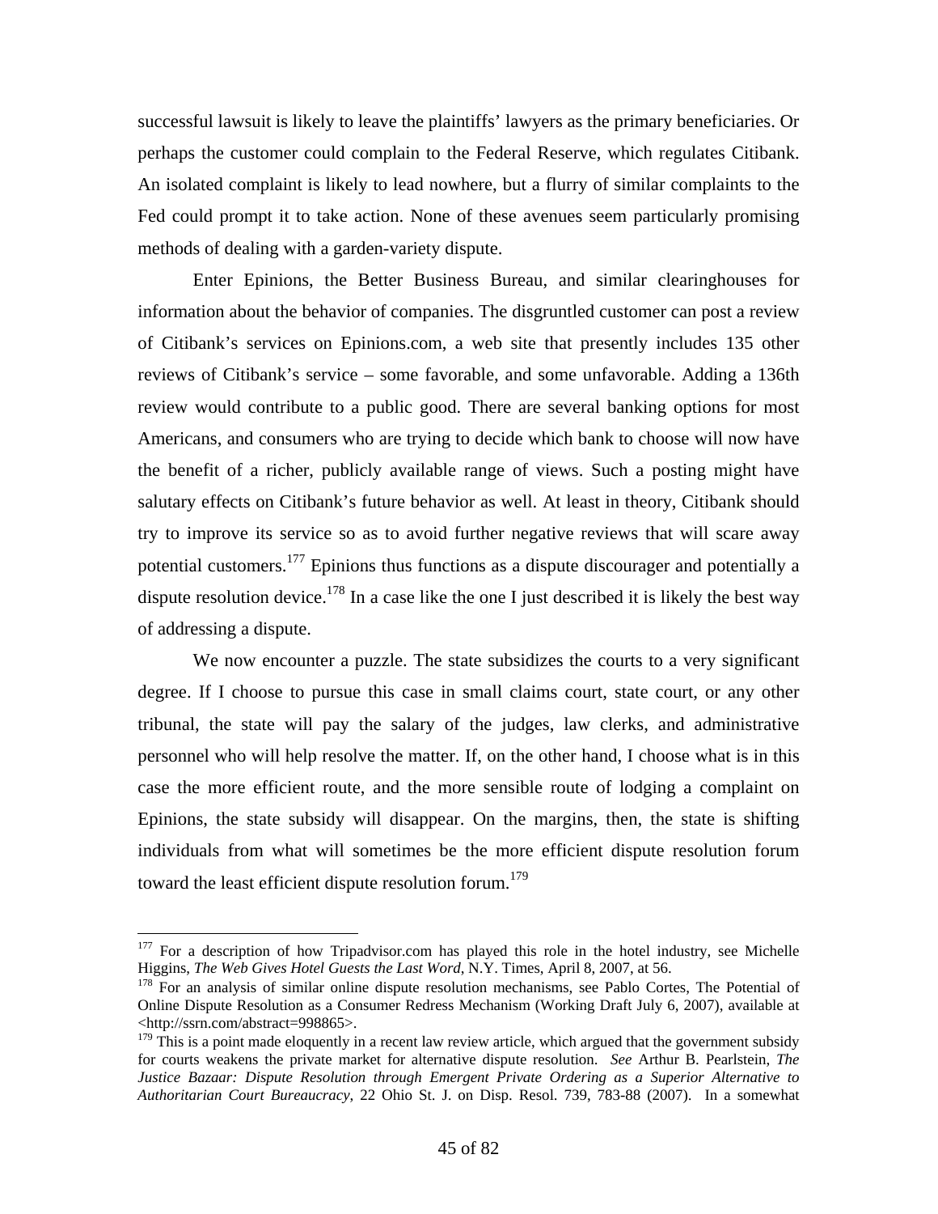successful lawsuit is likely to leave the plaintiffs' lawyers as the primary beneficiaries. Or perhaps the customer could complain to the Federal Reserve, which regulates Citibank. An isolated complaint is likely to lead nowhere, but a flurry of similar complaints to the Fed could prompt it to take action. None of these avenues seem particularly promising methods of dealing with a garden-variety dispute.

Enter Epinions, the Better Business Bureau, and similar clearinghouses for information about the behavior of companies. The disgruntled customer can post a review of Citibank's services on Epinions.com, a web site that presently includes 135 other reviews of Citibank's service – some favorable, and some unfavorable. Adding a 136th review would contribute to a public good. There are several banking options for most Americans, and consumers who are trying to decide which bank to choose will now have the benefit of a richer, publicly available range of views. Such a posting might have salutary effects on Citibank's future behavior as well. At least in theory, Citibank should try to improve its service so as to avoid further negative reviews that will scare away potential customers.[177] Epinions thus functions as a dispute discourager and potentially a dispute resolution device.[178] In a case like the one I just described it is likely the best way of addressing a dispute.

We now encounter a puzzle. The state subsidizes the courts to a very significant degree. If I choose to pursue this case in small claims court, state court, or any other tribunal, the state will pay the salary of the judges, law clerks, and administrative personnel who will help resolve the matter. If, on the other hand, I choose what is in this case the more efficient route, and the more sensible route of lodging a complaint on Epinions, the state subsidy will disappear. On the margins, then, the state is shifting individuals from what will sometimes be the more efficient dispute resolution forum toward the least efficient dispute resolution forum.[179]

---

[177] For a description of how Tripadvisor.com has played this role in the hotel industry, see Michelle Higgins, *The Web Gives Hotel Guests the Last Word*, N.Y. Times, April 8, 2007, at 56.

[178] For an analysis of similar online dispute resolution mechanisms, see Pablo Cortes, The Potential of Online Dispute Resolution as a Consumer Redress Mechanism (Working Draft July 6, 2007), available at <http://ssrn.com/abstract=998865>.

[179] This is a point made eloquently in a recent law review article, which argued that the government subsidy for courts weakens the private market for alternative dispute resolution. *See* Arthur B. Pearlstein, *The Justice Bazaar: Dispute Resolution through Emergent Private Ordering as a Superior Alternative to Authoritarian Court Bureaucracy*, 22 Ohio St. J. on Disp. Resol. 739, 783-88 (2007). In a somewhat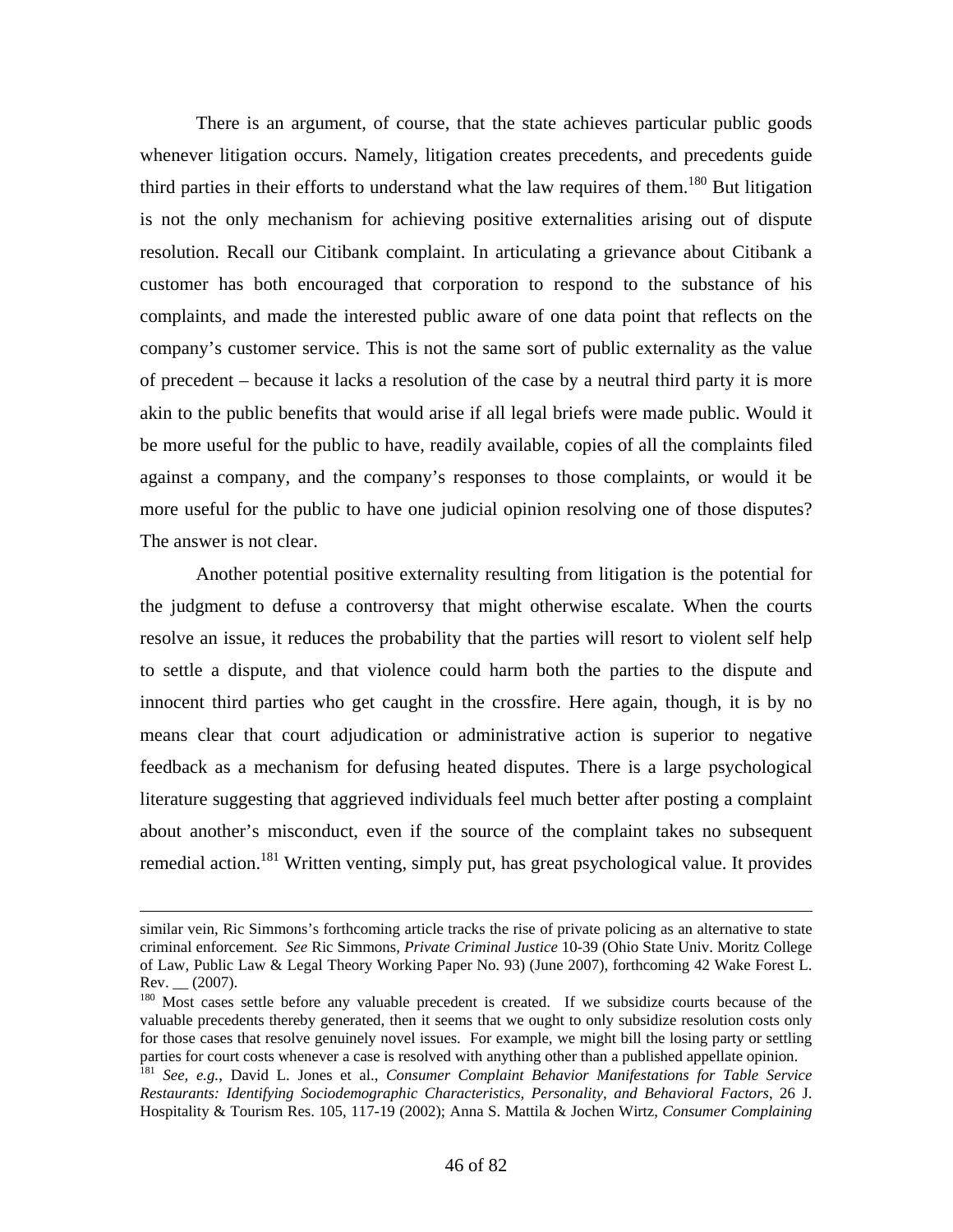There is an argument, of course, that the state achieves particular public goods whenever litigation occurs. Namely, litigation creates precedents, and precedents guide third parties in their efforts to understand what the law requires of them.[180] But litigation is not the only mechanism for achieving positive externalities arising out of dispute resolution. Recall our Citibank complaint. In articulating a grievance about Citibank a customer has both encouraged that corporation to respond to the substance of his complaints, and made the interested public aware of one data point that reflects on the company's customer service. This is not the same sort of public externality as the value of precedent – because it lacks a resolution of the case by a neutral third party it is more akin to the public benefits that would arise if all legal briefs were made public. Would it be more useful for the public to have, readily available, copies of all the complaints filed against a company, and the company's responses to those complaints, or would it be more useful for the public to have one judicial opinion resolving one of those disputes? The answer is not clear.

Another potential positive externality resulting from litigation is the potential for the judgment to defuse a controversy that might otherwise escalate. When the courts resolve an issue, it reduces the probability that the parties will resort to violent self help to settle a dispute, and that violence could harm both the parties to the dispute and innocent third parties who get caught in the crossfire. Here again, though, it is by no means clear that court adjudication or administrative action is superior to negative feedback as a mechanism for defusing heated disputes. There is a large psychological literature suggesting that aggrieved individuals feel much better after posting a complaint about another's misconduct, even if the source of the complaint takes no subsequent remedial action.[181] Written venting, simply put, has great psychological value. It provides

---

similar vein, Ric Simmons's forthcoming article tracks the rise of private policing as an alternative to state criminal enforcement. *See* Ric Simmons, *Private Criminal Justice* 10-39 (Ohio State Univ. Moritz College of Law, Public Law & Legal Theory Working Paper No. 93) (June 2007), forthcoming 42 Wake Forest L. Rev. __ (2007).

[180] Most cases settle before any valuable precedent is created. If we subsidize courts because of the valuable precedents thereby generated, then it seems that we ought to only subsidize resolution costs only for those cases that resolve genuinely novel issues. For example, we might bill the losing party or settling parties for court costs whenever a case is resolved with anything other than a published appellate opinion.

[181] *See, e.g.*, David L. Jones et al., *Consumer Complaint Behavior Manifestations for Table Service Restaurants: Identifying Sociodemographic Characteristics, Personality, and Behavioral Factors*, 26 J. Hospitality & Tourism Res. 105, 117-19 (2002); Anna S. Mattila & Jochen Wirtz, *Consumer Complaining*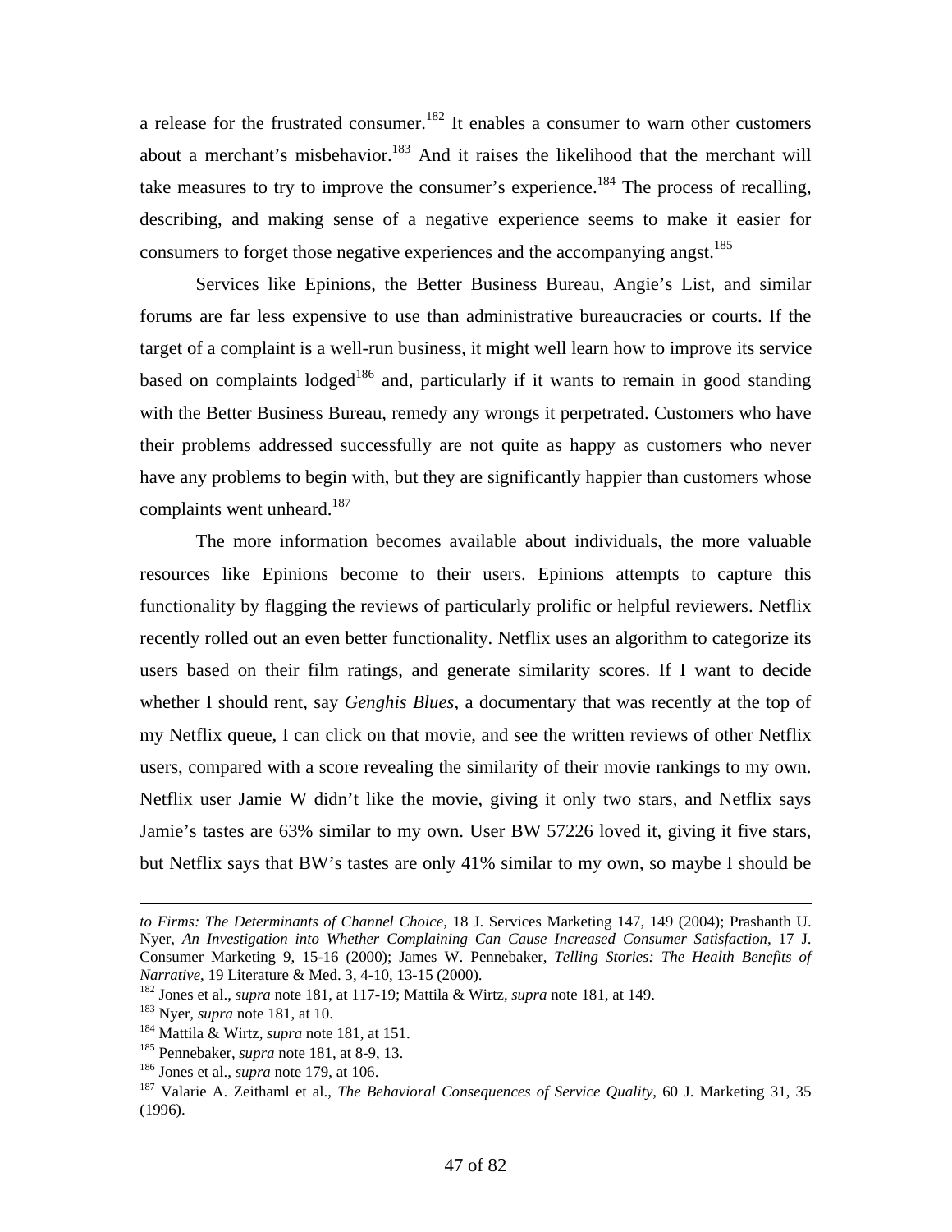a release for the frustrated consumer.[182] It enables a consumer to warn other customers about a merchant's misbehavior.[183] And it raises the likelihood that the merchant will take measures to try to improve the consumer's experience.[184] The process of recalling, describing, and making sense of a negative experience seems to make it easier for consumers to forget those negative experiences and the accompanying angst.[185]

Services like Epinions, the Better Business Bureau, Angie's List, and similar forums are far less expensive to use than administrative bureaucracies or courts. If the target of a complaint is a well-run business, it might well learn how to improve its service based on complaints lodged[186] and, particularly if it wants to remain in good standing with the Better Business Bureau, remedy any wrongs it perpetrated. Customers who have their problems addressed successfully are not quite as happy as customers who never have any problems to begin with, but they are significantly happier than customers whose complaints went unheard.[187]

The more information becomes available about individuals, the more valuable resources like Epinions become to their users. Epinions attempts to capture this functionality by flagging the reviews of particularly prolific or helpful reviewers. Netflix recently rolled out an even better functionality. Netflix uses an algorithm to categorize its users based on their film ratings, and generate similarity scores. If I want to decide whether I should rent, say *Genghis Blues*, a documentary that was recently at the top of my Netflix queue, I can click on that movie, and see the written reviews of other Netflix users, compared with a score revealing the similarity of their movie rankings to my own. Netflix user Jamie W didn't like the movie, giving it only two stars, and Netflix says Jamie's tastes are 63% similar to my own. User BW 57226 loved it, giving it five stars, but Netflix says that BW's tastes are only 41% similar to my own, so maybe I should be

---

*to Firms: The Determinants of Channel Choice*, 18 J. Services Marketing 147, 149 (2004); Prashanth U. Nyer, *An Investigation into Whether Complaining Can Cause Increased Consumer Satisfaction*, 17 J. Consumer Marketing 9, 15-16 (2000); James W. Pennebaker, *Telling Stories: The Health Benefits of Narrative*, 19 Literature & Med. 3, 4-10, 13-15 (2000).

[182] Jones et al., *supra* note 181, at 117-19; Mattila & Wirtz, *supra* note 181, at 149.

[183] Nyer, *supra* note 181, at 10.

[184] Mattila & Wirtz, *supra* note 181, at 151.

[185] Pennebaker, *supra* note 181, at 8-9, 13.

[186] Jones et al., *supra* note 179, at 106.

[187] Valarie A. Zeithaml et al., *The Behavioral Consequences of Service Quality*, 60 J. Marketing 31, 35 (1996).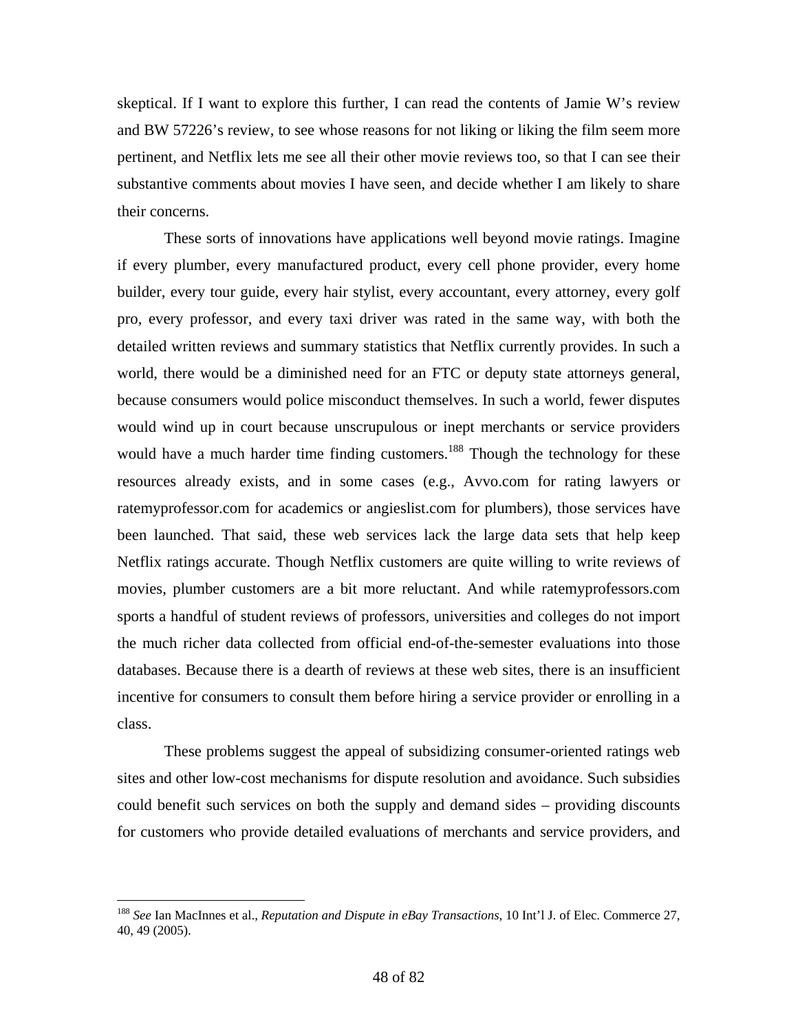skeptical. If I want to explore this further, I can read the contents of Jamie W's review and BW 57226's review, to see whose reasons for not liking or liking the film seem more pertinent, and Netflix lets me see all their other movie reviews too, so that I can see their substantive comments about movies I have seen, and decide whether I am likely to share their concerns.

These sorts of innovations have applications well beyond movie ratings. Imagine if every plumber, every manufactured product, every cell phone provider, every home builder, every tour guide, every hair stylist, every accountant, every attorney, every golf pro, every professor, and every taxi driver was rated in the same way, with both the detailed written reviews and summary statistics that Netflix currently provides. In such a world, there would be a diminished need for an FTC or deputy state attorneys general, because consumers would police misconduct themselves. In such a world, fewer disputes would wind up in court because unscrupulous or inept merchants or service providers would have a much harder time finding customers.[188] Though the technology for these resources already exists, and in some cases (e.g., Avvo.com for rating lawyers or ratemyprofessor.com for academics or angieslist.com for plumbers), those services have been launched. That said, these web services lack the large data sets that help keep Netflix ratings accurate. Though Netflix customers are quite willing to write reviews of movies, plumber customers are a bit more reluctant. And while ratemyprofessors.com sports a handful of student reviews of professors, universities and colleges do not import the much richer data collected from official end-of-the-semester evaluations into those databases. Because there is a dearth of reviews at these web sites, there is an insufficient incentive for consumers to consult them before hiring a service provider or enrolling in a class.

These problems suggest the appeal of subsidizing consumer-oriented ratings web sites and other low-cost mechanisms for dispute resolution and avoidance. Such subsidies could benefit such services on both the supply and demand sides – providing discounts for customers who provide detailed evaluations of merchants and service providers, and

---

[188] *See* Ian MacInnes et al., *Reputation and Dispute in eBay Transactions*, 10 Int'l J. of Elec. Commerce 27, 40, 49 (2005).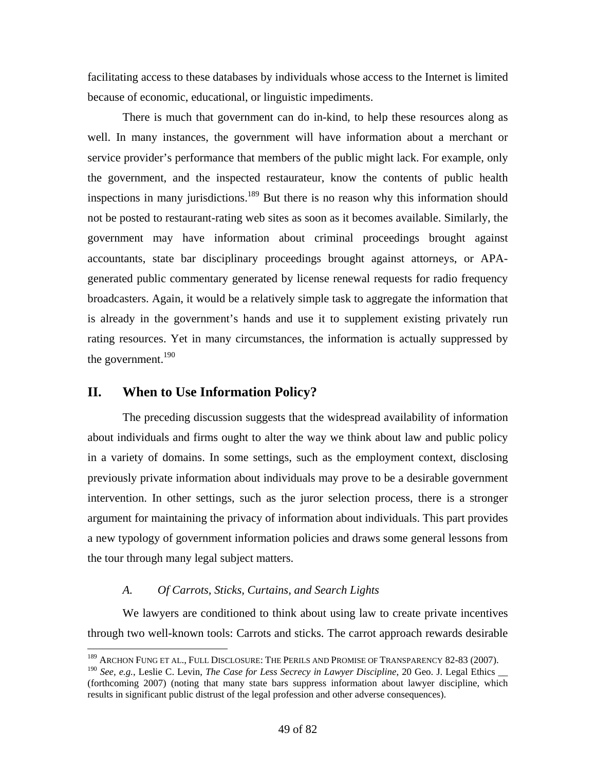facilitating access to these databases by individuals whose access to the Internet is limited because of economic, educational, or linguistic impediments.

There is much that government can do in-kind, to help these resources along as well. In many instances, the government will have information about a merchant or service provider's performance that members of the public might lack. For example, only the government, and the inspected restaurateur, know the contents of public health inspections in many jurisdictions.[189] But there is no reason why this information should not be posted to restaurant-rating web sites as soon as it becomes available. Similarly, the government may have information about criminal proceedings brought against accountants, state bar disciplinary proceedings brought against attorneys, or APA-generated public commentary generated by license renewal requests for radio frequency broadcasters. Again, it would be a relatively simple task to aggregate the information that is already in the government's hands and use it to supplement existing privately run rating resources. Yet in many circumstances, the information is actually suppressed by the government.[190]

## II. When to Use Information Policy?

The preceding discussion suggests that the widespread availability of information about individuals and firms ought to alter the way we think about law and public policy in a variety of domains. In some settings, such as the employment context, disclosing previously private information about individuals may prove to be a desirable government intervention. In other settings, such as the juror selection process, there is a stronger argument for maintaining the privacy of information about individuals. This part provides a new typology of government information policies and draws some general lessons from the tour through many legal subject matters.

### *A. Of Carrots, Sticks, Curtains, and Search Lights*

We lawyers are conditioned to think about using law to create private incentives through two well-known tools: Carrots and sticks. The carrot approach rewards desirable

---

[189] ARCHON FUNG ET AL., FULL DISCLOSURE: THE PERILS AND PROMISE OF TRANSPARENCY 82-83 (2007).

[190] *See, e.g.*, Leslie C. Levin, *The Case for Less Secrecy in Lawyer Discipline*, 20 Geo. J. Legal Ethics __ (forthcoming 2007) (noting that many state bars suppress information about lawyer discipline, which results in significant public distrust of the legal profession and other adverse consequences).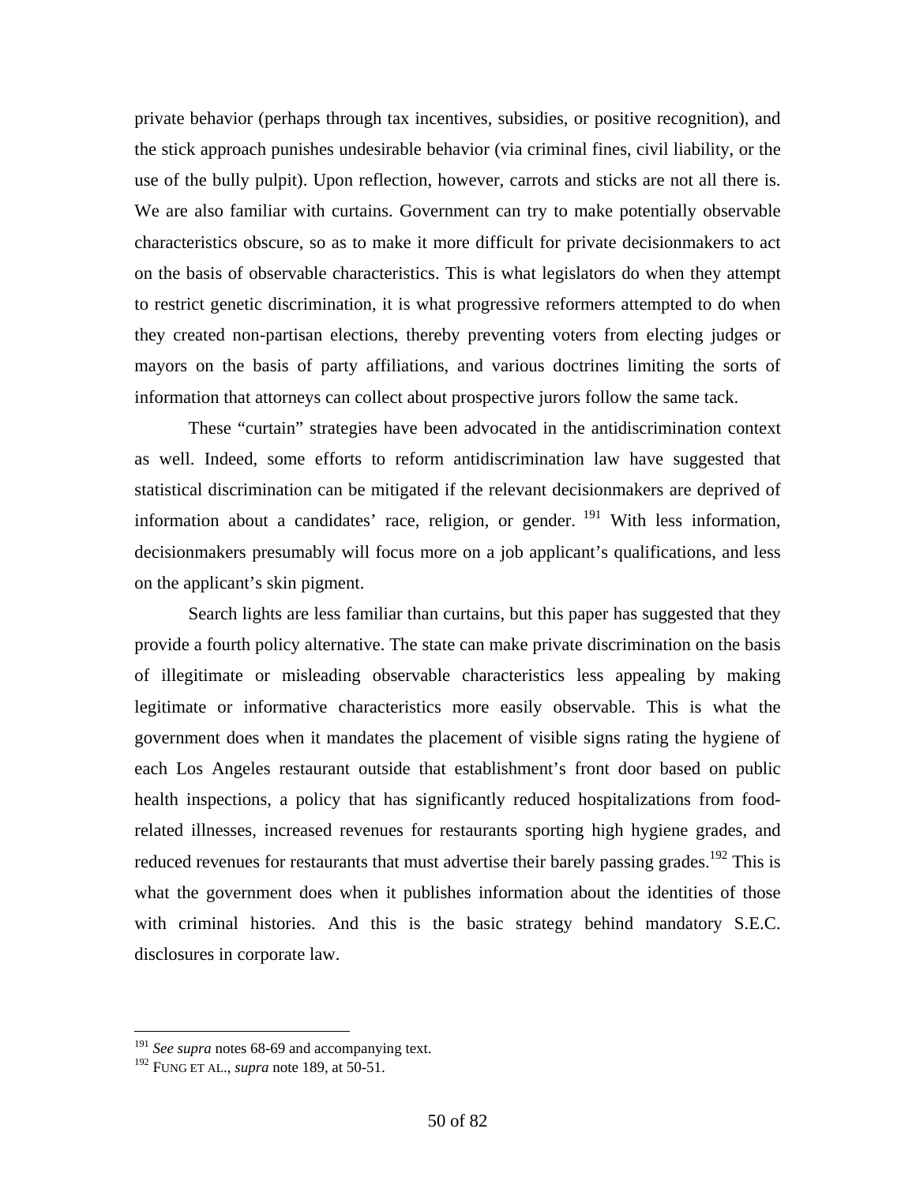private behavior (perhaps through tax incentives, subsidies, or positive recognition), and the stick approach punishes undesirable behavior (via criminal fines, civil liability, or the use of the bully pulpit). Upon reflection, however, carrots and sticks are not all there is. We are also familiar with curtains. Government can try to make potentially observable characteristics obscure, so as to make it more difficult for private decisionmakers to act on the basis of observable characteristics. This is what legislators do when they attempt to restrict genetic discrimination, it is what progressive reformers attempted to do when they created non-partisan elections, thereby preventing voters from electing judges or mayors on the basis of party affiliations, and various doctrines limiting the sorts of information that attorneys can collect about prospective jurors follow the same tack.

These "curtain" strategies have been advocated in the antidiscrimination context as well. Indeed, some efforts to reform antidiscrimination law have suggested that statistical discrimination can be mitigated if the relevant decisionmakers are deprived of information about a candidates' race, religion, or gender. [191] With less information, decisionmakers presumably will focus more on a job applicant's qualifications, and less on the applicant's skin pigment.

Search lights are less familiar than curtains, but this paper has suggested that they provide a fourth policy alternative. The state can make private discrimination on the basis of illegitimate or misleading observable characteristics less appealing by making legitimate or informative characteristics more easily observable. This is what the government does when it mandates the placement of visible signs rating the hygiene of each Los Angeles restaurant outside that establishment's front door based on public health inspections, a policy that has significantly reduced hospitalizations from food-related illnesses, increased revenues for restaurants sporting high hygiene grades, and reduced revenues for restaurants that must advertise their barely passing grades.[192] This is what the government does when it publishes information about the identities of those with criminal histories. And this is the basic strategy behind mandatory S.E.C. disclosures in corporate law.

---

[191] *See supra* notes 68-69 and accompanying text.

[192] FUNG ET AL., *supra* note 189, at 50-51.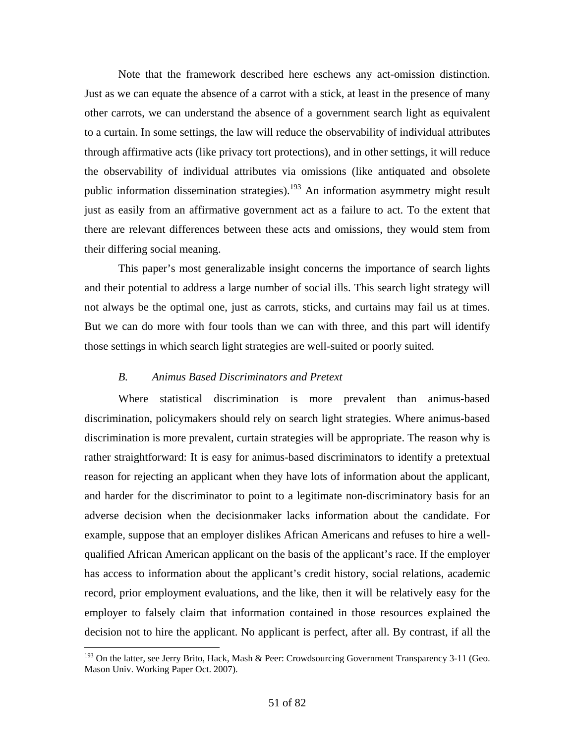Note that the framework described here eschews any act-omission distinction. Just as we can equate the absence of a carrot with a stick, at least in the presence of many other carrots, we can understand the absence of a government search light as equivalent to a curtain. In some settings, the law will reduce the observability of individual attributes through affirmative acts (like privacy tort protections), and in other settings, it will reduce the observability of individual attributes via omissions (like antiquated and obsolete public information dissemination strategies).[193] An information asymmetry might result just as easily from an affirmative government act as a failure to act. To the extent that there are relevant differences between these acts and omissions, they would stem from their differing social meaning.

This paper's most generalizable insight concerns the importance of search lights and their potential to address a large number of social ills. This search light strategy will not always be the optimal one, just as carrots, sticks, and curtains may fail us at times. But we can do more with four tools than we can with three, and this part will identify those settings in which search light strategies are well-suited or poorly suited.

### *B. Animus Based Discriminators and Pretext*

Where statistical discrimination is more prevalent than animus-based discrimination, policymakers should rely on search light strategies. Where animus-based discrimination is more prevalent, curtain strategies will be appropriate. The reason why is rather straightforward: It is easy for animus-based discriminators to identify a pretextual reason for rejecting an applicant when they have lots of information about the applicant, and harder for the discriminator to point to a legitimate non-discriminatory basis for an adverse decision when the decisionmaker lacks information about the candidate. For example, suppose that an employer dislikes African Americans and refuses to hire a well-qualified African American applicant on the basis of the applicant's race. If the employer has access to information about the applicant's credit history, social relations, academic record, prior employment evaluations, and the like, then it will be relatively easy for the employer to falsely claim that information contained in those resources explained the decision not to hire the applicant. No applicant is perfect, after all. By contrast, if all the

[193] On the latter, see Jerry Brito, Hack, Mash & Peer: Crowdsourcing Government Transparency 3-11 (Geo. Mason Univ. Working Paper Oct. 2007).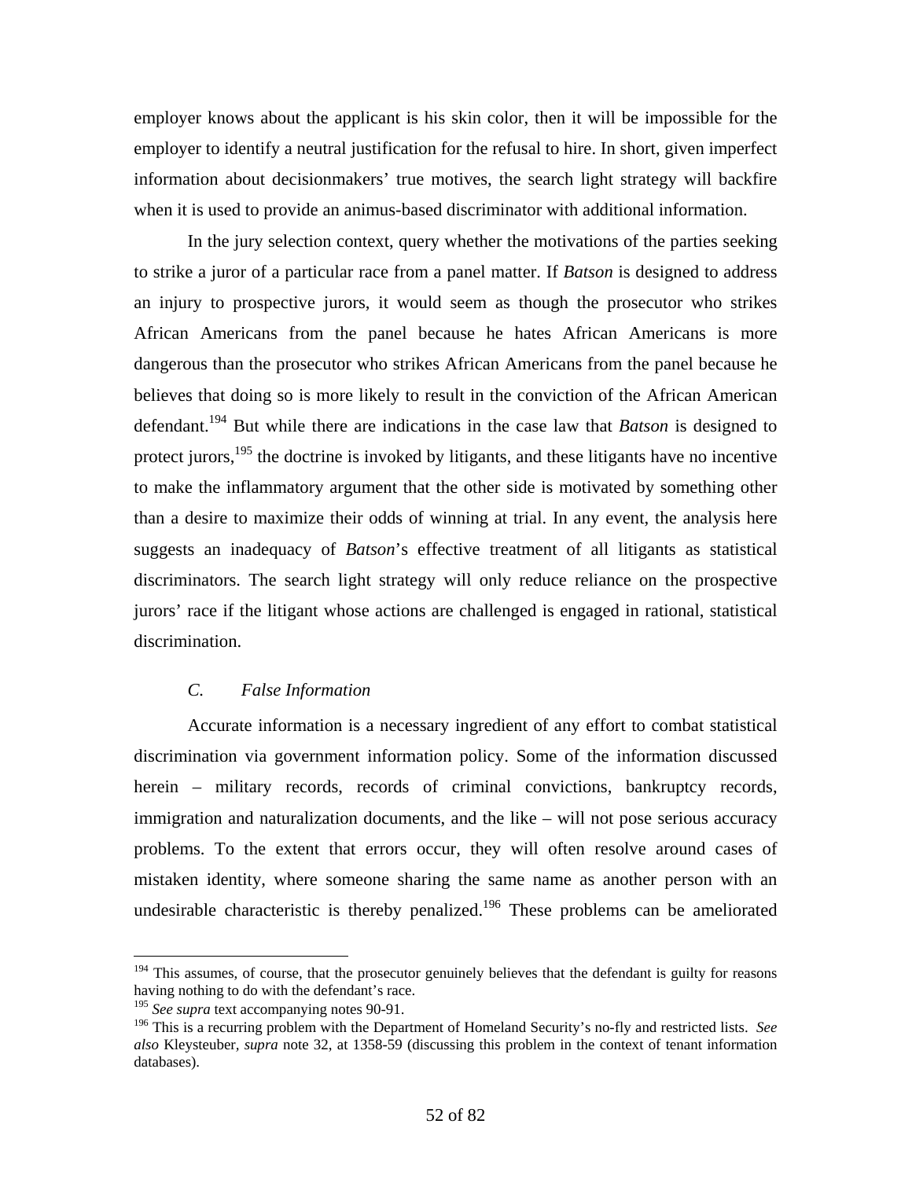employer knows about the applicant is his skin color, then it will be impossible for the employer to identify a neutral justification for the refusal to hire. In short, given imperfect information about decisionmakers' true motives, the search light strategy will backfire when it is used to provide an animus-based discriminator with additional information.

In the jury selection context, query whether the motivations of the parties seeking to strike a juror of a particular race from a panel matter. If *Batson* is designed to address an injury to prospective jurors, it would seem as though the prosecutor who strikes African Americans from the panel because he hates African Americans is more dangerous than the prosecutor who strikes African Americans from the panel because he believes that doing so is more likely to result in the conviction of the African American defendant.[194] But while there are indications in the case law that *Batson* is designed to protect jurors,[195] the doctrine is invoked by litigants, and these litigants have no incentive to make the inflammatory argument that the other side is motivated by something other than a desire to maximize their odds of winning at trial. In any event, the analysis here suggests an inadequacy of *Batson*'s effective treatment of all litigants as statistical discriminators. The search light strategy will only reduce reliance on the prospective jurors' race if the litigant whose actions are challenged is engaged in rational, statistical discrimination.

### *C. False Information*

Accurate information is a necessary ingredient of any effort to combat statistical discrimination via government information policy. Some of the information discussed herein – military records, records of criminal convictions, bankruptcy records, immigration and naturalization documents, and the like – will not pose serious accuracy problems. To the extent that errors occur, they will often resolve around cases of mistaken identity, where someone sharing the same name as another person with an undesirable characteristic is thereby penalized.[196] These problems can be ameliorated

---

[194] This assumes, of course, that the prosecutor genuinely believes that the defendant is guilty for reasons having nothing to do with the defendant's race.

[195] *See supra* text accompanying notes 90-91.

[196] This is a recurring problem with the Department of Homeland Security's no-fly and restricted lists. *See also* Kleysteuber, *supra* note 32, at 1358-59 (discussing this problem in the context of tenant information databases).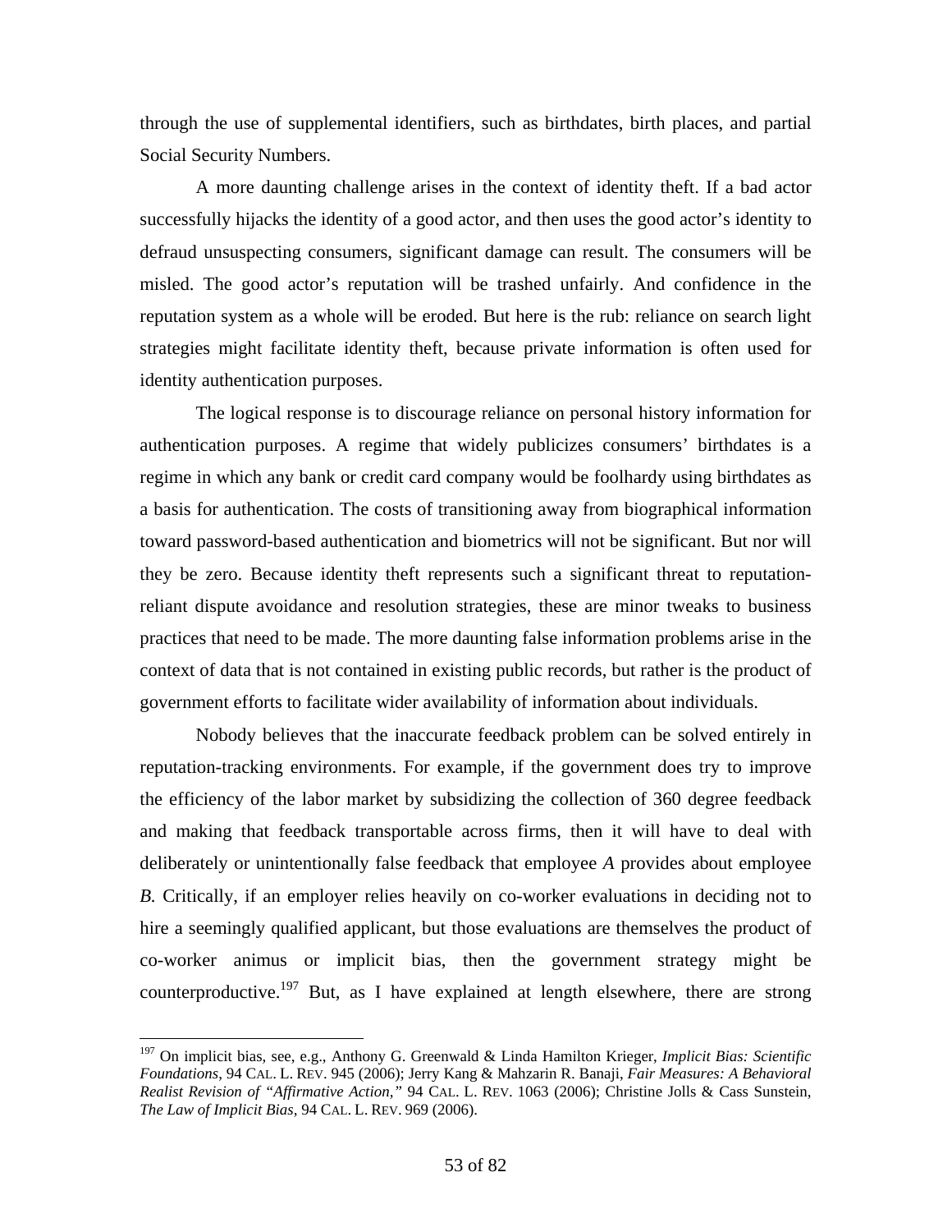through the use of supplemental identifiers, such as birthdates, birth places, and partial Social Security Numbers.

A more daunting challenge arises in the context of identity theft. If a bad actor successfully hijacks the identity of a good actor, and then uses the good actor's identity to defraud unsuspecting consumers, significant damage can result. The consumers will be misled. The good actor's reputation will be trashed unfairly. And confidence in the reputation system as a whole will be eroded. But here is the rub: reliance on search light strategies might facilitate identity theft, because private information is often used for identity authentication purposes.

The logical response is to discourage reliance on personal history information for authentication purposes. A regime that widely publicizes consumers' birthdates is a regime in which any bank or credit card company would be foolhardy using birthdates as a basis for authentication. The costs of transitioning away from biographical information toward password-based authentication and biometrics will not be significant. But nor will they be zero. Because identity theft represents such a significant threat to reputation-reliant dispute avoidance and resolution strategies, these are minor tweaks to business practices that need to be made. The more daunting false information problems arise in the context of data that is not contained in existing public records, but rather is the product of government efforts to facilitate wider availability of information about individuals.

Nobody believes that the inaccurate feedback problem can be solved entirely in reputation-tracking environments. For example, if the government does try to improve the efficiency of the labor market by subsidizing the collection of 360 degree feedback and making that feedback transportable across firms, then it will have to deal with deliberately or unintentionally false feedback that employee *A* provides about employee *B.* Critically, if an employer relies heavily on co-worker evaluations in deciding not to hire a seemingly qualified applicant, but those evaluations are themselves the product of co-worker animus or implicit bias, then the government strategy might be counterproductive.[197] But, as I have explained at length elsewhere, there are strong

[197] On implicit bias, see, e.g., Anthony G. Greenwald & Linda Hamilton Krieger, *Implicit Bias: Scientific Foundations*, 94 CAL. L. REV. 945 (2006); Jerry Kang & Mahzarin R. Banaji, *Fair Measures: A Behavioral Realist Revision of "Affirmative Action,"* 94 CAL. L. REV. 1063 (2006); Christine Jolls & Cass Sunstein, *The Law of Implicit Bias*, 94 CAL. L. REV. 969 (2006).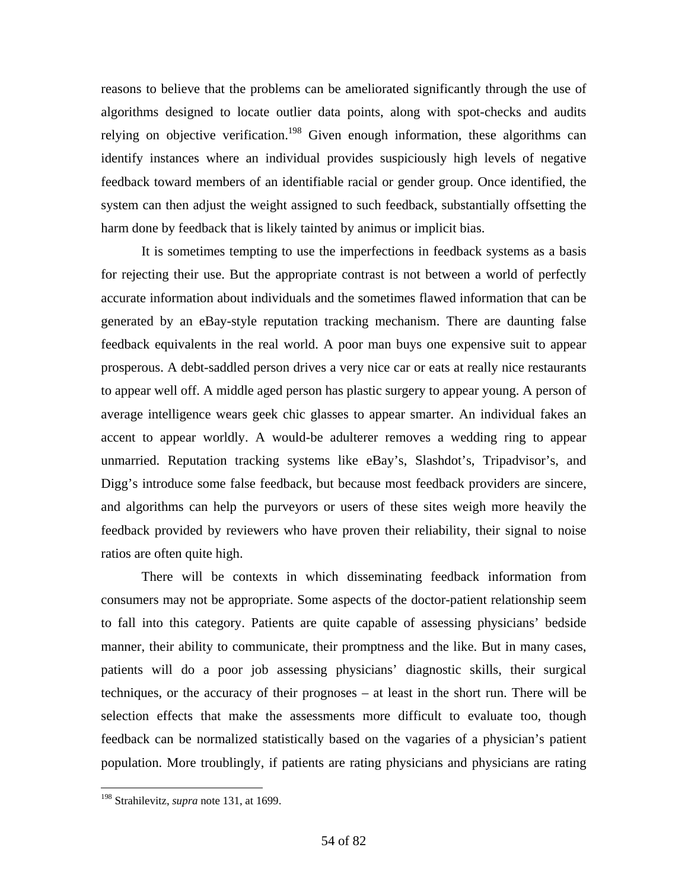reasons to believe that the problems can be ameliorated significantly through the use of algorithms designed to locate outlier data points, along with spot-checks and audits relying on objective verification.[198] Given enough information, these algorithms can identify instances where an individual provides suspiciously high levels of negative feedback toward members of an identifiable racial or gender group. Once identified, the system can then adjust the weight assigned to such feedback, substantially offsetting the harm done by feedback that is likely tainted by animus or implicit bias.

It is sometimes tempting to use the imperfections in feedback systems as a basis for rejecting their use. But the appropriate contrast is not between a world of perfectly accurate information about individuals and the sometimes flawed information that can be generated by an eBay-style reputation tracking mechanism. There are daunting false feedback equivalents in the real world. A poor man buys one expensive suit to appear prosperous. A debt-saddled person drives a very nice car or eats at really nice restaurants to appear well off. A middle aged person has plastic surgery to appear young. A person of average intelligence wears geek chic glasses to appear smarter. An individual fakes an accent to appear worldly. A would-be adulterer removes a wedding ring to appear unmarried. Reputation tracking systems like eBay's, Slashdot's, Tripadvisor's, and Digg's introduce some false feedback, but because most feedback providers are sincere, and algorithms can help the purveyors or users of these sites weigh more heavily the feedback provided by reviewers who have proven their reliability, their signal to noise ratios are often quite high.

There will be contexts in which disseminating feedback information from consumers may not be appropriate. Some aspects of the doctor-patient relationship seem to fall into this category. Patients are quite capable of assessing physicians' bedside manner, their ability to communicate, their promptness and the like. But in many cases, patients will do a poor job assessing physicians' diagnostic skills, their surgical techniques, or the accuracy of their prognoses – at least in the short run. There will be selection effects that make the assessments more difficult to evaluate too, though feedback can be normalized statistically based on the vagaries of a physician's patient population. More troublingly, if patients are rating physicians and physicians are rating

[198] Strahilevitz, *supra* note 131, at 1699.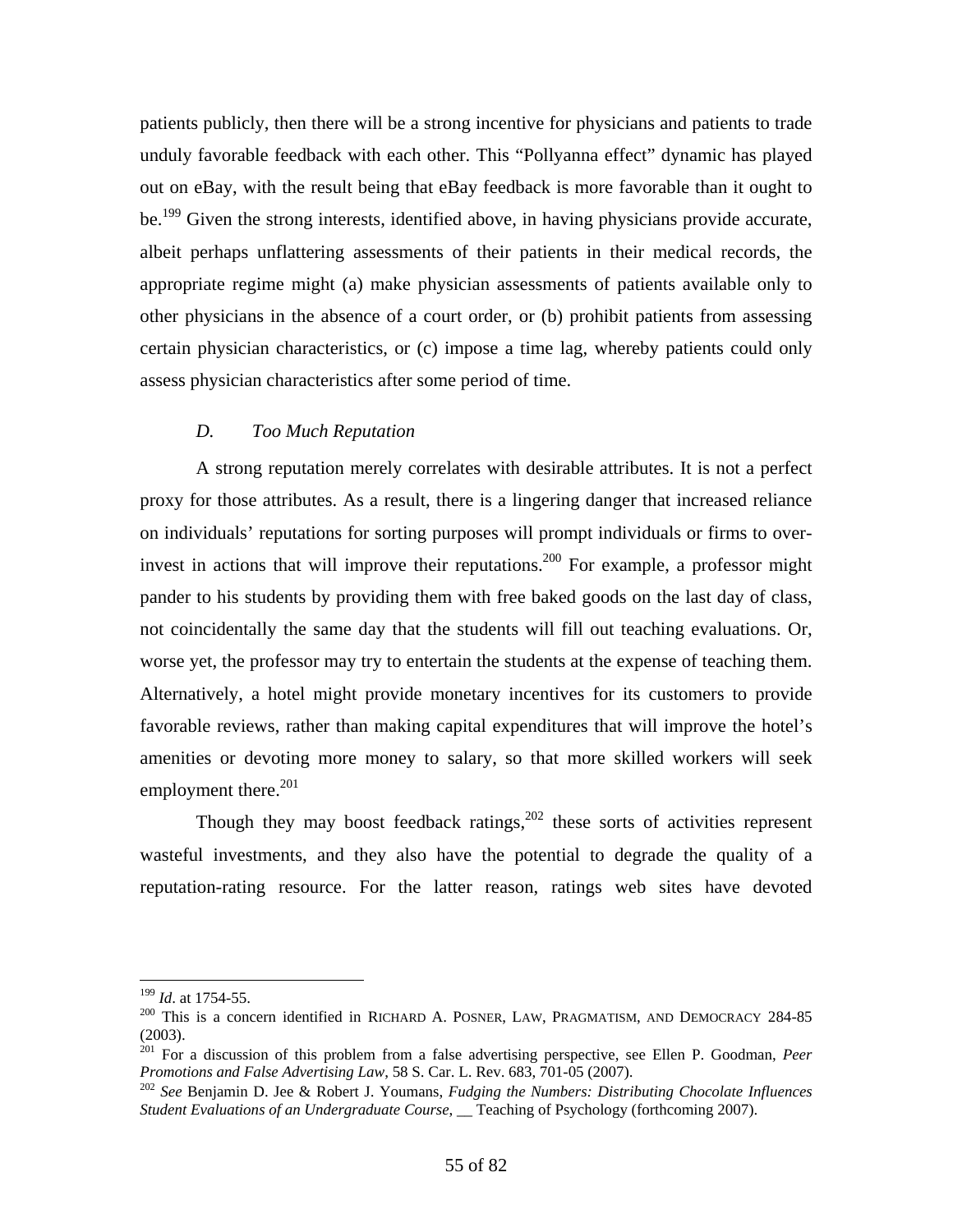patients publicly, then there will be a strong incentive for physicians and patients to trade unduly favorable feedback with each other. This "Pollyanna effect" dynamic has played out on eBay, with the result being that eBay feedback is more favorable than it ought to be.[199] Given the strong interests, identified above, in having physicians provide accurate, albeit perhaps unflattering assessments of their patients in their medical records, the appropriate regime might (a) make physician assessments of patients available only to other physicians in the absence of a court order, or (b) prohibit patients from assessing certain physician characteristics, or (c) impose a time lag, whereby patients could only assess physician characteristics after some period of time.

### *D. Too Much Reputation*

A strong reputation merely correlates with desirable attributes. It is not a perfect proxy for those attributes. As a result, there is a lingering danger that increased reliance on individuals' reputations for sorting purposes will prompt individuals or firms to over-invest in actions that will improve their reputations.[200] For example, a professor might pander to his students by providing them with free baked goods on the last day of class, not coincidentally the same day that the students will fill out teaching evaluations. Or, worse yet, the professor may try to entertain the students at the expense of teaching them. Alternatively, a hotel might provide monetary incentives for its customers to provide favorable reviews, rather than making capital expenditures that will improve the hotel's amenities or devoting more money to salary, so that more skilled workers will seek employment there.[201]

Though they may boost feedback ratings,[202] these sorts of activities represent wasteful investments, and they also have the potential to degrade the quality of a reputation-rating resource. For the latter reason, ratings web sites have devoted

---

[199] *Id*. at 1754-55.

[200] This is a concern identified in RICHARD A. POSNER, LAW, PRAGMATISM, AND DEMOCRACY 284-85 (2003).

[201] For a discussion of this problem from a false advertising perspective, see Ellen P. Goodman, *Peer Promotions and False Advertising Law*, 58 S. Car. L. Rev. 683, 701-05 (2007).

[202] *See* Benjamin D. Jee & Robert J. Youmans, *Fudging the Numbers: Distributing Chocolate Influences Student Evaluations of an Undergraduate Course*, __ Teaching of Psychology (forthcoming 2007).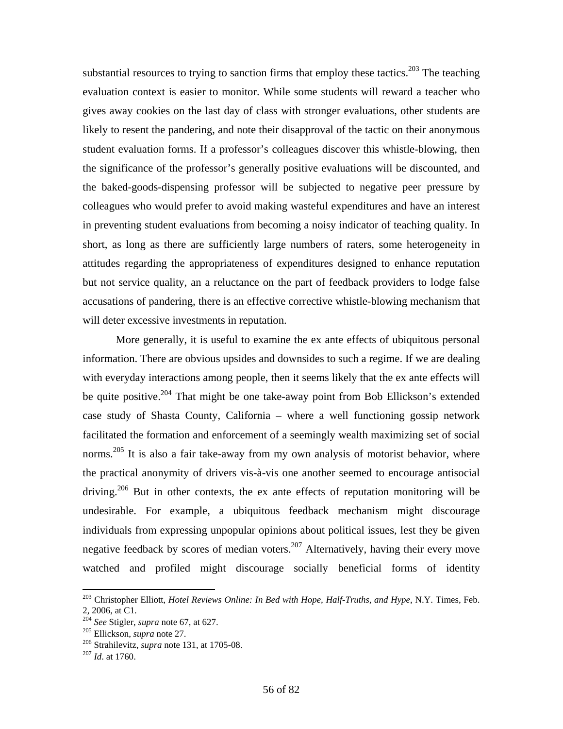substantial resources to trying to sanction firms that employ these tactics.[203] The teaching evaluation context is easier to monitor. While some students will reward a teacher who gives away cookies on the last day of class with stronger evaluations, other students are likely to resent the pandering, and note their disapproval of the tactic on their anonymous student evaluation forms. If a professor's colleagues discover this whistle-blowing, then the significance of the professor's generally positive evaluations will be discounted, and the baked-goods-dispensing professor will be subjected to negative peer pressure by colleagues who would prefer to avoid making wasteful expenditures and have an interest in preventing student evaluations from becoming a noisy indicator of teaching quality. In short, as long as there are sufficiently large numbers of raters, some heterogeneity in attitudes regarding the appropriateness of expenditures designed to enhance reputation but not service quality, an a reluctance on the part of feedback providers to lodge false accusations of pandering, there is an effective corrective whistle-blowing mechanism that will deter excessive investments in reputation.

More generally, it is useful to examine the ex ante effects of ubiquitous personal information. There are obvious upsides and downsides to such a regime. If we are dealing with everyday interactions among people, then it seems likely that the ex ante effects will be quite positive.[204] That might be one take-away point from Bob Ellickson's extended case study of Shasta County, California – where a well functioning gossip network facilitated the formation and enforcement of a seemingly wealth maximizing set of social norms.[205] It is also a fair take-away from my own analysis of motorist behavior, where the practical anonymity of drivers vis-à-vis one another seemed to encourage antisocial driving.[206] But in other contexts, the ex ante effects of reputation monitoring will be undesirable. For example, a ubiquitous feedback mechanism might discourage individuals from expressing unpopular opinions about political issues, lest they be given negative feedback by scores of median voters.[207] Alternatively, having their every move watched and profiled might discourage socially beneficial forms of identity

---

[203] Christopher Elliott, *Hotel Reviews Online: In Bed with Hope, Half-Truths, and Hype*, N.Y. Times, Feb. 2, 2006, at C1.

[204] *See* Stigler, *supra* note 67, at 627.

[205] Ellickson, *supra* note 27.

[206] Strahilevitz, *supra* note 131, at 1705-08.

[207] *Id*. at 1760.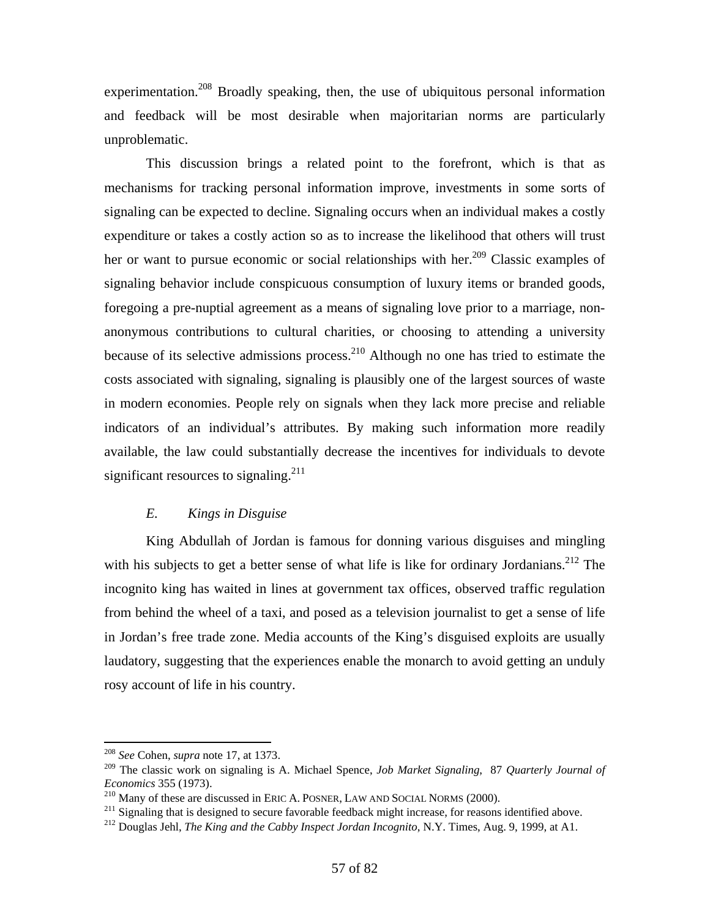experimentation.[208] Broadly speaking, then, the use of ubiquitous personal information and feedback will be most desirable when majoritarian norms are particularly unproblematic.

This discussion brings a related point to the forefront, which is that as mechanisms for tracking personal information improve, investments in some sorts of signaling can be expected to decline. Signaling occurs when an individual makes a costly expenditure or takes a costly action so as to increase the likelihood that others will trust her or want to pursue economic or social relationships with her.[209] Classic examples of signaling behavior include conspicuous consumption of luxury items or branded goods, foregoing a pre-nuptial agreement as a means of signaling love prior to a marriage, non-anonymous contributions to cultural charities, or choosing to attending a university because of its selective admissions process.[210] Although no one has tried to estimate the costs associated with signaling, signaling is plausibly one of the largest sources of waste in modern economies. People rely on signals when they lack more precise and reliable indicators of an individual's attributes. By making such information more readily available, the law could substantially decrease the incentives for individuals to devote significant resources to signaling.[211]

### *E. Kings in Disguise*

King Abdullah of Jordan is famous for donning various disguises and mingling with his subjects to get a better sense of what life is like for ordinary Jordanians.[212] The incognito king has waited in lines at government tax offices, observed traffic regulation from behind the wheel of a taxi, and posed as a television journalist to get a sense of life in Jordan's free trade zone. Media accounts of the King's disguised exploits are usually laudatory, suggesting that the experiences enable the monarch to avoid getting an unduly rosy account of life in his country.

---

[208] *See* Cohen, *supra* note 17, at 1373.

[209] The classic work on signaling is A. Michael Spence, *Job Market Signaling*, 87 *Quarterly Journal of Economics* 355 (1973).

[210] Many of these are discussed in ERIC A. POSNER, LAW AND SOCIAL NORMS (2000).

[211] Signaling that is designed to secure favorable feedback might increase, for reasons identified above.

[212] Douglas Jehl, *The King and the Cabby Inspect Jordan Incognito*, N.Y. Times, Aug. 9, 1999, at A1.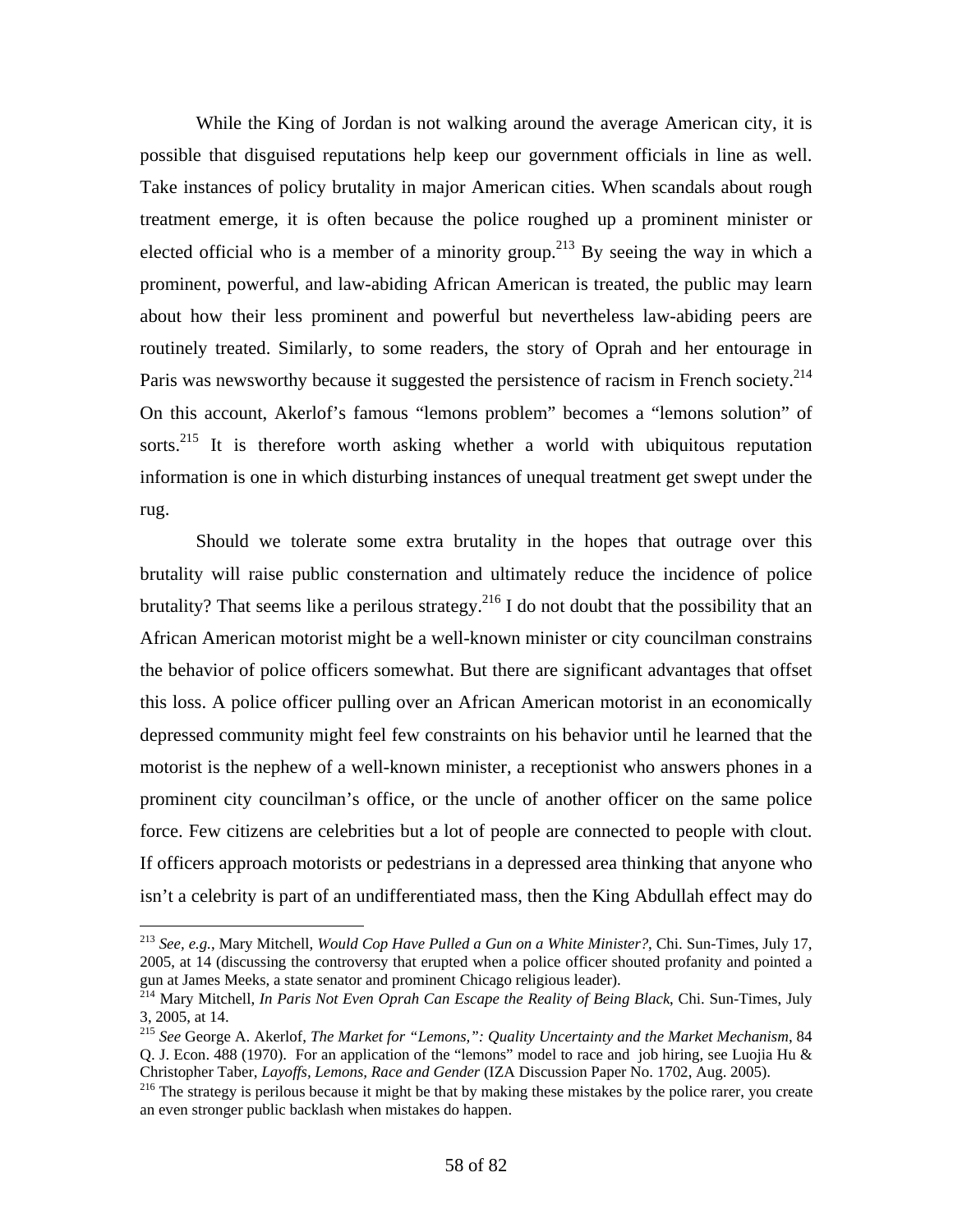While the King of Jordan is not walking around the average American city, it is possible that disguised reputations help keep our government officials in line as well. Take instances of policy brutality in major American cities. When scandals about rough treatment emerge, it is often because the police roughed up a prominent minister or elected official who is a member of a minority group.[213] By seeing the way in which a prominent, powerful, and law-abiding African American is treated, the public may learn about how their less prominent and powerful but nevertheless law-abiding peers are routinely treated. Similarly, to some readers, the story of Oprah and her entourage in Paris was newsworthy because it suggested the persistence of racism in French society.[214] On this account, Akerlof's famous "lemons problem" becomes a "lemons solution" of sorts.[215] It is therefore worth asking whether a world with ubiquitous reputation information is one in which disturbing instances of unequal treatment get swept under the rug.

Should we tolerate some extra brutality in the hopes that outrage over this brutality will raise public consternation and ultimately reduce the incidence of police brutality? That seems like a perilous strategy.[216] I do not doubt that the possibility that an African American motorist might be a well-known minister or city councilman constrains the behavior of police officers somewhat. But there are significant advantages that offset this loss. A police officer pulling over an African American motorist in an economically depressed community might feel few constraints on his behavior until he learned that the motorist is the nephew of a well-known minister, a receptionist who answers phones in a prominent city councilman's office, or the uncle of another officer on the same police force. Few citizens are celebrities but a lot of people are connected to people with clout. If officers approach motorists or pedestrians in a depressed area thinking that anyone who isn't a celebrity is part of an undifferentiated mass, then the King Abdullah effect may do

---

[213] *See, e.g.*, Mary Mitchell, *Would Cop Have Pulled a Gun on a White Minister?*, Chi. Sun-Times, July 17, 2005, at 14 (discussing the controversy that erupted when a police officer shouted profanity and pointed a gun at James Meeks, a state senator and prominent Chicago religious leader).

[214] Mary Mitchell, *In Paris Not Even Oprah Can Escape the Reality of Being Black*, Chi. Sun-Times, July 3, 2005, at 14.

[215] *See* George A. Akerlof, *The Market for "Lemons,": Quality Uncertainty and the Market Mechanism*, 84 Q. J. Econ. 488 (1970). For an application of the "lemons" model to race and job hiring, see Luojia Hu & Christopher Taber, *Layoffs, Lemons, Race and Gender* (IZA Discussion Paper No. 1702, Aug. 2005).

[216] The strategy is perilous because it might be that by making these mistakes by the police rarer, you create an even stronger public backlash when mistakes do happen.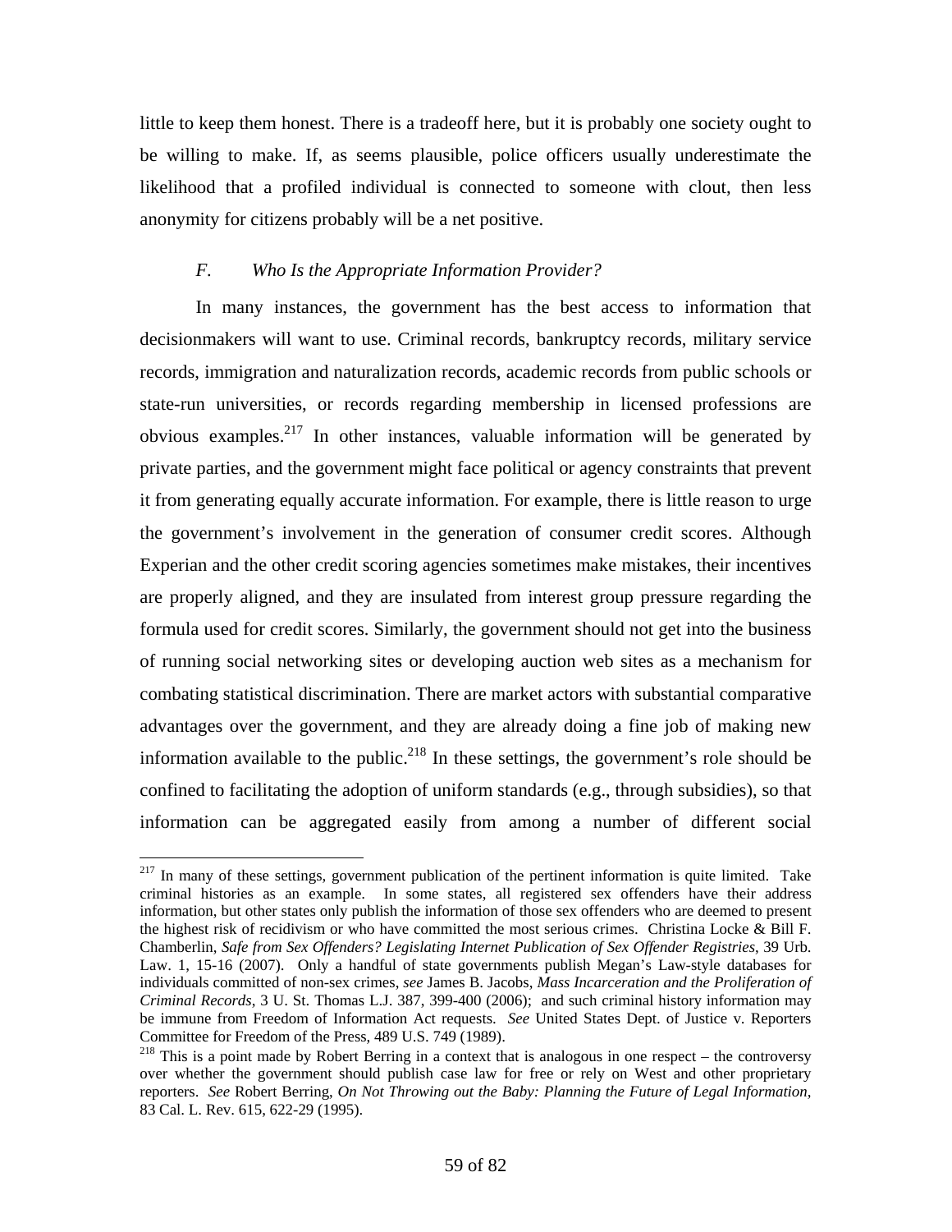little to keep them honest. There is a tradeoff here, but it is probably one society ought to be willing to make. If, as seems plausible, police officers usually underestimate the likelihood that a profiled individual is connected to someone with clout, then less anonymity for citizens probably will be a net positive.

### *F. Who Is the Appropriate Information Provider?*

In many instances, the government has the best access to information that decisionmakers will want to use. Criminal records, bankruptcy records, military service records, immigration and naturalization records, academic records from public schools or state-run universities, or records regarding membership in licensed professions are obvious examples.[217] In other instances, valuable information will be generated by private parties, and the government might face political or agency constraints that prevent it from generating equally accurate information. For example, there is little reason to urge the government's involvement in the generation of consumer credit scores. Although Experian and the other credit scoring agencies sometimes make mistakes, their incentives are properly aligned, and they are insulated from interest group pressure regarding the formula used for credit scores. Similarly, the government should not get into the business of running social networking sites or developing auction web sites as a mechanism for combating statistical discrimination. There are market actors with substantial comparative advantages over the government, and they are already doing a fine job of making new information available to the public.[218] In these settings, the government's role should be confined to facilitating the adoption of uniform standards (e.g., through subsidies), so that information can be aggregated easily from among a number of different social

---

[217] In many of these settings, government publication of the pertinent information is quite limited. Take criminal histories as an example. In some states, all registered sex offenders have their address information, but other states only publish the information of those sex offenders who are deemed to present the highest risk of recidivism or who have committed the most serious crimes. Christina Locke & Bill F. Chamberlin, *Safe from Sex Offenders? Legislating Internet Publication of Sex Offender Registries*, 39 Urb. Law. 1, 15-16 (2007). Only a handful of state governments publish Megan's Law-style databases for individuals committed of non-sex crimes, *see* James B. Jacobs, *Mass Incarceration and the Proliferation of Criminal Records*, 3 U. St. Thomas L.J. 387, 399-400 (2006); and such criminal history information may be immune from Freedom of Information Act requests. *See* United States Dept. of Justice v. Reporters Committee for Freedom of the Press, 489 U.S. 749 (1989).

[218] This is a point made by Robert Berring in a context that is analogous in one respect – the controversy over whether the government should publish case law for free or rely on West and other proprietary reporters. *See* Robert Berring, *On Not Throwing out the Baby: Planning the Future of Legal Information*, 83 Cal. L. Rev. 615, 622-29 (1995).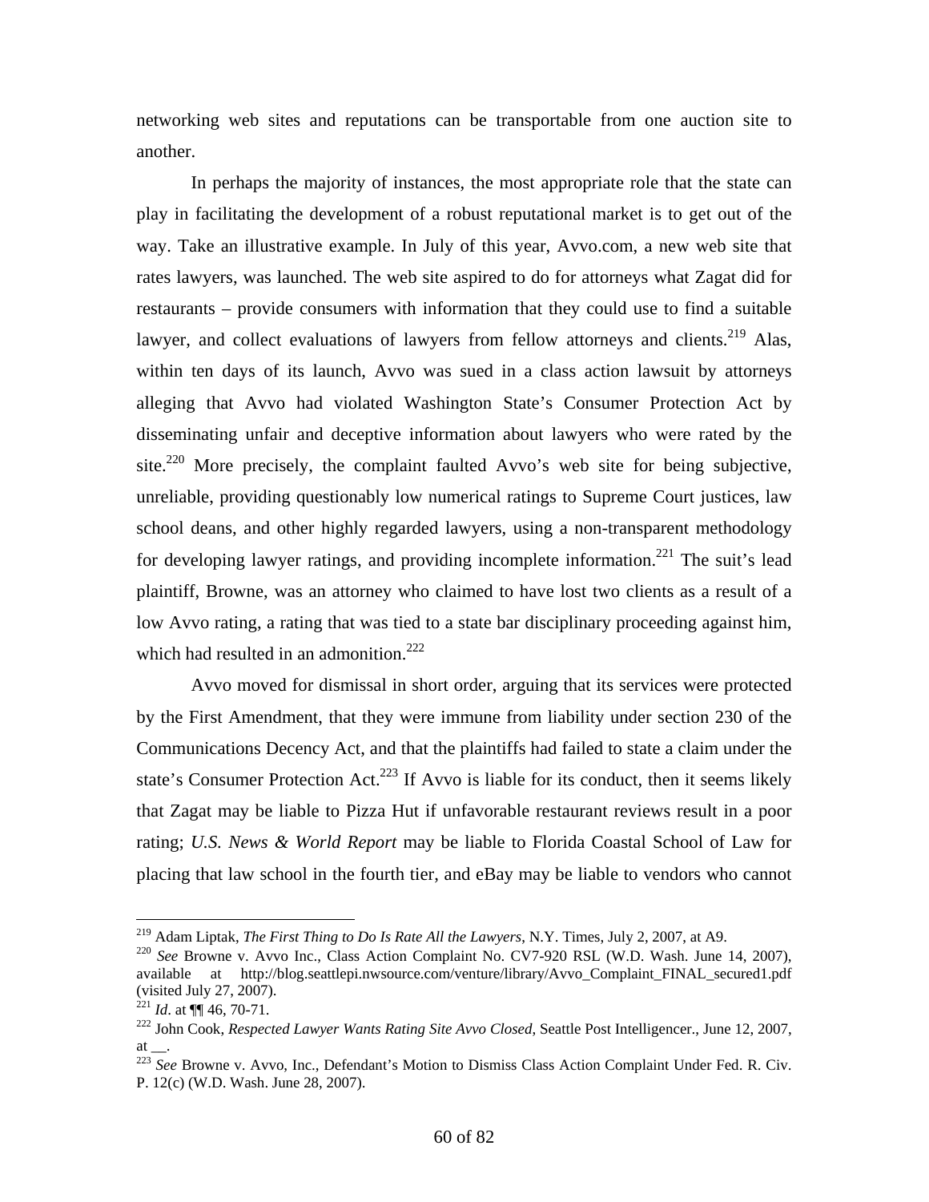networking web sites and reputations can be transportable from one auction site to another.

In perhaps the majority of instances, the most appropriate role that the state can play in facilitating the development of a robust reputational market is to get out of the way. Take an illustrative example. In July of this year, Avvo.com, a new web site that rates lawyers, was launched. The web site aspired to do for attorneys what Zagat did for restaurants – provide consumers with information that they could use to find a suitable lawyer, and collect evaluations of lawyers from fellow attorneys and clients.[219] Alas, within ten days of its launch, Avvo was sued in a class action lawsuit by attorneys alleging that Avvo had violated Washington State's Consumer Protection Act by disseminating unfair and deceptive information about lawyers who were rated by the site.[220] More precisely, the complaint faulted Avvo's web site for being subjective, unreliable, providing questionably low numerical ratings to Supreme Court justices, law school deans, and other highly regarded lawyers, using a non-transparent methodology for developing lawyer ratings, and providing incomplete information.[221] The suit's lead plaintiff, Browne, was an attorney who claimed to have lost two clients as a result of a low Avvo rating, a rating that was tied to a state bar disciplinary proceeding against him, which had resulted in an admonition.[222]

Avvo moved for dismissal in short order, arguing that its services were protected by the First Amendment, that they were immune from liability under section 230 of the Communications Decency Act, and that the plaintiffs had failed to state a claim under the state's Consumer Protection Act.[223] If Avvo is liable for its conduct, then it seems likely that Zagat may be liable to Pizza Hut if unfavorable restaurant reviews result in a poor rating; *U.S. News & World Report* may be liable to Florida Coastal School of Law for placing that law school in the fourth tier, and eBay may be liable to vendors who cannot

---

[219] Adam Liptak, *The First Thing to Do Is Rate All the Lawyers*, N.Y. Times, July 2, 2007, at A9.

[220] *See* Browne v. Avvo Inc., Class Action Complaint No. CV7-920 RSL (W.D. Wash. June 14, 2007), available at http://blog.seattlepi.nwsource.com/venture/library/Avvo_Complaint_FINAL_secured1.pdf (visited July 27, 2007).

[221] *Id*. at ¶¶ 46, 70-71.

[222] John Cook, *Respected Lawyer Wants Rating Site Avvo Closed*, Seattle Post Intelligencer., June 12, 2007, at __.

[223] *See* Browne v. Avvo, Inc., Defendant's Motion to Dismiss Class Action Complaint Under Fed. R. Civ. P. 12(c) (W.D. Wash. June 28, 2007).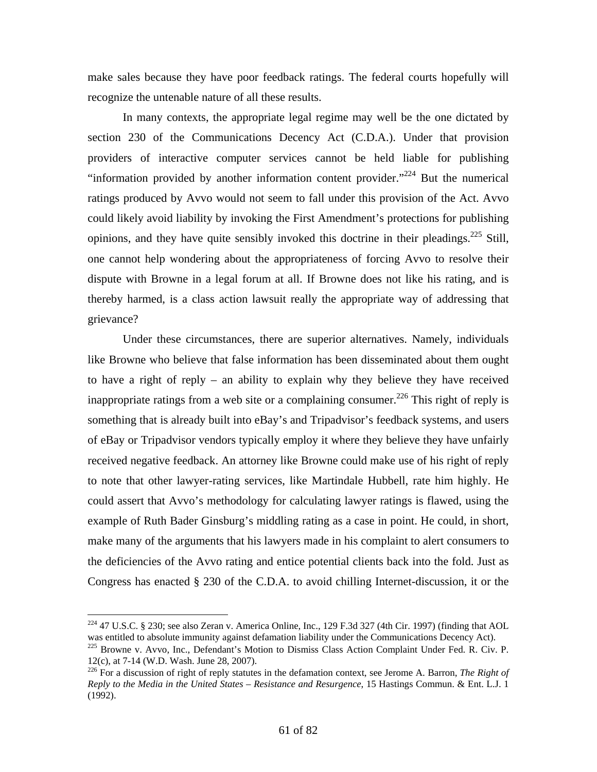make sales because they have poor feedback ratings. The federal courts hopefully will recognize the untenable nature of all these results.

In many contexts, the appropriate legal regime may well be the one dictated by section 230 of the Communications Decency Act (C.D.A.). Under that provision providers of interactive computer services cannot be held liable for publishing "information provided by another information content provider."[224] But the numerical ratings produced by Avvo would not seem to fall under this provision of the Act. Avvo could likely avoid liability by invoking the First Amendment's protections for publishing opinions, and they have quite sensibly invoked this doctrine in their pleadings.[225] Still, one cannot help wondering about the appropriateness of forcing Avvo to resolve their dispute with Browne in a legal forum at all. If Browne does not like his rating, and is thereby harmed, is a class action lawsuit really the appropriate way of addressing that grievance?

Under these circumstances, there are superior alternatives. Namely, individuals like Browne who believe that false information has been disseminated about them ought to have a right of reply – an ability to explain why they believe they have received inappropriate ratings from a web site or a complaining consumer.[226] This right of reply is something that is already built into eBay's and Tripadvisor's feedback systems, and users of eBay or Tripadvisor vendors typically employ it where they believe they have unfairly received negative feedback. An attorney like Browne could make use of his right of reply to note that other lawyer-rating services, like Martindale Hubbell, rate him highly. He could assert that Avvo's methodology for calculating lawyer ratings is flawed, using the example of Ruth Bader Ginsburg's middling rating as a case in point. He could, in short, make many of the arguments that his lawyers made in his complaint to alert consumers to the deficiencies of the Avvo rating and entice potential clients back into the fold. Just as Congress has enacted § 230 of the C.D.A. to avoid chilling Internet-discussion, it or the

---

[224] 47 U.S.C. § 230; see also Zeran v. America Online, Inc., 129 F.3d 327 (4th Cir. 1997) (finding that AOL was entitled to absolute immunity against defamation liability under the Communications Decency Act).

[225] Browne v. Avvo, Inc., Defendant's Motion to Dismiss Class Action Complaint Under Fed. R. Civ. P. 12(c), at 7-14 (W.D. Wash. June 28, 2007).

[226] For a discussion of right of reply statutes in the defamation context, see Jerome A. Barron, *The Right of Reply to the Media in the United States – Resistance and Resurgence*, 15 Hastings Commun. & Ent. L.J. 1 (1992).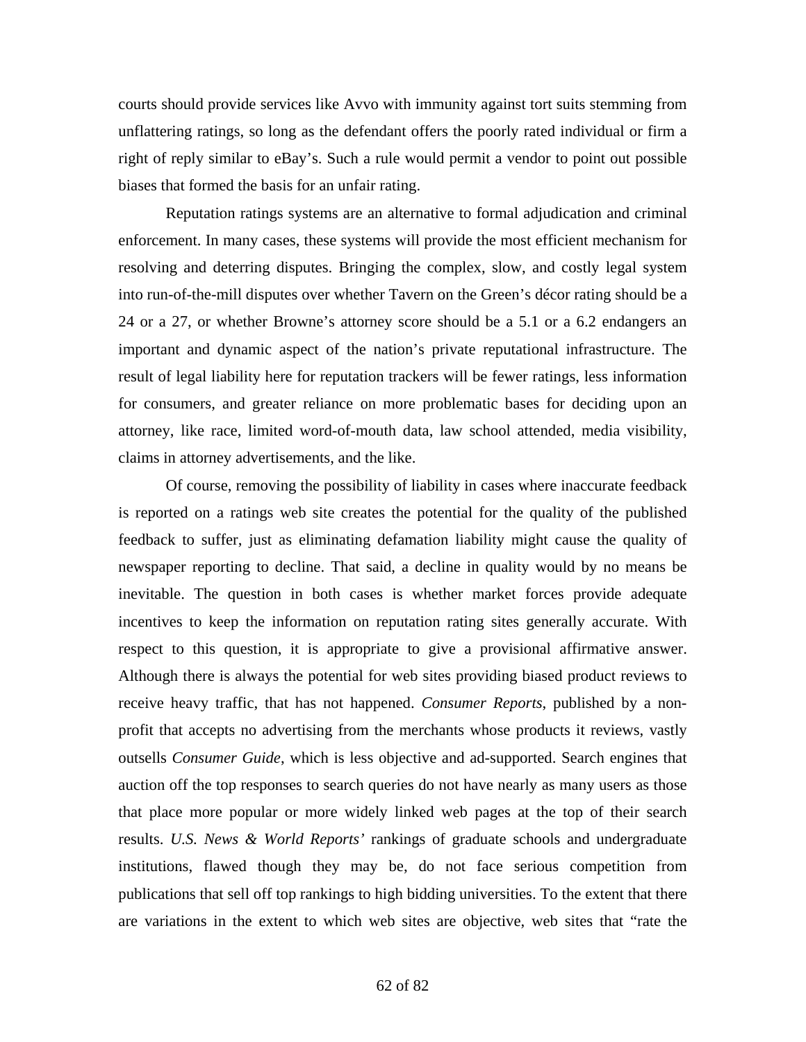courts should provide services like Avvo with immunity against tort suits stemming from unflattering ratings, so long as the defendant offers the poorly rated individual or firm a right of reply similar to eBay's. Such a rule would permit a vendor to point out possible biases that formed the basis for an unfair rating.

Reputation ratings systems are an alternative to formal adjudication and criminal enforcement. In many cases, these systems will provide the most efficient mechanism for resolving and deterring disputes. Bringing the complex, slow, and costly legal system into run-of-the-mill disputes over whether Tavern on the Green's décor rating should be a 24 or a 27, or whether Browne's attorney score should be a 5.1 or a 6.2 endangers an important and dynamic aspect of the nation's private reputational infrastructure. The result of legal liability here for reputation trackers will be fewer ratings, less information for consumers, and greater reliance on more problematic bases for deciding upon an attorney, like race, limited word-of-mouth data, law school attended, media visibility, claims in attorney advertisements, and the like.

Of course, removing the possibility of liability in cases where inaccurate feedback is reported on a ratings web site creates the potential for the quality of the published feedback to suffer, just as eliminating defamation liability might cause the quality of newspaper reporting to decline. That said, a decline in quality would by no means be inevitable. The question in both cases is whether market forces provide adequate incentives to keep the information on reputation rating sites generally accurate. With respect to this question, it is appropriate to give a provisional affirmative answer. Although there is always the potential for web sites providing biased product reviews to receive heavy traffic, that has not happened. *Consumer Reports*, published by a non-profit that accepts no advertising from the merchants whose products it reviews, vastly outsells *Consumer Guide*, which is less objective and ad-supported. Search engines that auction off the top responses to search queries do not have nearly as many users as those that place more popular or more widely linked web pages at the top of their search results. *U.S. News & World Reports'* rankings of graduate schools and undergraduate institutions, flawed though they may be, do not face serious competition from publications that sell off top rankings to high bidding universities. To the extent that there are variations in the extent to which web sites are objective, web sites that "rate the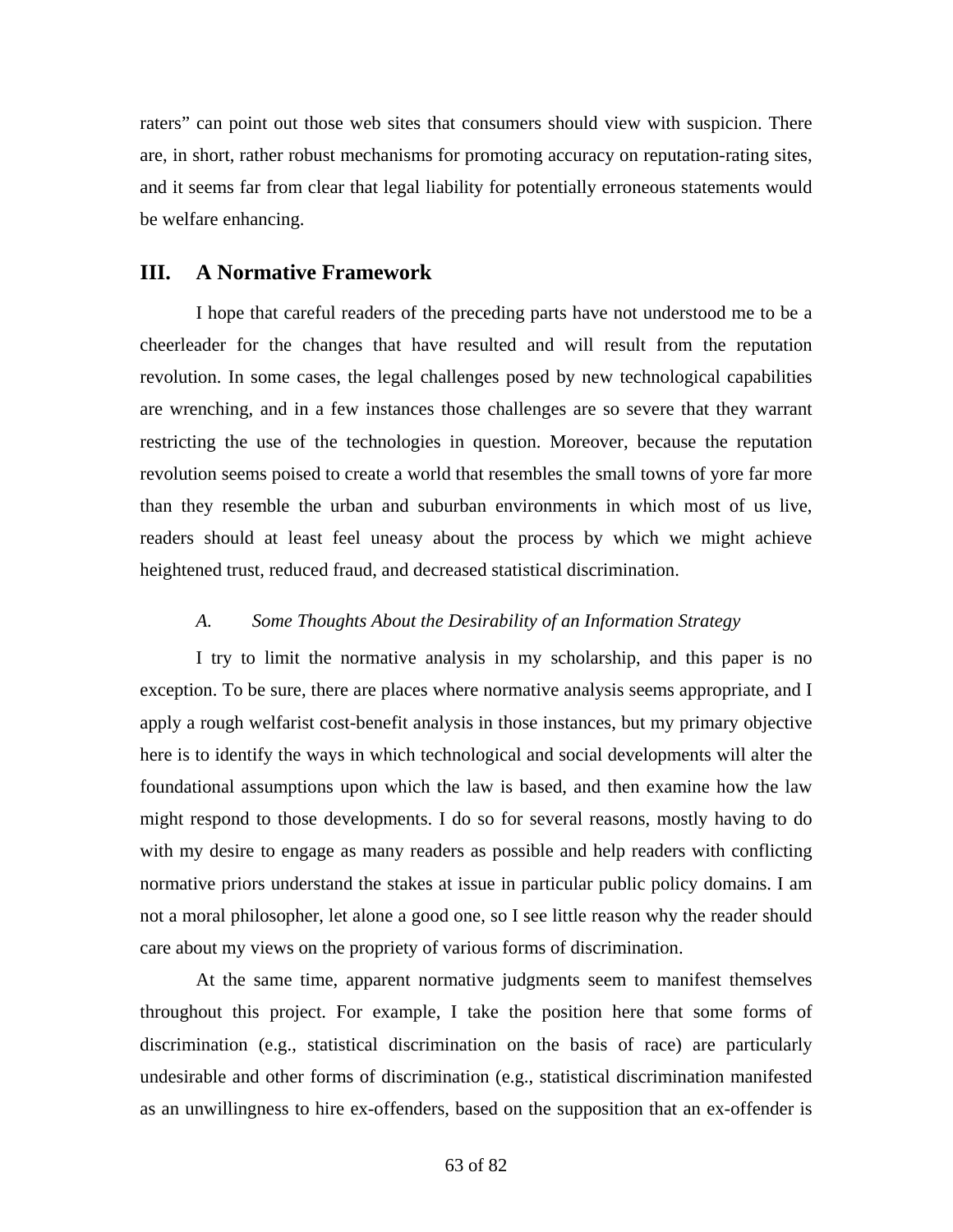raters" can point out those web sites that consumers should view with suspicion. There are, in short, rather robust mechanisms for promoting accuracy on reputation-rating sites, and it seems far from clear that legal liability for potentially erroneous statements would be welfare enhancing.

## III. A Normative Framework

I hope that careful readers of the preceding parts have not understood me to be a cheerleader for the changes that have resulted and will result from the reputation revolution. In some cases, the legal challenges posed by new technological capabilities are wrenching, and in a few instances those challenges are so severe that they warrant restricting the use of the technologies in question. Moreover, because the reputation revolution seems poised to create a world that resembles the small towns of yore far more than they resemble the urban and suburban environments in which most of us live, readers should at least feel uneasy about the process by which we might achieve heightened trust, reduced fraud, and decreased statistical discrimination.

### *A. Some Thoughts About the Desirability of an Information Strategy*

I try to limit the normative analysis in my scholarship, and this paper is no exception. To be sure, there are places where normative analysis seems appropriate, and I apply a rough welfarist cost-benefit analysis in those instances, but my primary objective here is to identify the ways in which technological and social developments will alter the foundational assumptions upon which the law is based, and then examine how the law might respond to those developments. I do so for several reasons, mostly having to do with my desire to engage as many readers as possible and help readers with conflicting normative priors understand the stakes at issue in particular public policy domains. I am not a moral philosopher, let alone a good one, so I see little reason why the reader should care about my views on the propriety of various forms of discrimination.

At the same time, apparent normative judgments seem to manifest themselves throughout this project. For example, I take the position here that some forms of discrimination (e.g., statistical discrimination on the basis of race) are particularly undesirable and other forms of discrimination (e.g., statistical discrimination manifested as an unwillingness to hire ex-offenders, based on the supposition that an ex-offender is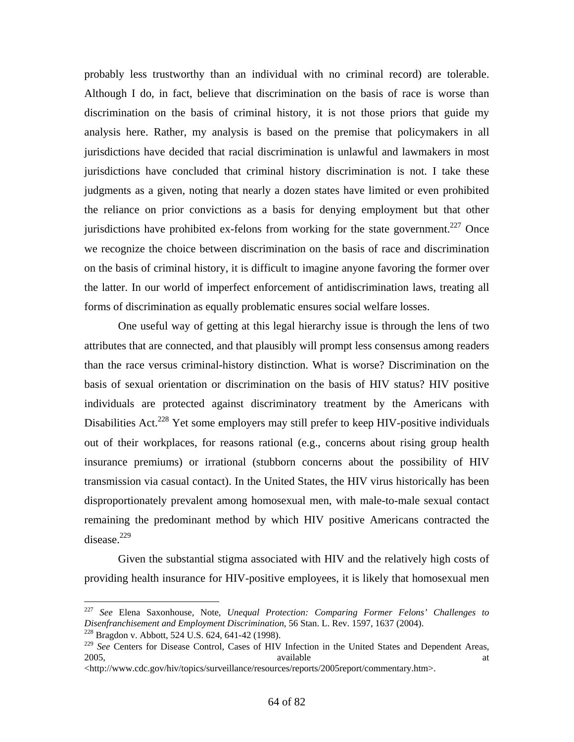probably less trustworthy than an individual with no criminal record) are tolerable. Although I do, in fact, believe that discrimination on the basis of race is worse than discrimination on the basis of criminal history, it is not those priors that guide my analysis here. Rather, my analysis is based on the premise that policymakers in all jurisdictions have decided that racial discrimination is unlawful and lawmakers in most jurisdictions have concluded that criminal history discrimination is not. I take these judgments as a given, noting that nearly a dozen states have limited or even prohibited the reliance on prior convictions as a basis for denying employment but that other jurisdictions have prohibited ex-felons from working for the state government.[227] Once we recognize the choice between discrimination on the basis of race and discrimination on the basis of criminal history, it is difficult to imagine anyone favoring the former over the latter. In our world of imperfect enforcement of antidiscrimination laws, treating all forms of discrimination as equally problematic ensures social welfare losses.

One useful way of getting at this legal hierarchy issue is through the lens of two attributes that are connected, and that plausibly will prompt less consensus among readers than the race versus criminal-history distinction. What is worse? Discrimination on the basis of sexual orientation or discrimination on the basis of HIV status? HIV positive individuals are protected against discriminatory treatment by the Americans with Disabilities Act.[228] Yet some employers may still prefer to keep HIV-positive individuals out of their workplaces, for reasons rational (e.g., concerns about rising group health insurance premiums) or irrational (stubborn concerns about the possibility of HIV transmission via casual contact). In the United States, the HIV virus historically has been disproportionately prevalent among homosexual men, with male-to-male sexual contact remaining the predominant method by which HIV positive Americans contracted the disease.[229]

Given the substantial stigma associated with HIV and the relatively high costs of providing health insurance for HIV-positive employees, it is likely that homosexual men

---

[227] *See* Elena Saxonhouse, Note, *Unequal Protection: Comparing Former Felons' Challenges to Disenfranchisement and Employment Discrimination*, 56 Stan. L. Rev. 1597, 1637 (2004).

[228] Bragdon v. Abbott, 524 U.S. 624, 641-42 (1998).

[229] *See* Centers for Disease Control, Cases of HIV Infection in the United States and Dependent Areas, 2005, available at <http://www.cdc.gov/hiv/topics/surveillance/resources/reports/2005report/commentary.htm>.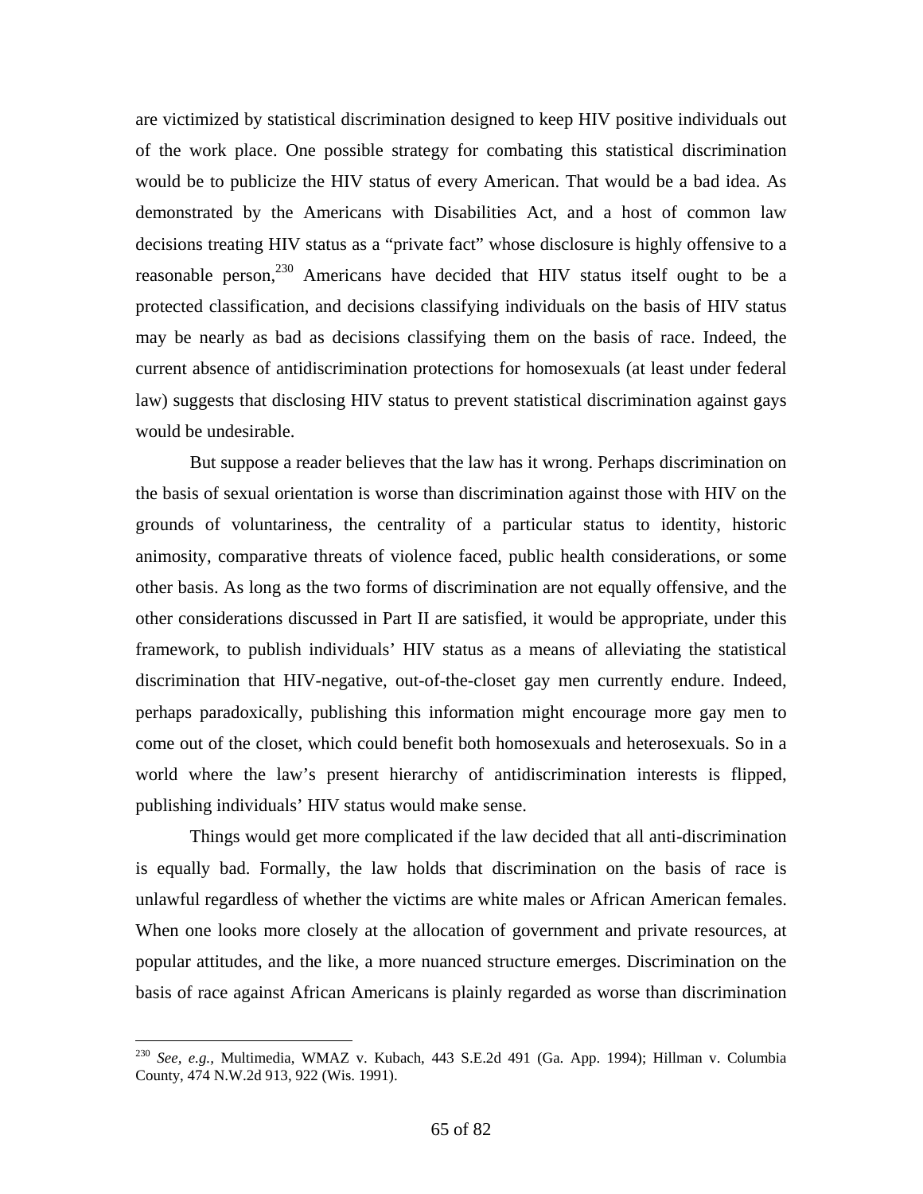are victimized by statistical discrimination designed to keep HIV positive individuals out of the work place. One possible strategy for combating this statistical discrimination would be to publicize the HIV status of every American. That would be a bad idea. As demonstrated by the Americans with Disabilities Act, and a host of common law decisions treating HIV status as a "private fact" whose disclosure is highly offensive to a reasonable person,[230] Americans have decided that HIV status itself ought to be a protected classification, and decisions classifying individuals on the basis of HIV status may be nearly as bad as decisions classifying them on the basis of race. Indeed, the current absence of antidiscrimination protections for homosexuals (at least under federal law) suggests that disclosing HIV status to prevent statistical discrimination against gays would be undesirable.

But suppose a reader believes that the law has it wrong. Perhaps discrimination on the basis of sexual orientation is worse than discrimination against those with HIV on the grounds of voluntariness, the centrality of a particular status to identity, historic animosity, comparative threats of violence faced, public health considerations, or some other basis. As long as the two forms of discrimination are not equally offensive, and the other considerations discussed in Part II are satisfied, it would be appropriate, under this framework, to publish individuals' HIV status as a means of alleviating the statistical discrimination that HIV-negative, out-of-the-closet gay men currently endure. Indeed, perhaps paradoxically, publishing this information might encourage more gay men to come out of the closet, which could benefit both homosexuals and heterosexuals. So in a world where the law's present hierarchy of antidiscrimination interests is flipped, publishing individuals' HIV status would make sense.

Things would get more complicated if the law decided that all anti-discrimination is equally bad. Formally, the law holds that discrimination on the basis of race is unlawful regardless of whether the victims are white males or African American females. When one looks more closely at the allocation of government and private resources, at popular attitudes, and the like, a more nuanced structure emerges. Discrimination on the basis of race against African Americans is plainly regarded as worse than discrimination

---

[230] *See, e.g.,* Multimedia, WMAZ v. Kubach, 443 S.E.2d 491 (Ga. App. 1994); Hillman v. Columbia County, 474 N.W.2d 913, 922 (Wis. 1991).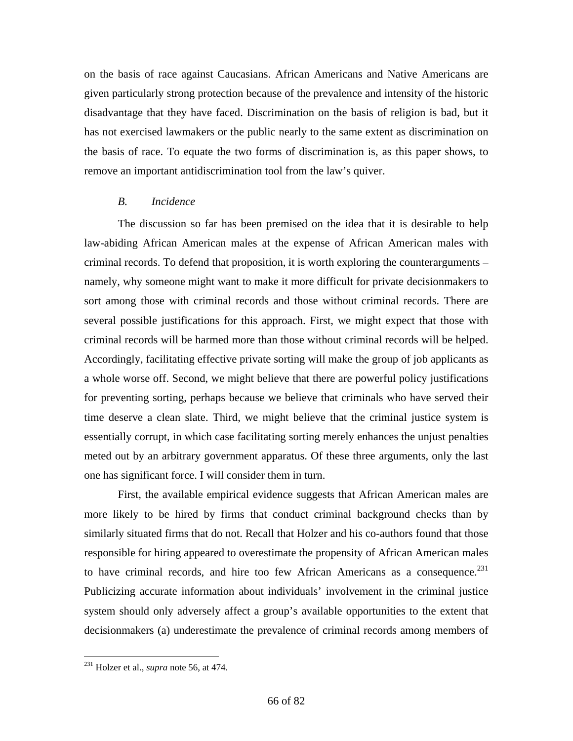on the basis of race against Caucasians. African Americans and Native Americans are given particularly strong protection because of the prevalence and intensity of the historic disadvantage that they have faced. Discrimination on the basis of religion is bad, but it has not exercised lawmakers or the public nearly to the same extent as discrimination on the basis of race. To equate the two forms of discrimination is, as this paper shows, to remove an important antidiscrimination tool from the law's quiver.

### *B. Incidence*

The discussion so far has been premised on the idea that it is desirable to help law-abiding African American males at the expense of African American males with criminal records. To defend that proposition, it is worth exploring the counterarguments – namely, why someone might want to make it more difficult for private decisionmakers to sort among those with criminal records and those without criminal records. There are several possible justifications for this approach. First, we might expect that those with criminal records will be harmed more than those without criminal records will be helped. Accordingly, facilitating effective private sorting will make the group of job applicants as a whole worse off. Second, we might believe that there are powerful policy justifications for preventing sorting, perhaps because we believe that criminals who have served their time deserve a clean slate. Third, we might believe that the criminal justice system is essentially corrupt, in which case facilitating sorting merely enhances the unjust penalties meted out by an arbitrary government apparatus. Of these three arguments, only the last one has significant force. I will consider them in turn.

First, the available empirical evidence suggests that African American males are more likely to be hired by firms that conduct criminal background checks than by similarly situated firms that do not. Recall that Holzer and his co-authors found that those responsible for hiring appeared to overestimate the propensity of African American males to have criminal records, and hire too few African Americans as a consequence.[231] Publicizing accurate information about individuals' involvement in the criminal justice system should only adversely affect a group's available opportunities to the extent that decisionmakers (a) underestimate the prevalence of criminal records among members of

[231] Holzer et al., *supra* note 56, at 474.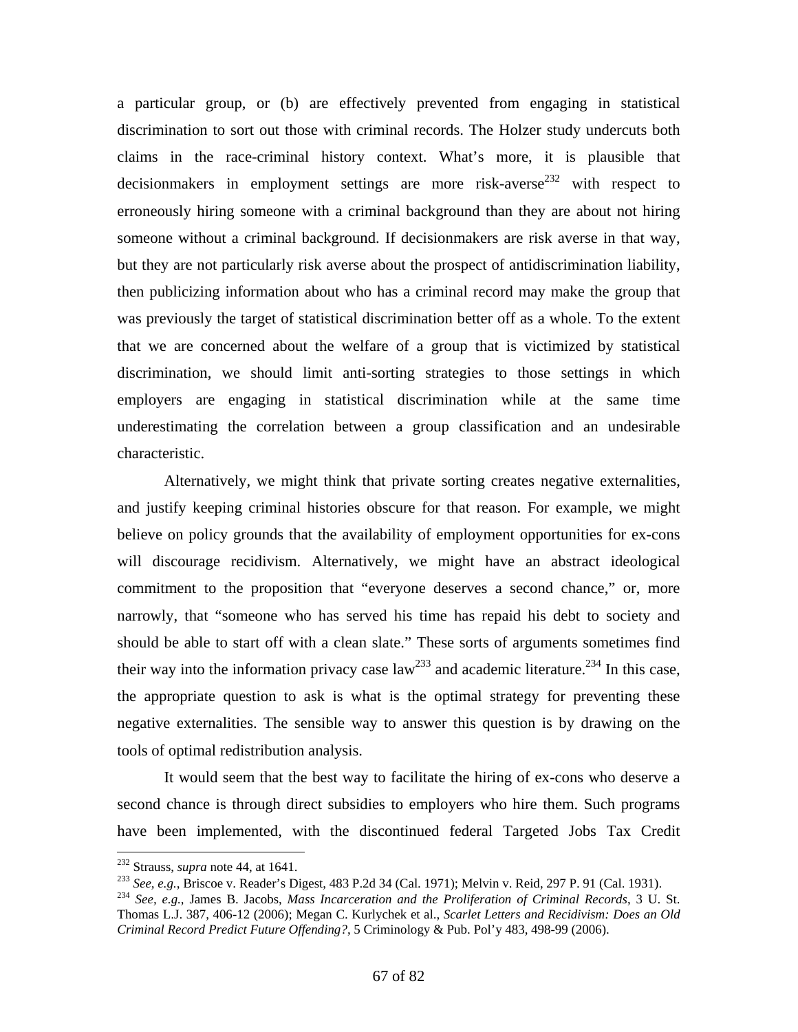a particular group, or (b) are effectively prevented from engaging in statistical discrimination to sort out those with criminal records. The Holzer study undercuts both claims in the race-criminal history context. What's more, it is plausible that decisionmakers in employment settings are more risk-averse[232] with respect to erroneously hiring someone with a criminal background than they are about not hiring someone without a criminal background. If decisionmakers are risk averse in that way, but they are not particularly risk averse about the prospect of antidiscrimination liability, then publicizing information about who has a criminal record may make the group that was previously the target of statistical discrimination better off as a whole. To the extent that we are concerned about the welfare of a group that is victimized by statistical discrimination, we should limit anti-sorting strategies to those settings in which employers are engaging in statistical discrimination while at the same time underestimating the correlation between a group classification and an undesirable characteristic.

Alternatively, we might think that private sorting creates negative externalities, and justify keeping criminal histories obscure for that reason. For example, we might believe on policy grounds that the availability of employment opportunities for ex-cons will discourage recidivism. Alternatively, we might have an abstract ideological commitment to the proposition that "everyone deserves a second chance," or, more narrowly, that "someone who has served his time has repaid his debt to society and should be able to start off with a clean slate." These sorts of arguments sometimes find their way into the information privacy case law[233] and academic literature.[234] In this case, the appropriate question to ask is what is the optimal strategy for preventing these negative externalities. The sensible way to answer this question is by drawing on the tools of optimal redistribution analysis.

It would seem that the best way to facilitate the hiring of ex-cons who deserve a second chance is through direct subsidies to employers who hire them. Such programs have been implemented, with the discontinued federal Targeted Jobs Tax Credit

---

[232] Strauss, *supra* note 44, at 1641.

[233] *See, e.g.*, Briscoe v. Reader's Digest, 483 P.2d 34 (Cal. 1971); Melvin v. Reid, 297 P. 91 (Cal. 1931).

[234] *See, e.g.*, James B. Jacobs, *Mass Incarceration and the Proliferation of Criminal Records*, 3 U. St. Thomas L.J. 387, 406-12 (2006); Megan C. Kurlychek et al., *Scarlet Letters and Recidivism: Does an Old Criminal Record Predict Future Offending?*, 5 Criminology & Pub. Pol'y 483, 498-99 (2006).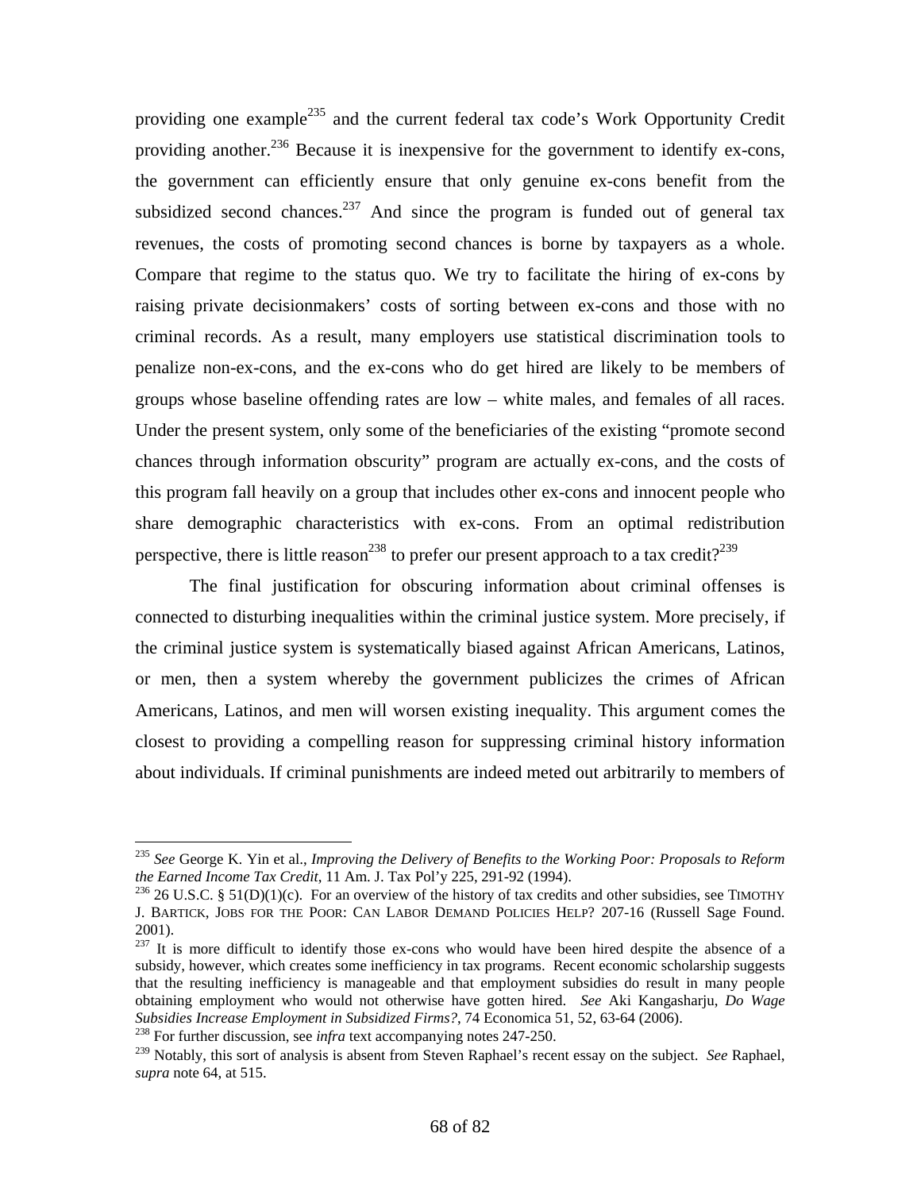providing one example[235] and the current federal tax code's Work Opportunity Credit providing another.[236] Because it is inexpensive for the government to identify ex-cons, the government can efficiently ensure that only genuine ex-cons benefit from the subsidized second chances.[237] And since the program is funded out of general tax revenues, the costs of promoting second chances is borne by taxpayers as a whole. Compare that regime to the status quo. We try to facilitate the hiring of ex-cons by raising private decisionmakers' costs of sorting between ex-cons and those with no criminal records. As a result, many employers use statistical discrimination tools to penalize non-ex-cons, and the ex-cons who do get hired are likely to be members of groups whose baseline offending rates are low – white males, and females of all races. Under the present system, only some of the beneficiaries of the existing "promote second chances through information obscurity" program are actually ex-cons, and the costs of this program fall heavily on a group that includes other ex-cons and innocent people who share demographic characteristics with ex-cons. From an optimal redistribution perspective, there is little reason[238] to prefer our present approach to a tax credit?[239]

The final justification for obscuring information about criminal offenses is connected to disturbing inequalities within the criminal justice system. More precisely, if the criminal justice system is systematically biased against African Americans, Latinos, or men, then a system whereby the government publicizes the crimes of African Americans, Latinos, and men will worsen existing inequality. This argument comes the closest to providing a compelling reason for suppressing criminal history information about individuals. If criminal punishments are indeed meted out arbitrarily to members of

---

[235] *See* George K. Yin et al., *Improving the Delivery of Benefits to the Working Poor: Proposals to Reform the Earned Income Tax Credit*, 11 Am. J. Tax Pol'y 225, 291-92 (1994).

[236] 26 U.S.C. § 51(D)(1)(c). For an overview of the history of tax credits and other subsidies, see TIMOTHY J. BARTICK, JOBS FOR THE POOR: CAN LABOR DEMAND POLICIES HELP? 207-16 (Russell Sage Found. 2001).

[237] It is more difficult to identify those ex-cons who would have been hired despite the absence of a subsidy, however, which creates some inefficiency in tax programs. Recent economic scholarship suggests that the resulting inefficiency is manageable and that employment subsidies do result in many people obtaining employment who would not otherwise have gotten hired. *See* Aki Kangasharju, *Do Wage Subsidies Increase Employment in Subsidized Firms?*, 74 Economica 51, 52, 63-64 (2006).

[238] For further discussion, see *infra* text accompanying notes 247-250.

[239] Notably, this sort of analysis is absent from Steven Raphael's recent essay on the subject. *See* Raphael, *supra* note 64, at 515.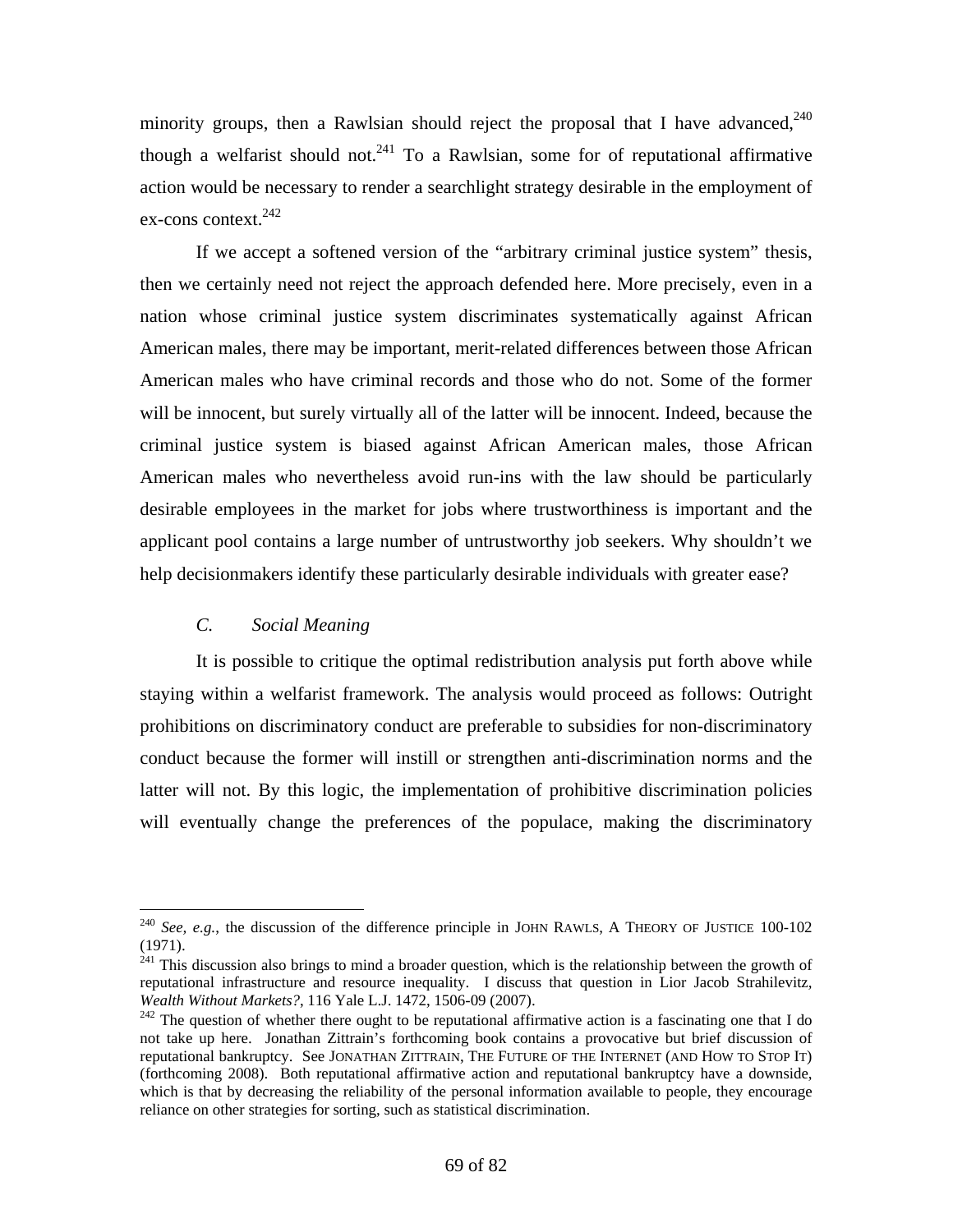minority groups, then a Rawlsian should reject the proposal that I have advanced,[240] though a welfarist should not.[241] To a Rawlsian, some for of reputational affirmative action would be necessary to render a searchlight strategy desirable in the employment of ex-cons context.[242]

If we accept a softened version of the "arbitrary criminal justice system" thesis, then we certainly need not reject the approach defended here. More precisely, even in a nation whose criminal justice system discriminates systematically against African American males, there may be important, merit-related differences between those African American males who have criminal records and those who do not. Some of the former will be innocent, but surely virtually all of the latter will be innocent. Indeed, because the criminal justice system is biased against African American males, those African American males who nevertheless avoid run-ins with the law should be particularly desirable employees in the market for jobs where trustworthiness is important and the applicant pool contains a large number of untrustworthy job seekers. Why shouldn't we help decisionmakers identify these particularly desirable individuals with greater ease?

### *C. Social Meaning*

It is possible to critique the optimal redistribution analysis put forth above while staying within a welfarist framework. The analysis would proceed as follows: Outright prohibitions on discriminatory conduct are preferable to subsidies for non-discriminatory conduct because the former will instill or strengthen anti-discrimination norms and the latter will not. By this logic, the implementation of prohibitive discrimination policies will eventually change the preferences of the populace, making the discriminatory

---

[240] *See, e.g.*, the discussion of the difference principle in JOHN RAWLS, A THEORY OF JUSTICE 100-102 (1971).

[241] This discussion also brings to mind a broader question, which is the relationship between the growth of reputational infrastructure and resource inequality. I discuss that question in Lior Jacob Strahilevitz, *Wealth Without Markets?*, 116 Yale L.J. 1472, 1506-09 (2007).

[242] The question of whether there ought to be reputational affirmative action is a fascinating one that I do not take up here. Jonathan Zittrain's forthcoming book contains a provocative but brief discussion of reputational bankruptcy. See JONATHAN ZITTRAIN, THE FUTURE OF THE INTERNET (AND HOW TO STOP IT) (forthcoming 2008). Both reputational affirmative action and reputational bankruptcy have a downside, which is that by decreasing the reliability of the personal information available to people, they encourage reliance on other strategies for sorting, such as statistical discrimination.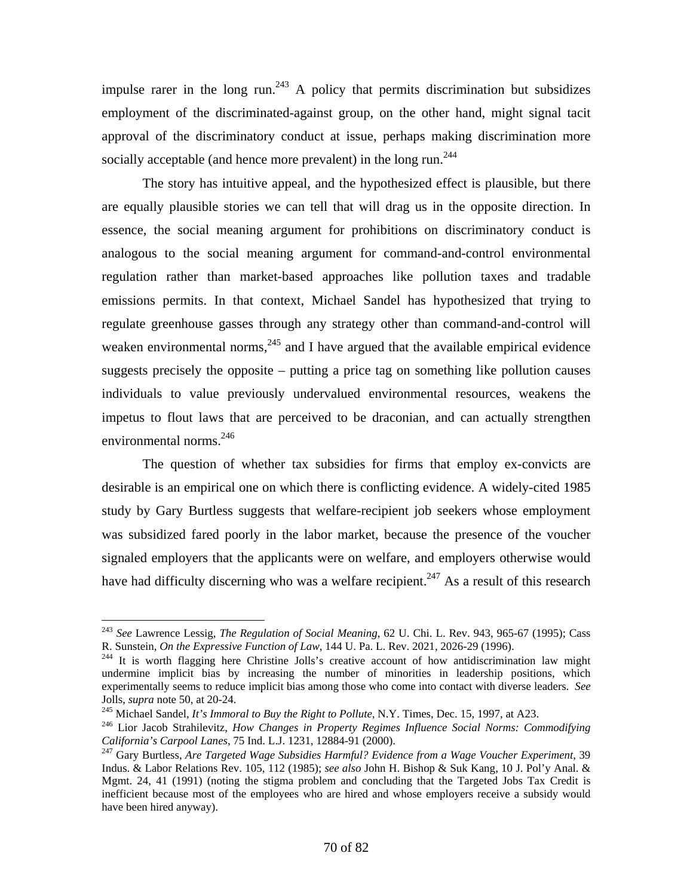impulse rarer in the long run.[243] A policy that permits discrimination but subsidizes employment of the discriminated-against group, on the other hand, might signal tacit approval of the discriminatory conduct at issue, perhaps making discrimination more socially acceptable (and hence more prevalent) in the long run.[244]

The story has intuitive appeal, and the hypothesized effect is plausible, but there are equally plausible stories we can tell that will drag us in the opposite direction. In essence, the social meaning argument for prohibitions on discriminatory conduct is analogous to the social meaning argument for command-and-control environmental regulation rather than market-based approaches like pollution taxes and tradable emissions permits. In that context, Michael Sandel has hypothesized that trying to regulate greenhouse gasses through any strategy other than command-and-control will weaken environmental norms,[245] and I have argued that the available empirical evidence suggests precisely the opposite – putting a price tag on something like pollution causes individuals to value previously undervalued environmental resources, weakens the impetus to flout laws that are perceived to be draconian, and can actually strengthen environmental norms.[246]

The question of whether tax subsidies for firms that employ ex-convicts are desirable is an empirical one on which there is conflicting evidence. A widely-cited 1985 study by Gary Burtless suggests that welfare-recipient job seekers whose employment was subsidized fared poorly in the labor market, because the presence of the voucher signaled employers that the applicants were on welfare, and employers otherwise would have had difficulty discerning who was a welfare recipient.[247] As a result of this research

---

[243] *See* Lawrence Lessig, *The Regulation of Social Meaning*, 62 U. Chi. L. Rev. 943, 965-67 (1995); Cass R. Sunstein, *On the Expressive Function of Law*, 144 U. Pa. L. Rev. 2021, 2026-29 (1996).

[244] It is worth flagging here Christine Jolls's creative account of how antidiscrimination law might undermine implicit bias by increasing the number of minorities in leadership positions, which experimentally seems to reduce implicit bias among those who come into contact with diverse leaders. *See* Jolls, *supra* note 50, at 20-24.

[245] Michael Sandel, *It's Immoral to Buy the Right to Pollute*, N.Y. Times, Dec. 15, 1997, at A23.

[246] Lior Jacob Strahilevitz, *How Changes in Property Regimes Influence Social Norms: Commodifying California's Carpool Lanes*, 75 Ind. L.J. 1231, 12884-91 (2000).

[247] Gary Burtless, *Are Targeted Wage Subsidies Harmful? Evidence from a Wage Voucher Experiment*, 39 Indus. & Labor Relations Rev. 105, 112 (1985); *see also* John H. Bishop & Suk Kang, 10 J. Pol'y Anal. & Mgmt. 24, 41 (1991) (noting the stigma problem and concluding that the Targeted Jobs Tax Credit is inefficient because most of the employees who are hired and whose employers receive a subsidy would have been hired anyway).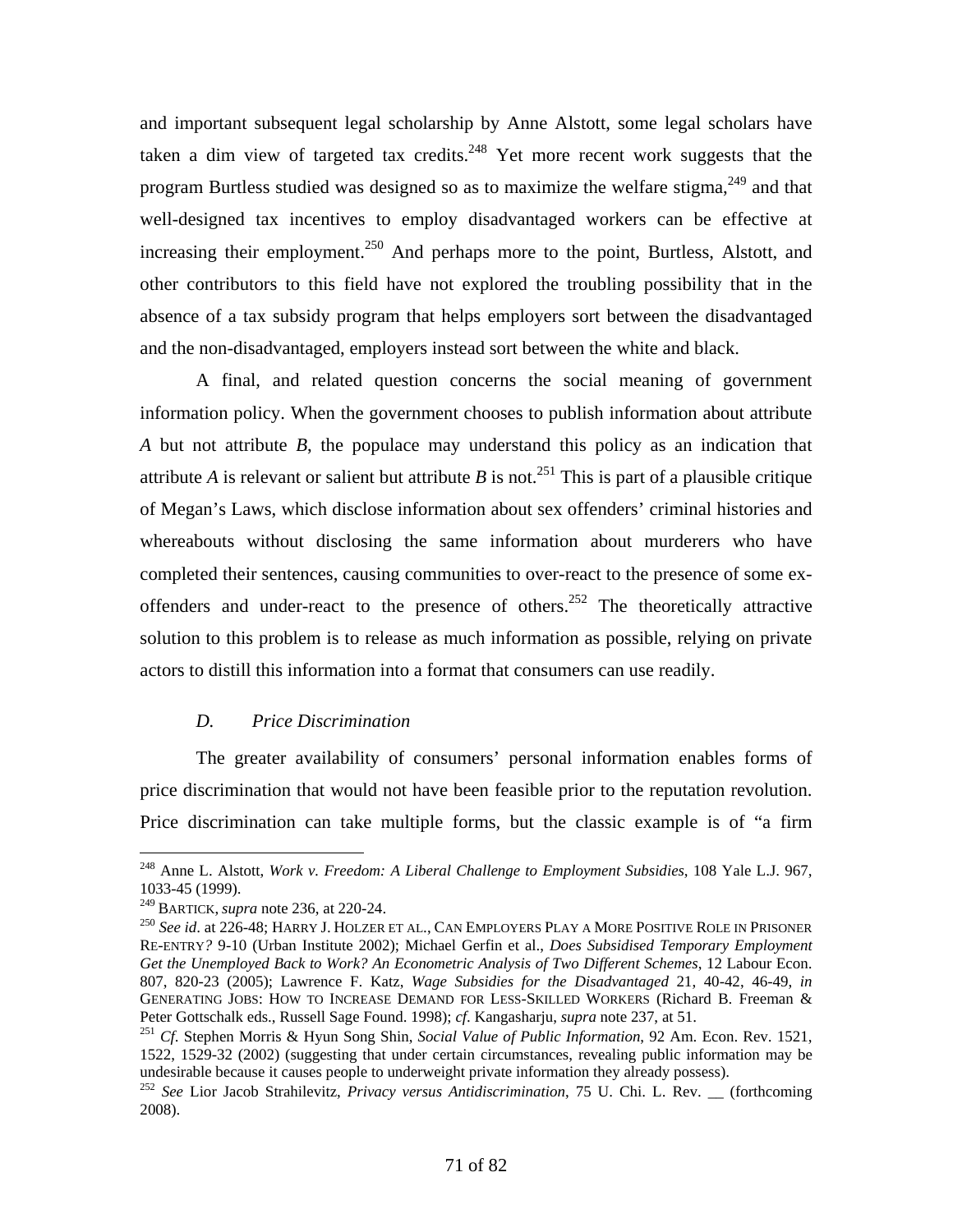and important subsequent legal scholarship by Anne Alstott, some legal scholars have taken a dim view of targeted tax credits.[248] Yet more recent work suggests that the program Burtless studied was designed so as to maximize the welfare stigma,[249] and that well-designed tax incentives to employ disadvantaged workers can be effective at increasing their employment.[250] And perhaps more to the point, Burtless, Alstott, and other contributors to this field have not explored the troubling possibility that in the absence of a tax subsidy program that helps employers sort between the disadvantaged and the non-disadvantaged, employers instead sort between the white and black.

A final, and related question concerns the social meaning of government information policy. When the government chooses to publish information about attribute *A* but not attribute *B*, the populace may understand this policy as an indication that attribute *A* is relevant or salient but attribute *B* is not.[251] This is part of a plausible critique of Megan's Laws, which disclose information about sex offenders' criminal histories and whereabouts without disclosing the same information about murderers who have completed their sentences, causing communities to over-react to the presence of some ex-offenders and under-react to the presence of others.[252] The theoretically attractive solution to this problem is to release as much information as possible, relying on private actors to distill this information into a format that consumers can use readily.

### *D. Price Discrimination*

The greater availability of consumers' personal information enables forms of price discrimination that would not have been feasible prior to the reputation revolution. Price discrimination can take multiple forms, but the classic example is of "a firm

---

[248] Anne L. Alstott, *Work v. Freedom: A Liberal Challenge to Employment Subsidies*, 108 Yale L.J. 967, 1033-45 (1999).

[249] BARTICK, *supra* note 236, at 220-24.

[250] *See id*. at 226-48; HARRY J. HOLZER ET AL., CAN EMPLOYERS PLAY A MORE POSITIVE ROLE IN PRISONER RE-ENTRY? 9-10 (Urban Institute 2002); Michael Gerfin et al., *Does Subsidised Temporary Employment Get the Unemployed Back to Work? An Econometric Analysis of Two Different Schemes*, 12 Labour Econ. 807, 820-23 (2005); Lawrence F. Katz, *Wage Subsidies for the Disadvantaged* 21, 40-42, 46-49, *in* GENERATING JOBS: HOW TO INCREASE DEMAND FOR LESS-SKILLED WORKERS (Richard B. Freeman & Peter Gottschalk eds., Russell Sage Found. 1998); *cf*. Kangasharju, *supra* note 237, at 51.

[251] *Cf.* Stephen Morris & Hyun Song Shin, *Social Value of Public Information*, 92 Am. Econ. Rev. 1521, 1522, 1529-32 (2002) (suggesting that under certain circumstances, revealing public information may be undesirable because it causes people to underweight private information they already possess).

[252] *See* Lior Jacob Strahilevitz, *Privacy versus Antidiscrimination*, 75 U. Chi. L. Rev. __ (forthcoming 2008).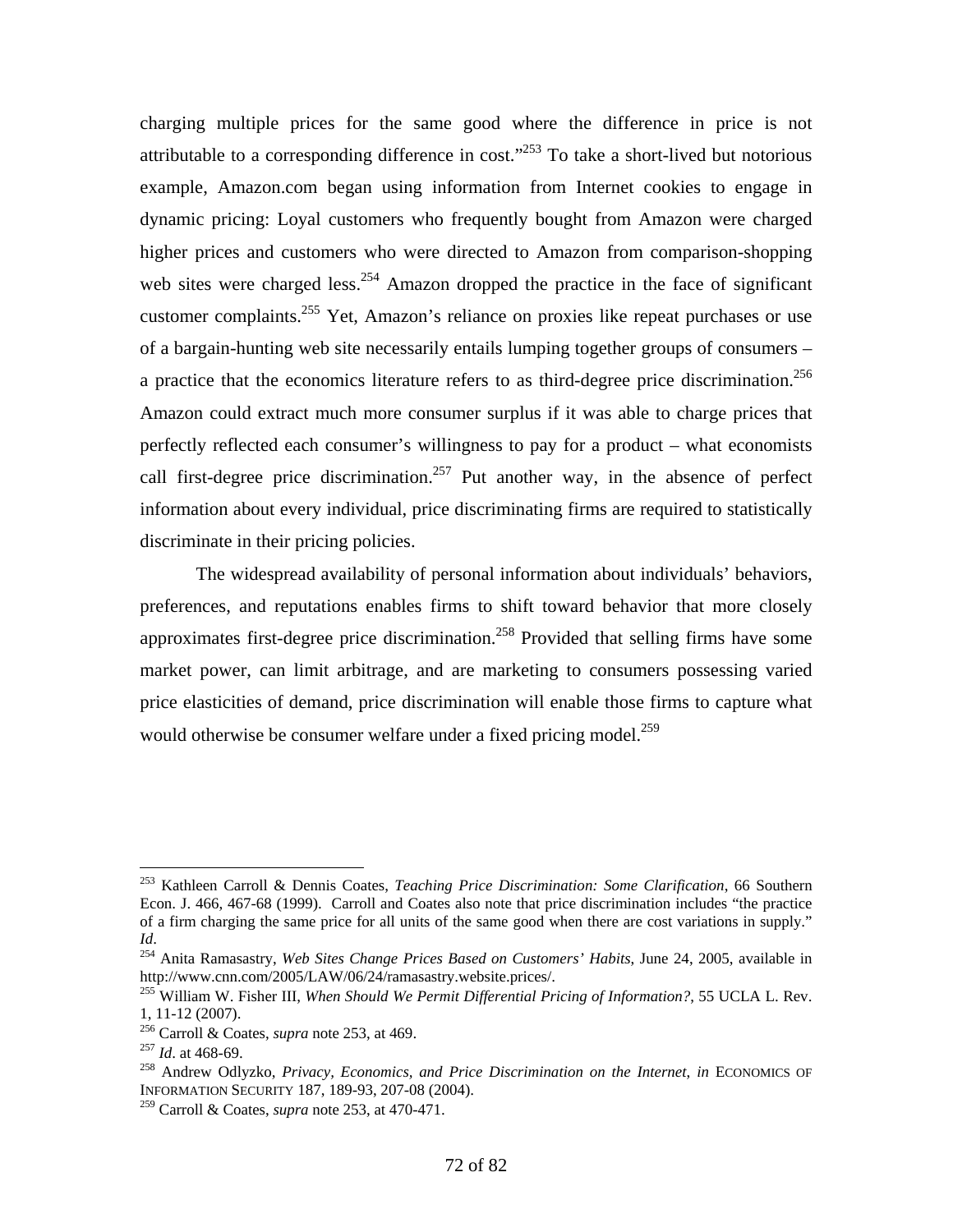charging multiple prices for the same good where the difference in price is not attributable to a corresponding difference in cost."[253] To take a short-lived but notorious example, Amazon.com began using information from Internet cookies to engage in dynamic pricing: Loyal customers who frequently bought from Amazon were charged higher prices and customers who were directed to Amazon from comparison-shopping web sites were charged less.[254] Amazon dropped the practice in the face of significant customer complaints.[255] Yet, Amazon's reliance on proxies like repeat purchases or use of a bargain-hunting web site necessarily entails lumping together groups of consumers – a practice that the economics literature refers to as third-degree price discrimination.[256] Amazon could extract much more consumer surplus if it was able to charge prices that perfectly reflected each consumer's willingness to pay for a product – what economists call first-degree price discrimination.[257] Put another way, in the absence of perfect information about every individual, price discriminating firms are required to statistically discriminate in their pricing policies.

The widespread availability of personal information about individuals' behaviors, preferences, and reputations enables firms to shift toward behavior that more closely approximates first-degree price discrimination.[258] Provided that selling firms have some market power, can limit arbitrage, and are marketing to consumers possessing varied price elasticities of demand, price discrimination will enable those firms to capture what would otherwise be consumer welfare under a fixed pricing model.[259]

---

[253] Kathleen Carroll & Dennis Coates, *Teaching Price Discrimination: Some Clarification*, 66 Southern Econ. J. 466, 467-68 (1999). Carroll and Coates also note that price discrimination includes "the practice of a firm charging the same price for all units of the same good when there are cost variations in supply." *Id*.

[254] Anita Ramasastry, *Web Sites Change Prices Based on Customers' Habits*, June 24, 2005, available in http://www.cnn.com/2005/LAW/06/24/ramasastry.website.prices/.

[255] William W. Fisher III, *When Should We Permit Differential Pricing of Information?*, 55 UCLA L. Rev. 1, 11-12 (2007).

[256] Carroll & Coates, *supra* note 253, at 469.

[257] *Id*. at 468-69.

[258] Andrew Odlyzko, *Privacy, Economics, and Price Discrimination on the Internet*, *in* ECONOMICS OF INFORMATION SECURITY 187, 189-93, 207-08 (2004).

[259] Carroll & Coates, *supra* note 253, at 470-471.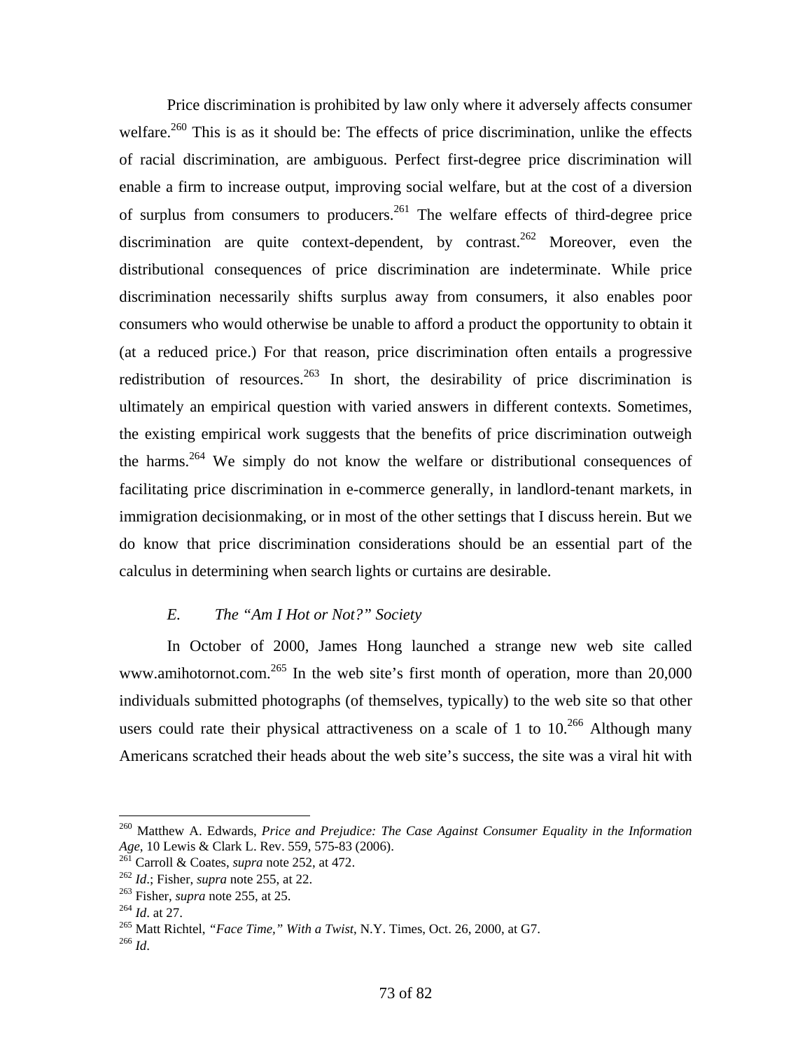Price discrimination is prohibited by law only where it adversely affects consumer welfare.[260] This is as it should be: The effects of price discrimination, unlike the effects of racial discrimination, are ambiguous. Perfect first-degree price discrimination will enable a firm to increase output, improving social welfare, but at the cost of a diversion of surplus from consumers to producers.[261] The welfare effects of third-degree price discrimination are quite context-dependent, by contrast.[262] Moreover, even the distributional consequences of price discrimination are indeterminate. While price discrimination necessarily shifts surplus away from consumers, it also enables poor consumers who would otherwise be unable to afford a product the opportunity to obtain it (at a reduced price.) For that reason, price discrimination often entails a progressive redistribution of resources.[263] In short, the desirability of price discrimination is ultimately an empirical question with varied answers in different contexts. Sometimes, the existing empirical work suggests that the benefits of price discrimination outweigh the harms.[264] We simply do not know the welfare or distributional consequences of facilitating price discrimination in e-commerce generally, in landlord-tenant markets, in immigration decisionmaking, or in most of the other settings that I discuss herein. But we do know that price discrimination considerations should be an essential part of the calculus in determining when search lights or curtains are desirable.

### *E. The "Am I Hot or Not?" Society*

In October of 2000, James Hong launched a strange new web site called www.amihotornot.com.[265] In the web site's first month of operation, more than 20,000 individuals submitted photographs (of themselves, typically) to the web site so that other users could rate their physical attractiveness on a scale of 1 to 10.[266] Although many Americans scratched their heads about the web site's success, the site was a viral hit with

---

[260] Matthew A. Edwards, *Price and Prejudice: The Case Against Consumer Equality in the Information Age*, 10 Lewis & Clark L. Rev. 559, 575-83 (2006).

[261] Carroll & Coates, *supra* note 252, at 472.

[262] *Id*.; Fisher, *supra* note 255, at 22.

[263] Fisher, *supra* note 255, at 25.

[264] *Id*. at 27.

[265] Matt Richtel, *"Face Time," With a Twist*, N.Y. Times, Oct. 26, 2000, at G7.

[266] *Id*.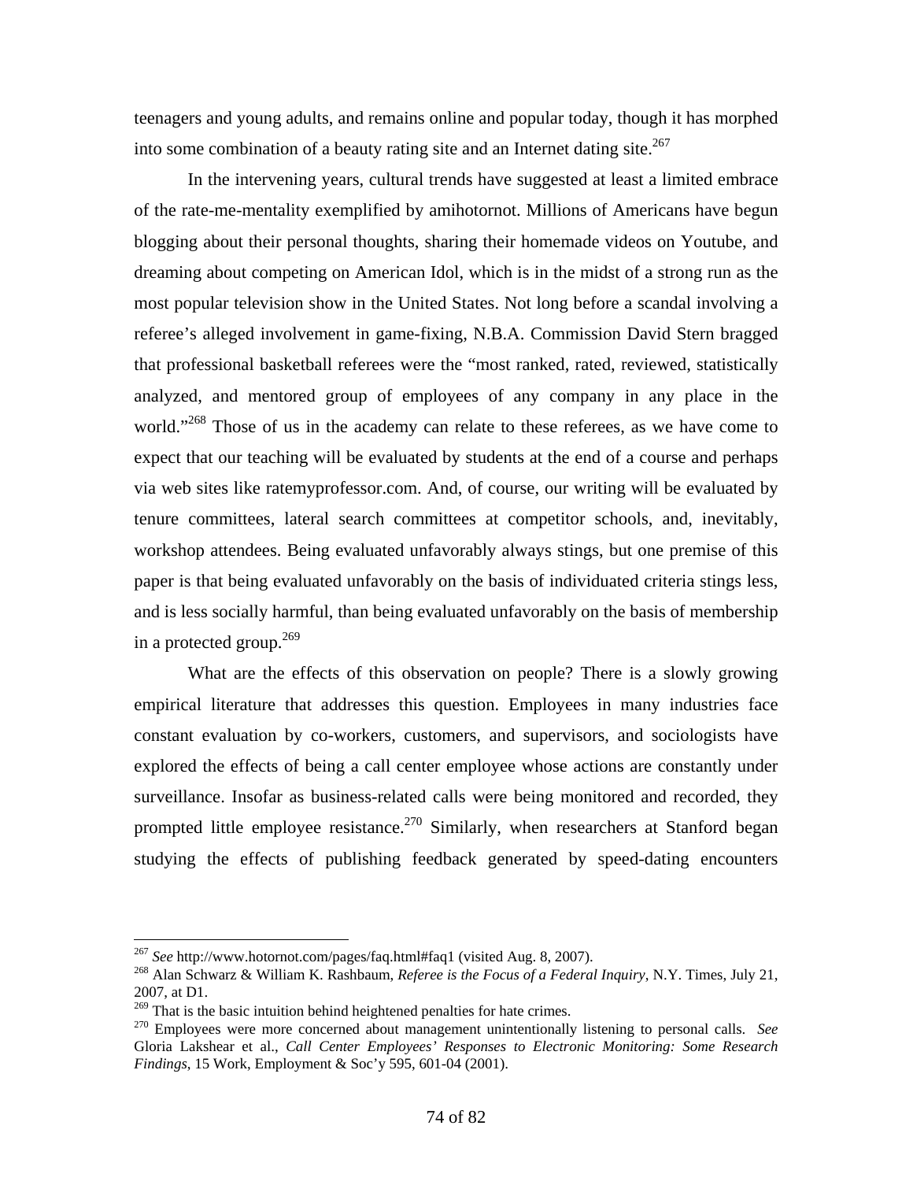teenagers and young adults, and remains online and popular today, though it has morphed into some combination of a beauty rating site and an Internet dating site.[267]

In the intervening years, cultural trends have suggested at least a limited embrace of the rate-me-mentality exemplified by amihotornot. Millions of Americans have begun blogging about their personal thoughts, sharing their homemade videos on Youtube, and dreaming about competing on American Idol, which is in the midst of a strong run as the most popular television show in the United States. Not long before a scandal involving a referee's alleged involvement in game-fixing, N.B.A. Commission David Stern bragged that professional basketball referees were the "most ranked, rated, reviewed, statistically analyzed, and mentored group of employees of any company in any place in the world."[268] Those of us in the academy can relate to these referees, as we have come to expect that our teaching will be evaluated by students at the end of a course and perhaps via web sites like ratemyprofessor.com. And, of course, our writing will be evaluated by tenure committees, lateral search committees at competitor schools, and, inevitably, workshop attendees. Being evaluated unfavorably always stings, but one premise of this paper is that being evaluated unfavorably on the basis of individuated criteria stings less, and is less socially harmful, than being evaluated unfavorably on the basis of membership in a protected group.[269]

What are the effects of this observation on people? There is a slowly growing empirical literature that addresses this question. Employees in many industries face constant evaluation by co-workers, customers, and supervisors, and sociologists have explored the effects of being a call center employee whose actions are constantly under surveillance. Insofar as business-related calls were being monitored and recorded, they prompted little employee resistance.[270] Similarly, when researchers at Stanford began studying the effects of publishing feedback generated by speed-dating encounters

---

[267] *See* http://www.hotornot.com/pages/faq.html#faq1 (visited Aug. 8, 2007).

[268] Alan Schwarz & William K. Rashbaum, *Referee is the Focus of a Federal Inquiry*, N.Y. Times, July 21, 2007, at D1.

[269] That is the basic intuition behind heightened penalties for hate crimes.

[270] Employees were more concerned about management unintentionally listening to personal calls. *See* Gloria Lakshear et al., *Call Center Employees' Responses to Electronic Monitoring: Some Research Findings*, 15 Work, Employment & Soc'y 595, 601-04 (2001).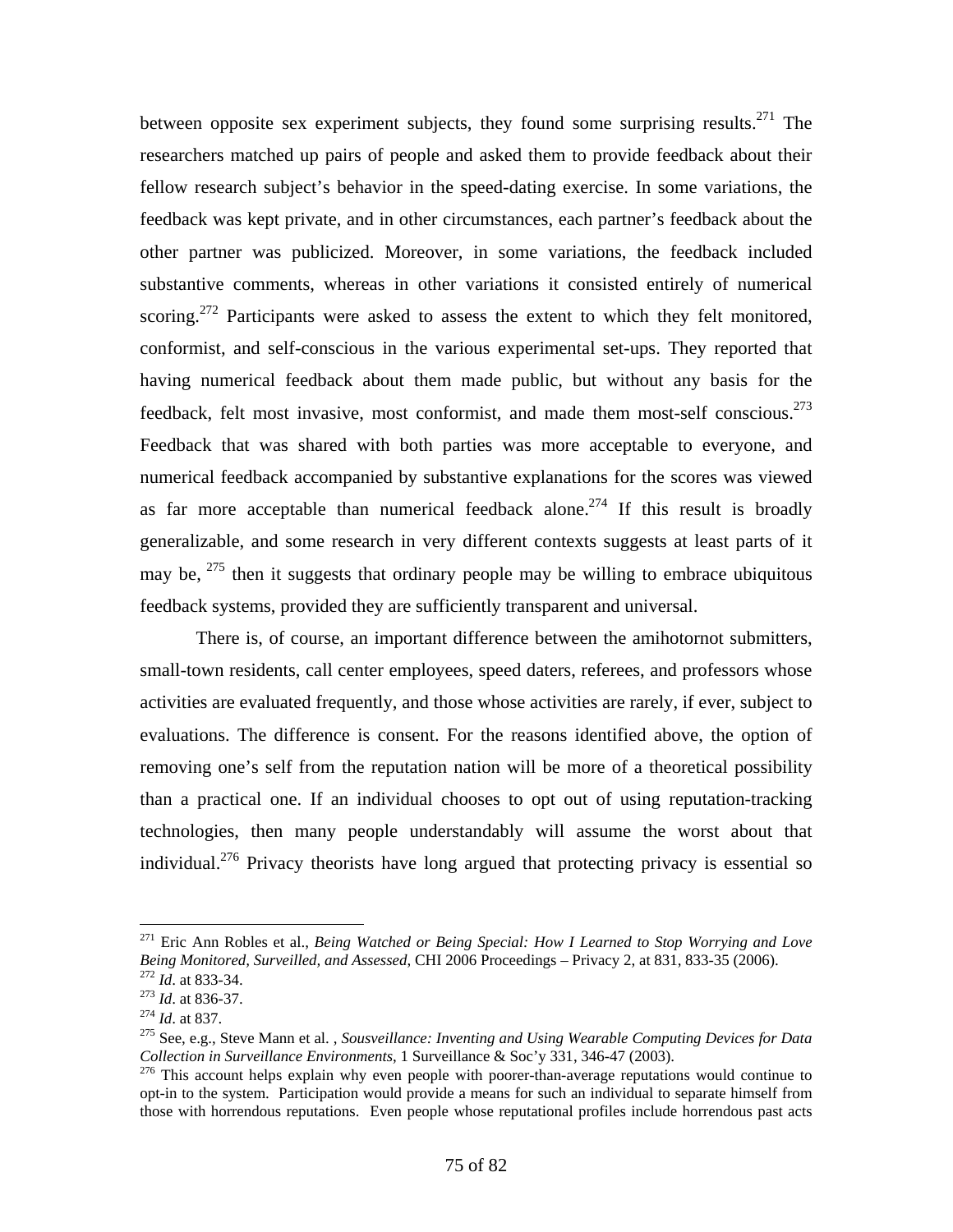between opposite sex experiment subjects, they found some surprising results.[271] The researchers matched up pairs of people and asked them to provide feedback about their fellow research subject's behavior in the speed-dating exercise. In some variations, the feedback was kept private, and in other circumstances, each partner's feedback about the other partner was publicized. Moreover, in some variations, the feedback included substantive comments, whereas in other variations it consisted entirely of numerical scoring.[272] Participants were asked to assess the extent to which they felt monitored, conformist, and self-conscious in the various experimental set-ups. They reported that having numerical feedback about them made public, but without any basis for the feedback, felt most invasive, most conformist, and made them most-self conscious.[273] Feedback that was shared with both parties was more acceptable to everyone, and numerical feedback accompanied by substantive explanations for the scores was viewed as far more acceptable than numerical feedback alone.[274] If this result is broadly generalizable, and some research in very different contexts suggests at least parts of it may be, [275] then it suggests that ordinary people may be willing to embrace ubiquitous feedback systems, provided they are sufficiently transparent and universal.

There is, of course, an important difference between the amihotornot submitters, small-town residents, call center employees, speed daters, referees, and professors whose activities are evaluated frequently, and those whose activities are rarely, if ever, subject to evaluations. The difference is consent. For the reasons identified above, the option of removing one's self from the reputation nation will be more of a theoretical possibility than a practical one. If an individual chooses to opt out of using reputation-tracking technologies, then many people understandably will assume the worst about that individual.[276] Privacy theorists have long argued that protecting privacy is essential so

---

[271] Eric Ann Robles et al., *Being Watched or Being Special: How I Learned to Stop Worrying and Love Being Monitored, Surveilled, and Assessed*, CHI 2006 Proceedings – Privacy 2, at 831, 833-35 (2006).

[272] *Id*. at 833-34.

[273] *Id*. at 836-37.

[274] *Id*. at 837.

[275] See, e.g., Steve Mann et al. , *Sousveillance: Inventing and Using Wearable Computing Devices for Data Collection in Surveillance Environments*, 1 Surveillance & Soc'y 331, 346-47 (2003).

[276] This account helps explain why even people with poorer-than-average reputations would continue to opt-in to the system. Participation would provide a means for such an individual to separate himself from those with horrendous reputations. Even people whose reputational profiles include horrendous past acts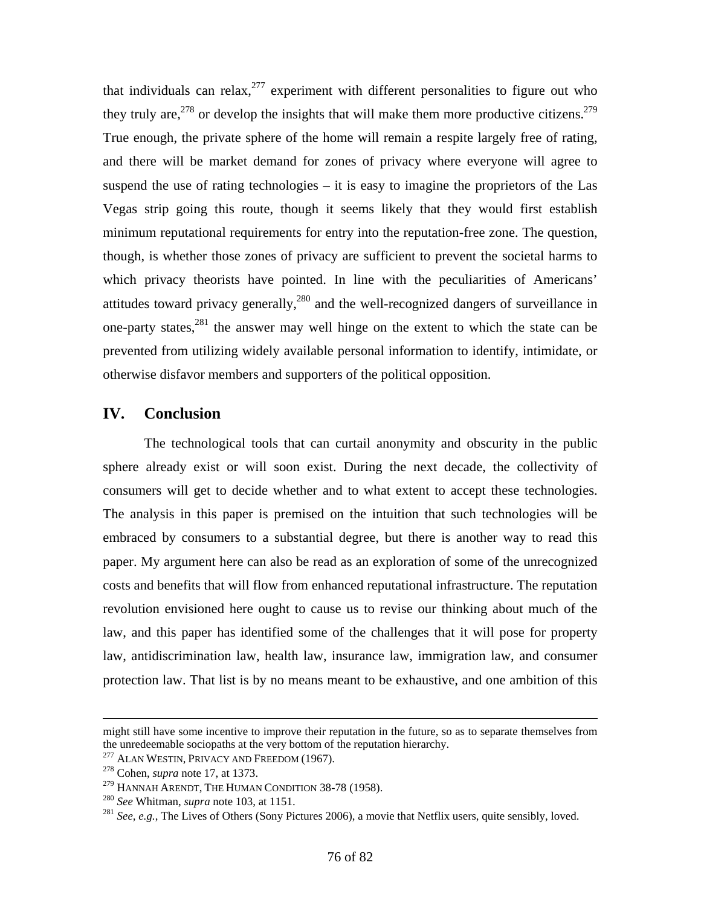that individuals can relax,[277] experiment with different personalities to figure out who they truly are,[278] or develop the insights that will make them more productive citizens.[279] True enough, the private sphere of the home will remain a respite largely free of rating, and there will be market demand for zones of privacy where everyone will agree to suspend the use of rating technologies – it is easy to imagine the proprietors of the Las Vegas strip going this route, though it seems likely that they would first establish minimum reputational requirements for entry into the reputation-free zone. The question, though, is whether those zones of privacy are sufficient to prevent the societal harms to which privacy theorists have pointed. In line with the peculiarities of Americans' attitudes toward privacy generally,[280] and the well-recognized dangers of surveillance in one-party states,[281] the answer may well hinge on the extent to which the state can be prevented from utilizing widely available personal information to identify, intimidate, or otherwise disfavor members and supporters of the political opposition.

## IV. Conclusion

The technological tools that can curtail anonymity and obscurity in the public sphere already exist or will soon exist. During the next decade, the collectivity of consumers will get to decide whether and to what extent to accept these technologies. The analysis in this paper is premised on the intuition that such technologies will be embraced by consumers to a substantial degree, but there is another way to read this paper. My argument here can also be read as an exploration of some of the unrecognized costs and benefits that will flow from enhanced reputational infrastructure. The reputation revolution envisioned here ought to cause us to revise our thinking about much of the law, and this paper has identified some of the challenges that it will pose for property law, antidiscrimination law, health law, insurance law, immigration law, and consumer protection law. That list is by no means meant to be exhaustive, and one ambition of this

---

might still have some incentive to improve their reputation in the future, so as to separate themselves from the unredeemable sociopaths at the very bottom of the reputation hierarchy.

[277] ALAN WESTIN, PRIVACY AND FREEDOM (1967).

[278] Cohen, *supra* note 17, at 1373.

[279] HANNAH ARENDT, THE HUMAN CONDITION 38-78 (1958).

[280] *See* Whitman, *supra* note 103, at 1151.

[281] *See, e.g.,* The Lives of Others (Sony Pictures 2006), a movie that Netflix users, quite sensibly, loved.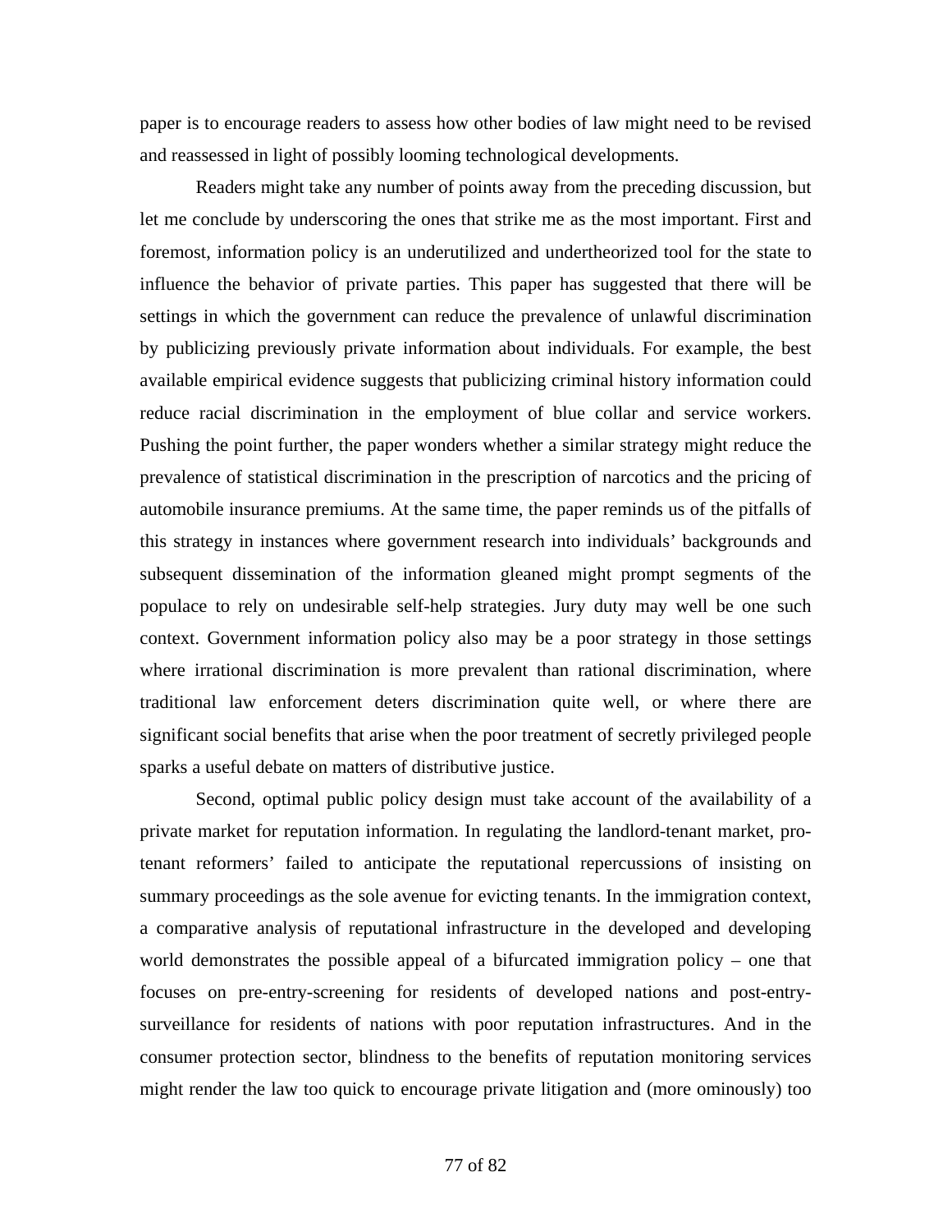paper is to encourage readers to assess how other bodies of law might need to be revised and reassessed in light of possibly looming technological developments.

Readers might take any number of points away from the preceding discussion, but let me conclude by underscoring the ones that strike me as the most important. First and foremost, information policy is an underutilized and undertheorized tool for the state to influence the behavior of private parties. This paper has suggested that there will be settings in which the government can reduce the prevalence of unlawful discrimination by publicizing previously private information about individuals. For example, the best available empirical evidence suggests that publicizing criminal history information could reduce racial discrimination in the employment of blue collar and service workers. Pushing the point further, the paper wonders whether a similar strategy might reduce the prevalence of statistical discrimination in the prescription of narcotics and the pricing of automobile insurance premiums. At the same time, the paper reminds us of the pitfalls of this strategy in instances where government research into individuals' backgrounds and subsequent dissemination of the information gleaned might prompt segments of the populace to rely on undesirable self-help strategies. Jury duty may well be one such context. Government information policy also may be a poor strategy in those settings where irrational discrimination is more prevalent than rational discrimination, where traditional law enforcement deters discrimination quite well, or where there are significant social benefits that arise when the poor treatment of secretly privileged people sparks a useful debate on matters of distributive justice.

Second, optimal public policy design must take account of the availability of a private market for reputation information. In regulating the landlord-tenant market, pro-tenant reformers' failed to anticipate the reputational repercussions of insisting on summary proceedings as the sole avenue for evicting tenants. In the immigration context, a comparative analysis of reputational infrastructure in the developed and developing world demonstrates the possible appeal of a bifurcated immigration policy – one that focuses on pre-entry-screening for residents of developed nations and post-entry-surveillance for residents of nations with poor reputation infrastructures. And in the consumer protection sector, blindness to the benefits of reputation monitoring services might render the law too quick to encourage private litigation and (more ominously) too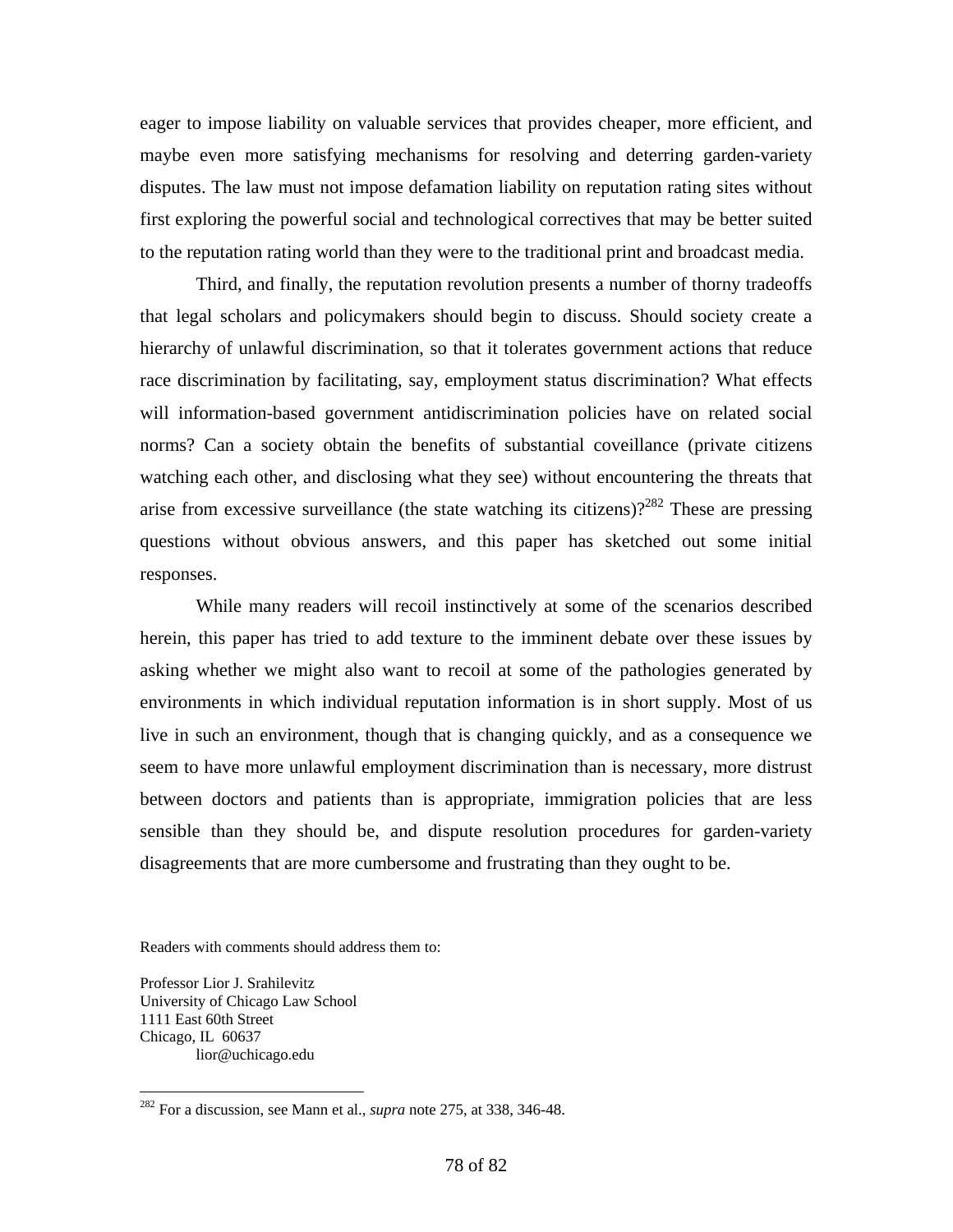eager to impose liability on valuable services that provides cheaper, more efficient, and maybe even more satisfying mechanisms for resolving and deterring garden-variety disputes. The law must not impose defamation liability on reputation rating sites without first exploring the powerful social and technological correctives that may be better suited to the reputation rating world than they were to the traditional print and broadcast media.

Third, and finally, the reputation revolution presents a number of thorny tradeoffs that legal scholars and policymakers should begin to discuss. Should society create a hierarchy of unlawful discrimination, so that it tolerates government actions that reduce race discrimination by facilitating, say, employment status discrimination? What effects will information-based government antidiscrimination policies have on related social norms? Can a society obtain the benefits of substantial coveillance (private citizens watching each other, and disclosing what they see) without encountering the threats that arise from excessive surveillance (the state watching its citizens)?[282] These are pressing questions without obvious answers, and this paper has sketched out some initial responses.

While many readers will recoil instinctively at some of the scenarios described herein, this paper has tried to add texture to the imminent debate over these issues by asking whether we might also want to recoil at some of the pathologies generated by environments in which individual reputation information is in short supply. Most of us live in such an environment, though that is changing quickly, and as a consequence we seem to have more unlawful employment discrimination than is necessary, more distrust between doctors and patients than is appropriate, immigration policies that are less sensible than they should be, and dispute resolution procedures for garden-variety disagreements that are more cumbersome and frustrating than they ought to be.

Readers with comments should address them to:

Professor Lior J. Srahilevitz
University of Chicago Law School
1111 East 60th Street
Chicago, IL 60637
lior@uchicago.edu

---

[282] For a discussion, see Mann et al., *supra* note 275, at 338, 346-48.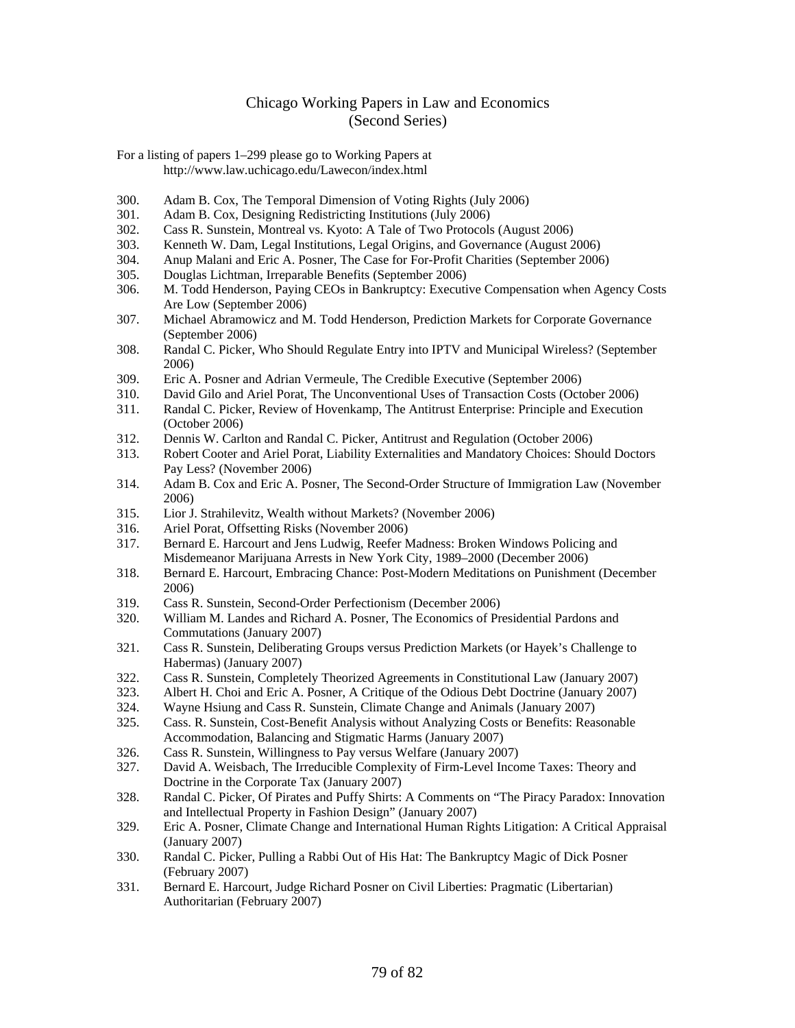# Chicago Working Papers in Law and Economics
## (Second Series)

For a listing of papers 1–299 please go to Working Papers at
http://www.law.uchicago.edu/Lawecon/index.html

300. Adam B. Cox, The Temporal Dimension of Voting Rights (July 2006)
301. Adam B. Cox, Designing Redistricting Institutions (July 2006)
302. Cass R. Sunstein, Montreal vs. Kyoto: A Tale of Two Protocols (August 2006)
303. Kenneth W. Dam, Legal Institutions, Legal Origins, and Governance (August 2006)
304. Anup Malani and Eric A. Posner, The Case for For-Profit Charities (September 2006)
305. Douglas Lichtman, Irreparable Benefits (September 2006)
306. M. Todd Henderson, Paying CEOs in Bankruptcy: Executive Compensation when Agency Costs Are Low (September 2006)
307. Michael Abramowicz and M. Todd Henderson, Prediction Markets for Corporate Governance (September 2006)
308. Randal C. Picker, Who Should Regulate Entry into IPTV and Municipal Wireless? (September 2006)
309. Eric A. Posner and Adrian Vermeule, The Credible Executive (September 2006)
310. David Gilo and Ariel Porat, The Unconventional Uses of Transaction Costs (October 2006)
311. Randal C. Picker, Review of Hovenkamp, The Antitrust Enterprise: Principle and Execution (October 2006)
312. Dennis W. Carlton and Randal C. Picker, Antitrust and Regulation (October 2006)
313. Robert Cooter and Ariel Porat, Liability Externalities and Mandatory Choices: Should Doctors Pay Less? (November 2006)
314. Adam B. Cox and Eric A. Posner, The Second-Order Structure of Immigration Law (November 2006)
315. Lior J. Strahilevitz, Wealth without Markets? (November 2006)
316. Ariel Porat, Offsetting Risks (November 2006)
317. Bernard E. Harcourt and Jens Ludwig, Reefer Madness: Broken Windows Policing and Misdemeanor Marijuana Arrests in New York City, 1989–2000 (December 2006)
318. Bernard E. Harcourt, Embracing Chance: Post-Modern Meditations on Punishment (December 2006)
319. Cass R. Sunstein, Second-Order Perfectionism (December 2006)
320. William M. Landes and Richard A. Posner, The Economics of Presidential Pardons and Commutations (January 2007)
321. Cass R. Sunstein, Deliberating Groups versus Prediction Markets (or Hayek's Challenge to Habermas) (January 2007)
322. Cass R. Sunstein, Completely Theorized Agreements in Constitutional Law (January 2007)
323. Albert H. Choi and Eric A. Posner, A Critique of the Odious Debt Doctrine (January 2007)
324. Wayne Hsiung and Cass R. Sunstein, Climate Change and Animals (January 2007)
325. Cass. R. Sunstein, Cost-Benefit Analysis without Analyzing Costs or Benefits: Reasonable Accommodation, Balancing and Stigmatic Harms (January 2007)
326. Cass R. Sunstein, Willingness to Pay versus Welfare (January 2007)
327. David A. Weisbach, The Irreducible Complexity of Firm-Level Income Taxes: Theory and Doctrine in the Corporate Tax (January 2007)
328. Randal C. Picker, Of Pirates and Puffy Shirts: A Comments on "The Piracy Paradox: Innovation and Intellectual Property in Fashion Design" (January 2007)
329. Eric A. Posner, Climate Change and International Human Rights Litigation: A Critical Appraisal (January 2007)
330. Randal C. Picker, Pulling a Rabbi Out of His Hat: The Bankruptcy Magic of Dick Posner (February 2007)
331. Bernard E. Harcourt, Judge Richard Posner on Civil Liberties: Pragmatic (Libertarian) Authoritarian (February 2007)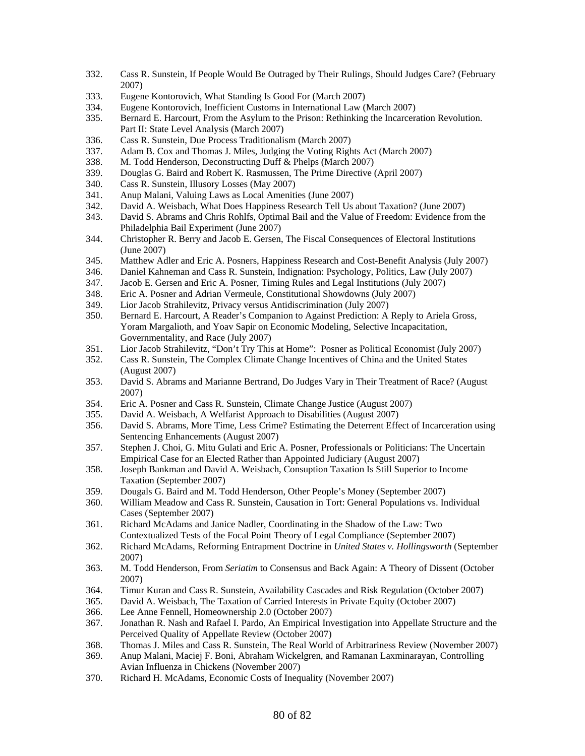332. Cass R. Sunstein, If People Would Be Outraged by Their Rulings, Should Judges Care? (February 2007)
333. Eugene Kontorovich, What Standing Is Good For (March 2007)
334. Eugene Kontorovich, Inefficient Customs in International Law (March 2007)
335. Bernard E. Harcourt, From the Asylum to the Prison: Rethinking the Incarceration Revolution. Part II: State Level Analysis (March 2007)
336. Cass R. Sunstein, Due Process Traditionalism (March 2007)
337. Adam B. Cox and Thomas J. Miles, Judging the Voting Rights Act (March 2007)
338. M. Todd Henderson, Deconstructing Duff & Phelps (March 2007)
339. Douglas G. Baird and Robert K. Rasmussen, The Prime Directive (April 2007)
340. Cass R. Sunstein, Illusory Losses (May 2007)
341. Anup Malani, Valuing Laws as Local Amenities (June 2007)
342. David A. Weisbach, What Does Happiness Research Tell Us about Taxation? (June 2007)
343. David S. Abrams and Chris Rohlfs, Optimal Bail and the Value of Freedom: Evidence from the Philadelphia Bail Experiment (June 2007)
344. Christopher R. Berry and Jacob E. Gersen, The Fiscal Consequences of Electoral Institutions (June 2007)
345. Matthew Adler and Eric A. Posners, Happiness Research and Cost-Benefit Analysis (July 2007)
346. Daniel Kahneman and Cass R. Sunstein, Indignation: Psychology, Politics, Law (July 2007)
347. Jacob E. Gersen and Eric A. Posner, Timing Rules and Legal Institutions (July 2007)
348. Eric A. Posner and Adrian Vermeule, Constitutional Showdowns (July 2007)
349. Lior Jacob Strahilevitz, Privacy versus Antidiscrimination (July 2007)
350. Bernard E. Harcourt, A Reader's Companion to Against Prediction: A Reply to Ariela Gross, Yoram Margalioth, and Yoav Sapir on Economic Modeling, Selective Incapacitation, Governmentality, and Race (July 2007)
351. Lior Jacob Strahilevitz, "Don't Try This at Home": Posner as Political Economist (July 2007)
352. Cass R. Sunstein, The Complex Climate Change Incentives of China and the United States (August 2007)
353. David S. Abrams and Marianne Bertrand, Do Judges Vary in Their Treatment of Race? (August 2007)
354. Eric A. Posner and Cass R. Sunstein, Climate Change Justice (August 2007)
355. David A. Weisbach, A Welfarist Approach to Disabilities (August 2007)
356. David S. Abrams, More Time, Less Crime? Estimating the Deterrent Effect of Incarceration using Sentencing Enhancements (August 2007)
357. Stephen J. Choi, G. Mitu Gulati and Eric A. Posner, Professionals or Politicians: The Uncertain Empirical Case for an Elected Rather than Appointed Judiciary (August 2007)
358. Joseph Bankman and David A. Weisbach, Consuption Taxation Is Still Superior to Income Taxation (September 2007)
359. Dougals G. Baird and M. Todd Henderson, Other People's Money (September 2007)
360. William Meadow and Cass R. Sunstein, Causation in Tort: General Populations vs. Individual Cases (September 2007)
361. Richard McAdams and Janice Nadler, Coordinating in the Shadow of the Law: Two Contextualized Tests of the Focal Point Theory of Legal Compliance (September 2007)
362. Richard McAdams, Reforming Entrapment Doctrine in *United States v. Hollingsworth* (September 2007)
363. M. Todd Henderson, From *Seriatim* to Consensus and Back Again: A Theory of Dissent (October 2007)
364. Timur Kuran and Cass R. Sunstein, Availability Cascades and Risk Regulation (October 2007)
365. David A. Weisbach, The Taxation of Carried Interests in Private Equity (October 2007)
366. Lee Anne Fennell, Homeownership 2.0 (October 2007)
367. Jonathan R. Nash and Rafael I. Pardo, An Empirical Investigation into Appellate Structure and the Perceived Quality of Appellate Review (October 2007)
368. Thomas J. Miles and Cass R. Sunstein, The Real World of Arbitrariness Review (November 2007)
369. Anup Malani, Maciej F. Boni, Abraham Wickelgren, and Ramanan Laxminarayan, Controlling Avian Influenza in Chickens (November 2007)
370. Richard H. McAdams, Economic Costs of Inequality (November 2007)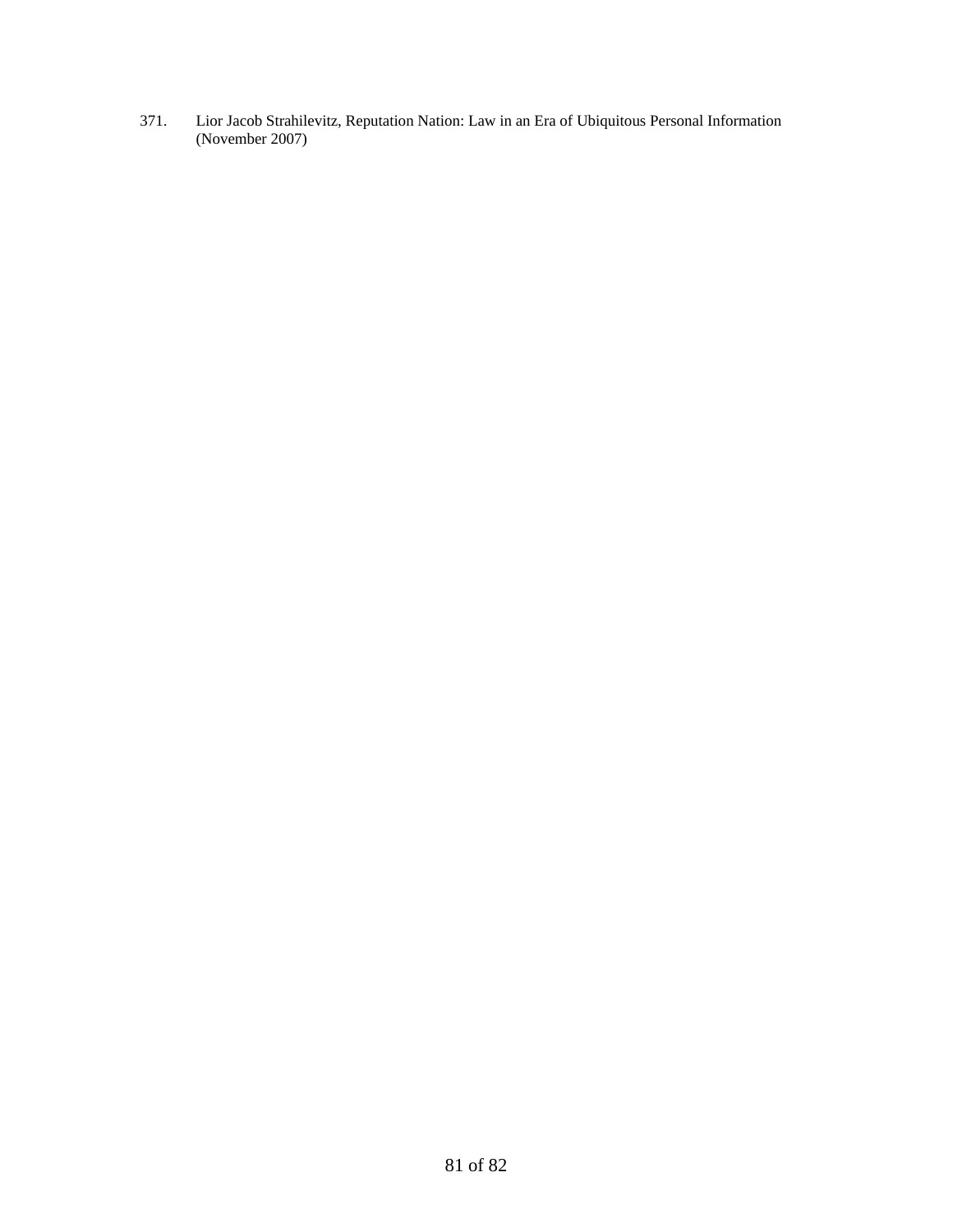371. Lior Jacob Strahilevitz, Reputation Nation: Law in an Era of Ubiquitous Personal Information (November 2007)